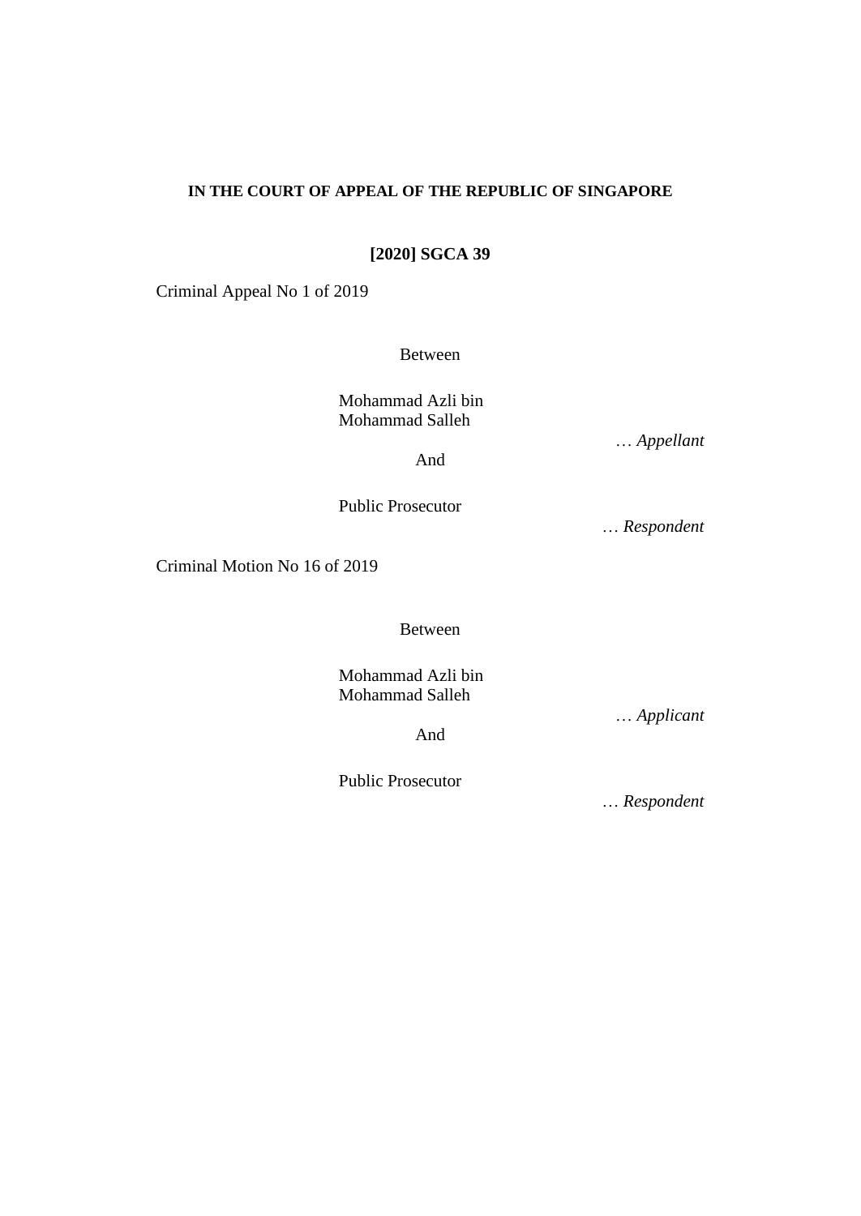**IN THE COURT OF APPEAL OF THE REPUBLIC OF SINGAPORE**

**[2020] SGCA 39**

Criminal Appeal No 1 of 2019

Between

Mohammad Azli bin Mohammad Salleh

… *Appellant*

And

Public Prosecutor

… *Respondent*

Criminal Motion No 16 of 2019

Between

Mohammad Azli bin Mohammad Salleh

… *Applicant*

And

Public Prosecutor

… *Respondent*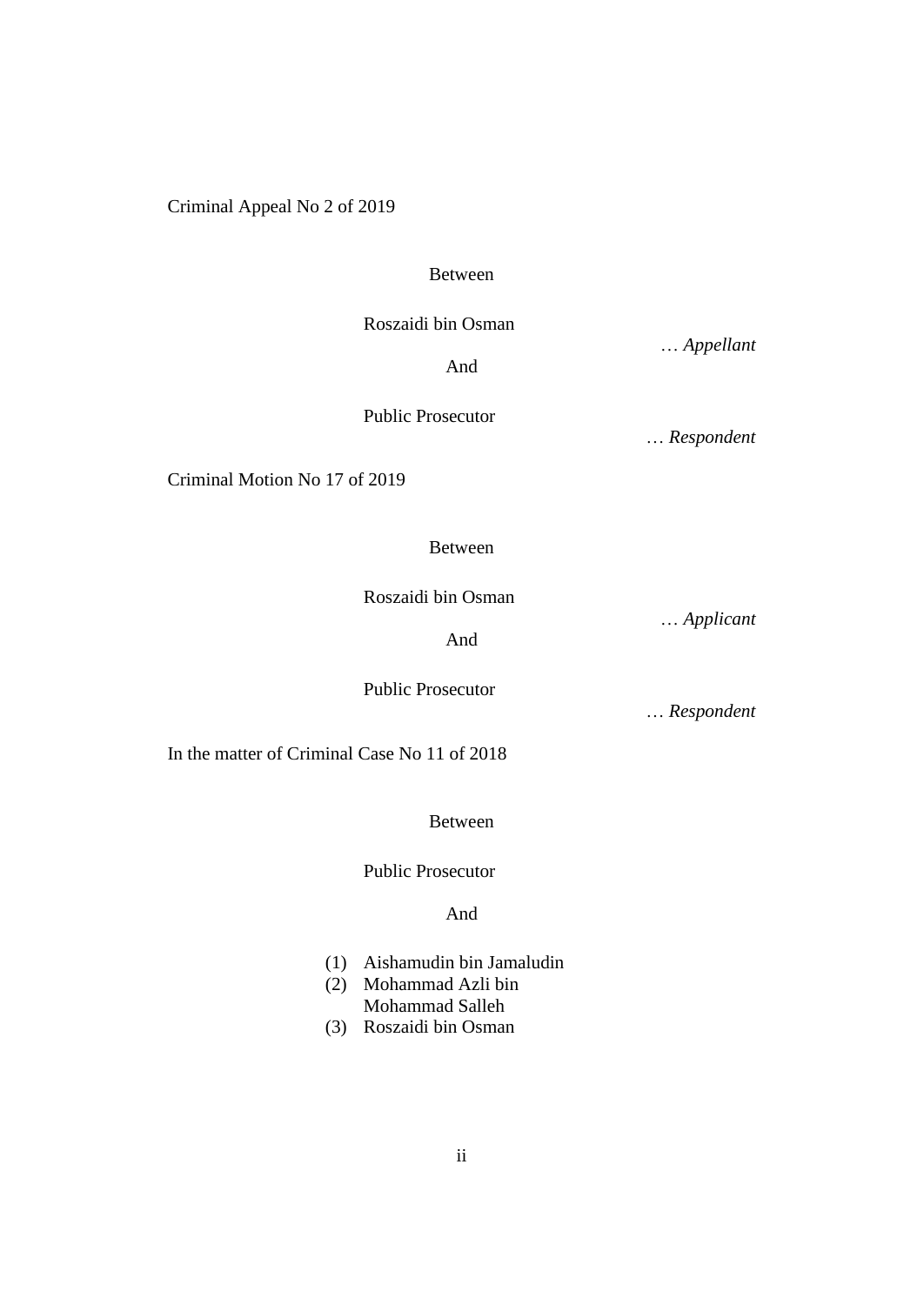Criminal Appeal No 2 of 2019

Between

Roszaidi bin Osman

… *Appellant*

And

Public Prosecutor

… *Respondent*

Criminal Motion No 17 of 2019

Between

Roszaidi bin Osman

… *Applicant*

And

Public Prosecutor

… *Respondent*

In the matter of Criminal Case No 11 of 2018

Between

Public Prosecutor

And

(1) Aishamudin bin Jamaludin
(2) Mohammad Azli bin Mohammad Salleh
(3) Roszaidi bin Osman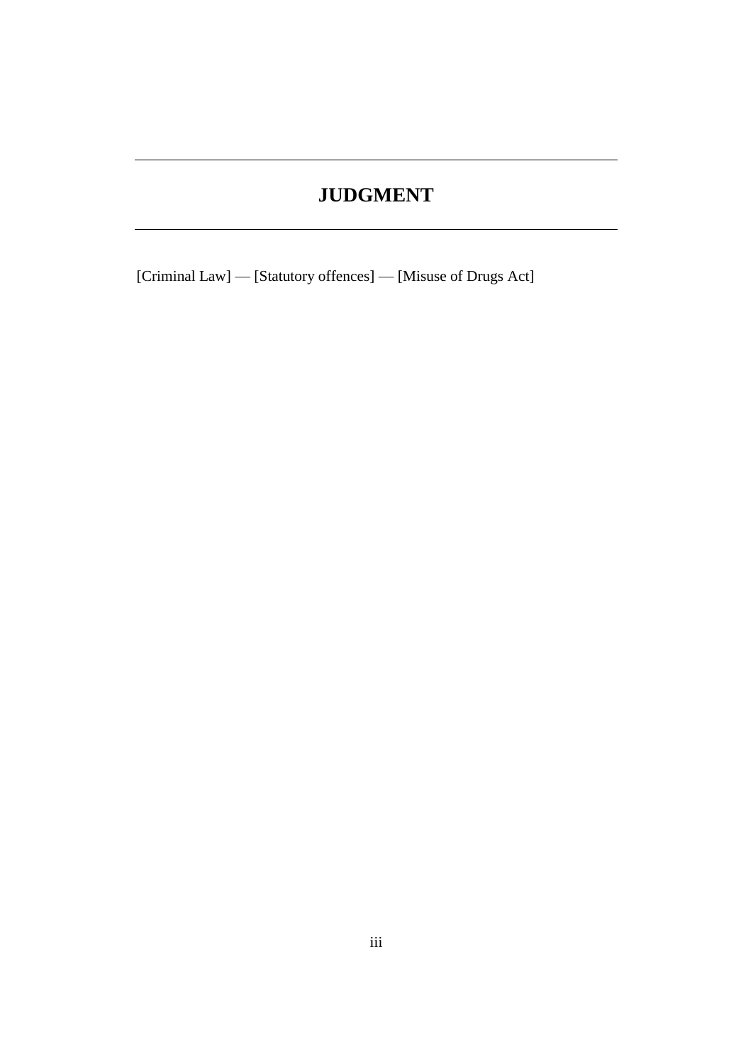# JUDGMENT

[Criminal Law] — [Statutory offences] — [Misuse of Drugs Act]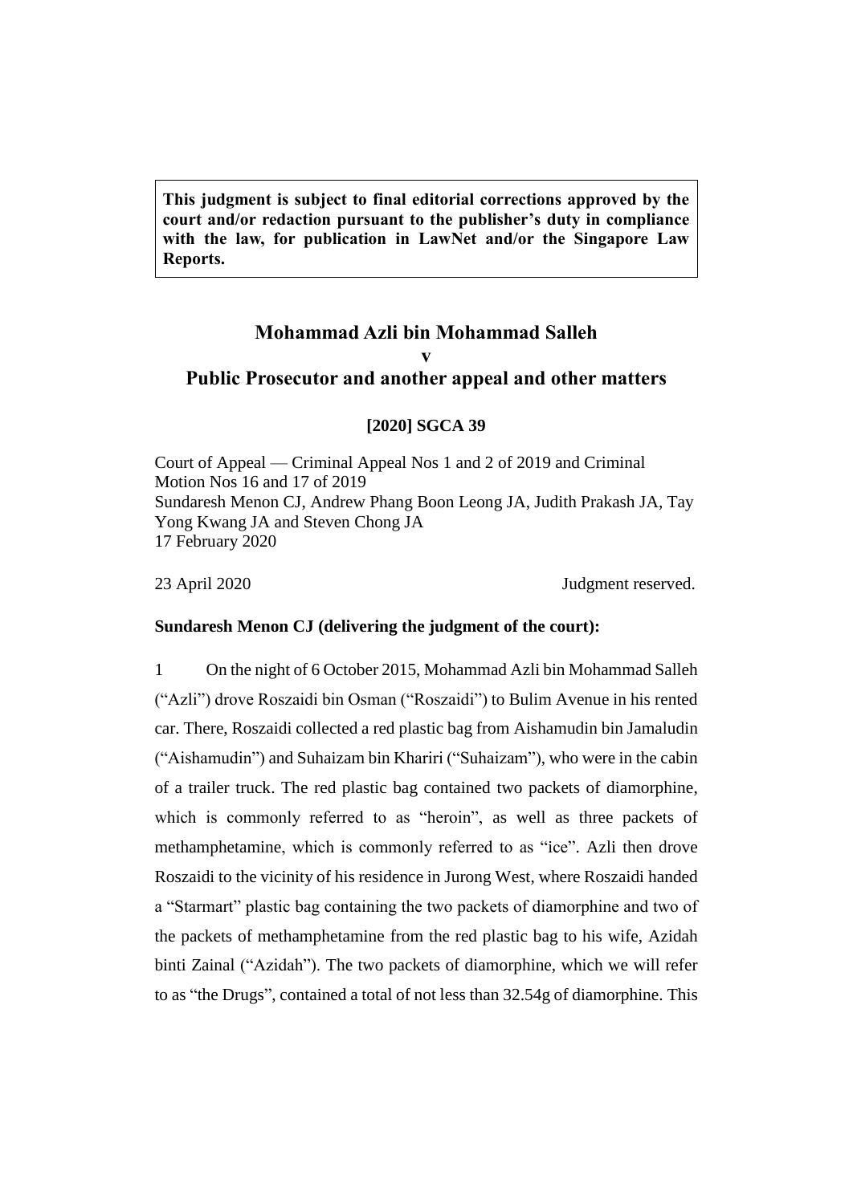**This judgment is subject to final editorial corrections approved by the court and/or redaction pursuant to the publisher's duty in compliance with the law, for publication in LawNet and/or the Singapore Law Reports.**

# Mohammad Azli bin Mohammad Salleh
# v
# Public Prosecutor and another appeal and other matters

**[2020] SGCA 39**

Court of Appeal — Criminal Appeal Nos 1 and 2 of 2019 and Criminal Motion Nos 16 and 17 of 2019
Sundaresh Menon CJ, Andrew Phang Boon Leong JA, Judith Prakash JA, Tay Yong Kwang JA and Steven Chong JA
17 February 2020

23 April 2020 Judgment reserved.

**Sundaresh Menon CJ (delivering the judgment of the court):**

1 On the night of 6 October 2015, Mohammad Azli bin Mohammad Salleh ("Azli") drove Roszaidi bin Osman ("Roszaidi") to Bulim Avenue in his rented car. There, Roszaidi collected a red plastic bag from Aishamudin bin Jamaludin ("Aishamudin") and Suhaizam bin Khariri ("Suhaizam"), who were in the cabin of a trailer truck. The red plastic bag contained two packets of diamorphine, which is commonly referred to as "heroin", as well as three packets of methamphetamine, which is commonly referred to as "ice". Azli then drove Roszaidi to the vicinity of his residence in Jurong West, where Roszaidi handed a "Starmart" plastic bag containing the two packets of diamorphine and two of the packets of methamphetamine from the red plastic bag to his wife, Azidah binti Zainal ("Azidah"). The two packets of diamorphine, which we will refer to as "the Drugs", contained a total of not less than 32.54g of diamorphine. This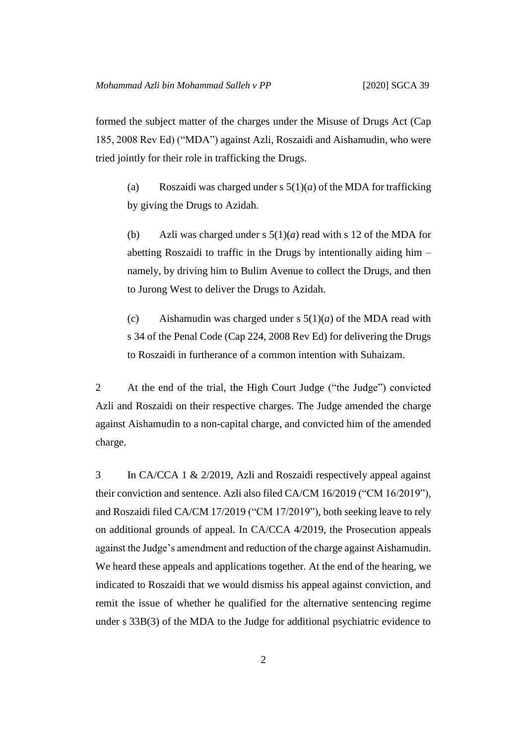formed the subject matter of the charges under the Misuse of Drugs Act (Cap 185, 2008 Rev Ed) ("MDA") against Azli, Roszaidi and Aishamudin, who were tried jointly for their role in trafficking the Drugs.

(a) Roszaidi was charged under s 5(1)(*a*) of the MDA for trafficking by giving the Drugs to Azidah.

(b) Azli was charged under s 5(1)(*a*) read with s 12 of the MDA for abetting Roszaidi to traffic in the Drugs by intentionally aiding him – namely, by driving him to Bulim Avenue to collect the Drugs, and then to Jurong West to deliver the Drugs to Azidah.

(c) Aishamudin was charged under s 5(1)(*a*) of the MDA read with s 34 of the Penal Code (Cap 224, 2008 Rev Ed) for delivering the Drugs to Roszaidi in furtherance of a common intention with Suhaizam.

2 At the end of the trial, the High Court Judge ("the Judge") convicted Azli and Roszaidi on their respective charges. The Judge amended the charge against Aishamudin to a non-capital charge, and convicted him of the amended charge.

3 In CA/CCA 1 & 2/2019, Azli and Roszaidi respectively appeal against their conviction and sentence. Azli also filed CA/CM 16/2019 ("CM 16/2019"), and Roszaidi filed CA/CM 17/2019 ("CM 17/2019"), both seeking leave to rely on additional grounds of appeal. In CA/CCA 4/2019, the Prosecution appeals against the Judge's amendment and reduction of the charge against Aishamudin. We heard these appeals and applications together. At the end of the hearing, we indicated to Roszaidi that we would dismiss his appeal against conviction, and remit the issue of whether he qualified for the alternative sentencing regime under s 33B(3) of the MDA to the Judge for additional psychiatric evidence to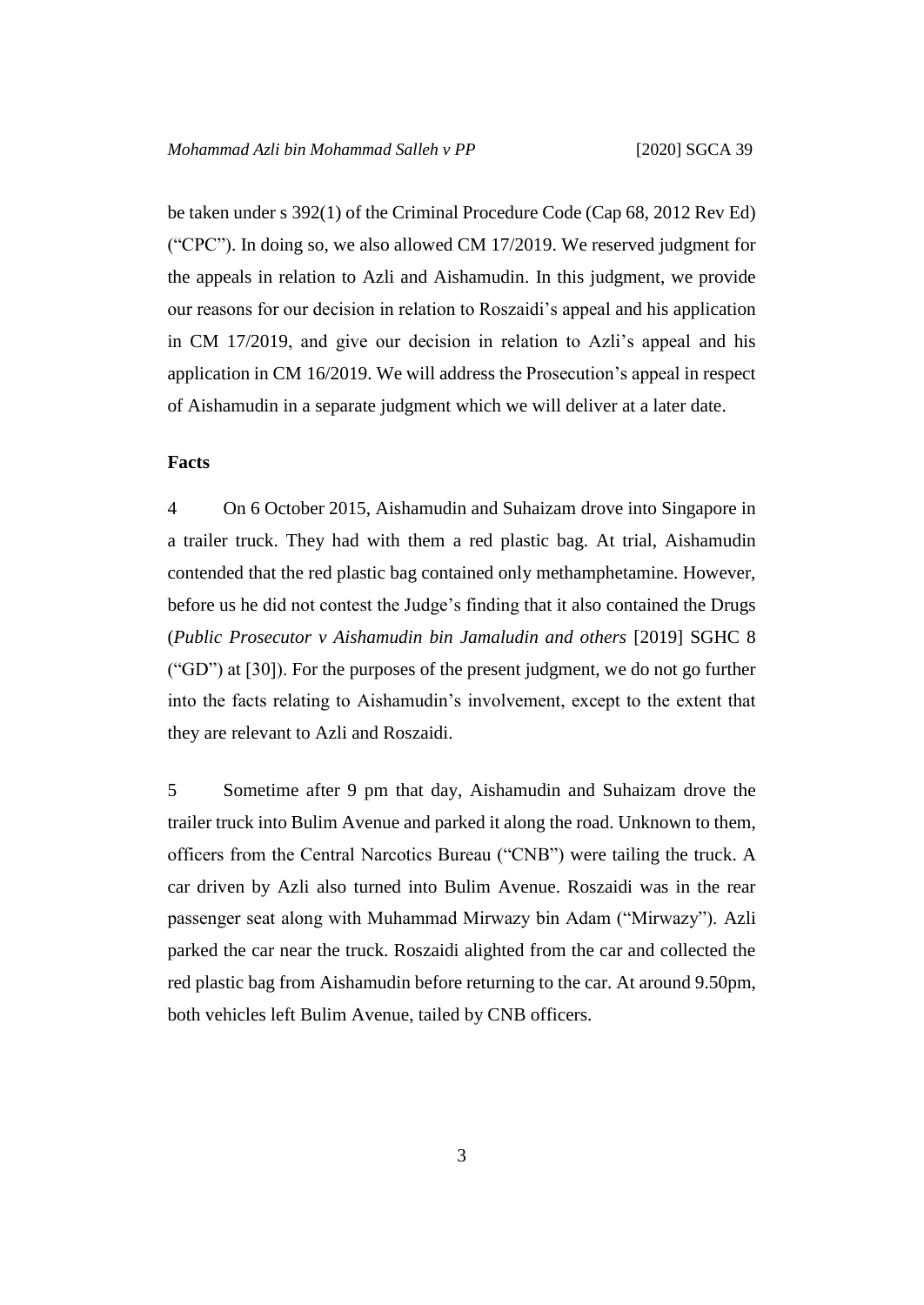be taken under s 392(1) of the Criminal Procedure Code (Cap 68, 2012 Rev Ed) ("CPC"). In doing so, we also allowed CM 17/2019. We reserved judgment for the appeals in relation to Azli and Aishamudin. In this judgment, we provide our reasons for our decision in relation to Roszaidi's appeal and his application in CM 17/2019, and give our decision in relation to Azli's appeal and his application in CM 16/2019. We will address the Prosecution's appeal in respect of Aishamudin in a separate judgment which we will deliver at a later date.

## Facts

4 On 6 October 2015, Aishamudin and Suhaizam drove into Singapore in a trailer truck. They had with them a red plastic bag. At trial, Aishamudin contended that the red plastic bag contained only methamphetamine. However, before us he did not contest the Judge's finding that it also contained the Drugs (*Public Prosecutor v Aishamudin bin Jamaludin and others* [2019] SGHC 8 ("GD") at [30]). For the purposes of the present judgment, we do not go further into the facts relating to Aishamudin's involvement, except to the extent that they are relevant to Azli and Roszaidi.

5 Sometime after 9 pm that day, Aishamudin and Suhaizam drove the trailer truck into Bulim Avenue and parked it along the road. Unknown to them, officers from the Central Narcotics Bureau ("CNB") were tailing the truck. A car driven by Azli also turned into Bulim Avenue. Roszaidi was in the rear passenger seat along with Muhammad Mirwazy bin Adam ("Mirwazy"). Azli parked the car near the truck. Roszaidi alighted from the car and collected the red plastic bag from Aishamudin before returning to the car. At around 9.50pm, both vehicles left Bulim Avenue, tailed by CNB officers.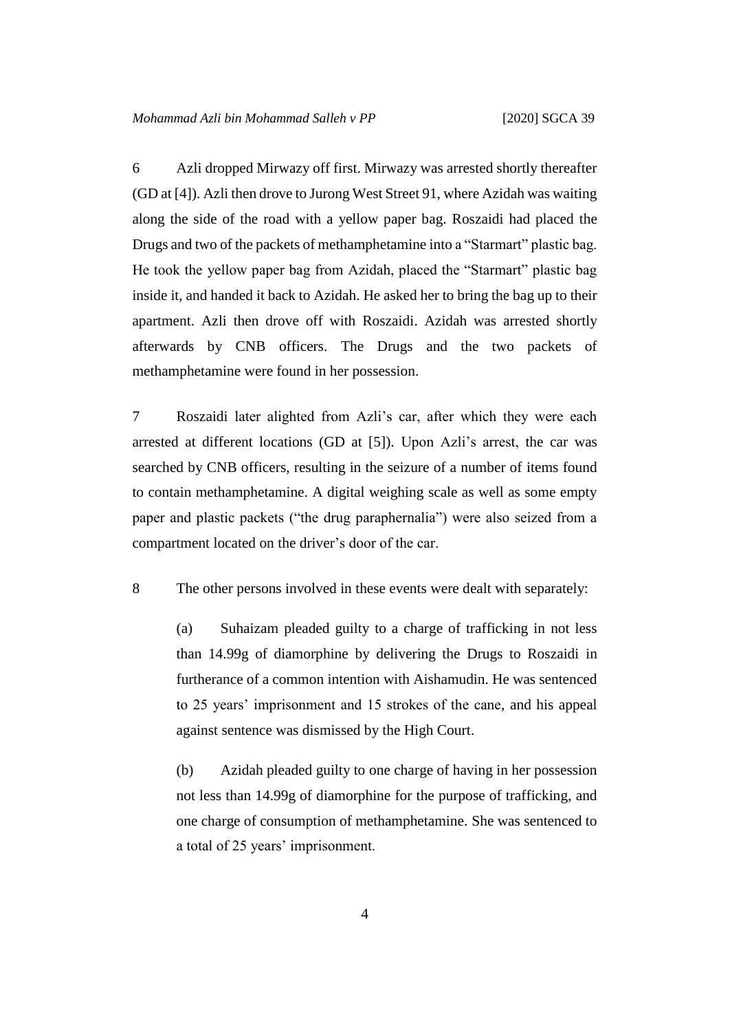6 Azli dropped Mirwazy off first. Mirwazy was arrested shortly thereafter (GD at [4]). Azli then drove to Jurong West Street 91, where Azidah was waiting along the side of the road with a yellow paper bag. Roszaidi had placed the Drugs and two of the packets of methamphetamine into a "Starmart" plastic bag. He took the yellow paper bag from Azidah, placed the "Starmart" plastic bag inside it, and handed it back to Azidah. He asked her to bring the bag up to their apartment. Azli then drove off with Roszaidi. Azidah was arrested shortly afterwards by CNB officers. The Drugs and the two packets of methamphetamine were found in her possession.

7 Roszaidi later alighted from Azli's car, after which they were each arrested at different locations (GD at [5]). Upon Azli's arrest, the car was searched by CNB officers, resulting in the seizure of a number of items found to contain methamphetamine. A digital weighing scale as well as some empty paper and plastic packets ("the drug paraphernalia") were also seized from a compartment located on the driver's door of the car.

8 The other persons involved in these events were dealt with separately:

(a) Suhaizam pleaded guilty to a charge of trafficking in not less than 14.99g of diamorphine by delivering the Drugs to Roszaidi in furtherance of a common intention with Aishamudin. He was sentenced to 25 years' imprisonment and 15 strokes of the cane, and his appeal against sentence was dismissed by the High Court.

(b) Azidah pleaded guilty to one charge of having in her possession not less than 14.99g of diamorphine for the purpose of trafficking, and one charge of consumption of methamphetamine. She was sentenced to a total of 25 years' imprisonment.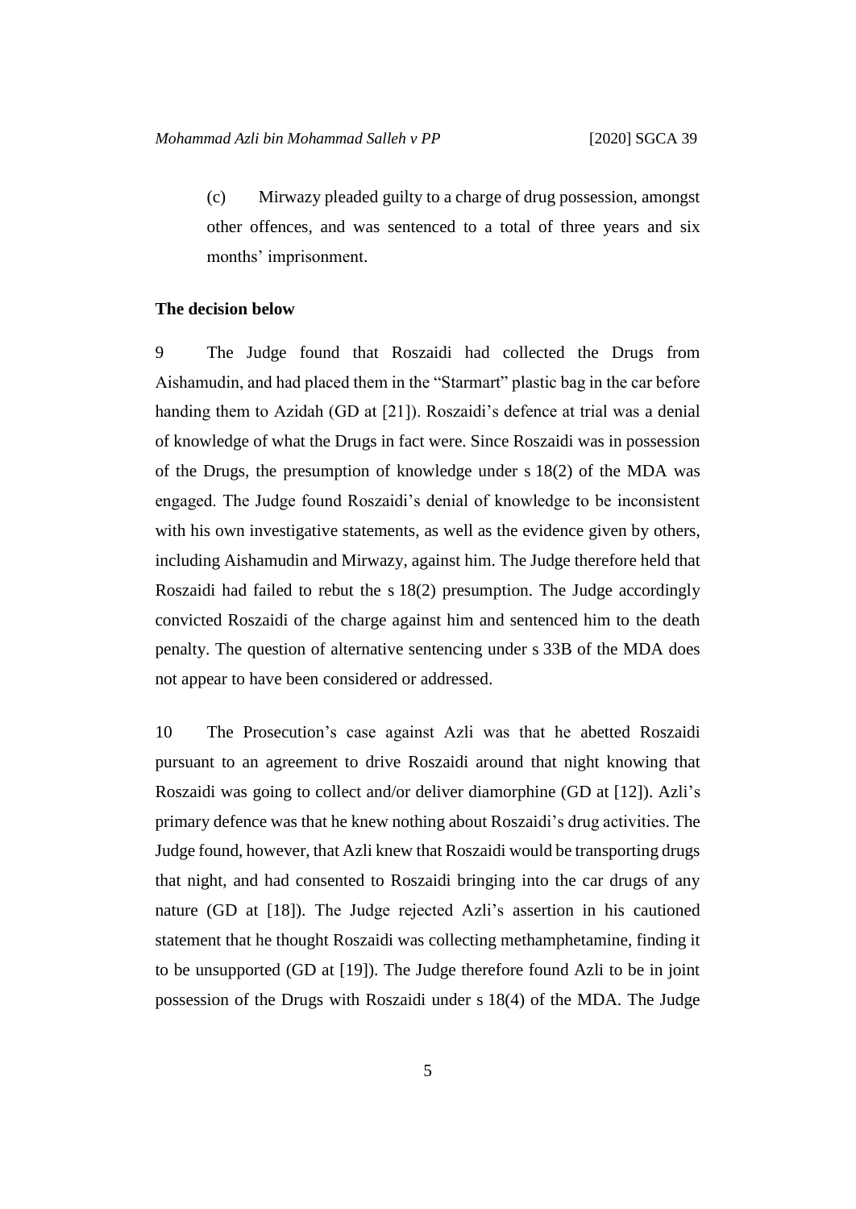(c) Mirwazy pleaded guilty to a charge of drug possession, amongst other offences, and was sentenced to a total of three years and six months' imprisonment.

### The decision below

9 The Judge found that Roszaidi had collected the Drugs from Aishamudin, and had placed them in the "Starmart" plastic bag in the car before handing them to Azidah (GD at [21]). Roszaidi's defence at trial was a denial of knowledge of what the Drugs in fact were. Since Roszaidi was in possession of the Drugs, the presumption of knowledge under s 18(2) of the MDA was engaged. The Judge found Roszaidi's denial of knowledge to be inconsistent with his own investigative statements, as well as the evidence given by others, including Aishamudin and Mirwazy, against him. The Judge therefore held that Roszaidi had failed to rebut the s 18(2) presumption. The Judge accordingly convicted Roszaidi of the charge against him and sentenced him to the death penalty. The question of alternative sentencing under s 33B of the MDA does not appear to have been considered or addressed.

10 The Prosecution's case against Azli was that he abetted Roszaidi pursuant to an agreement to drive Roszaidi around that night knowing that Roszaidi was going to collect and/or deliver diamorphine (GD at [12]). Azli's primary defence was that he knew nothing about Roszaidi's drug activities. The Judge found, however, that Azli knew that Roszaidi would be transporting drugs that night, and had consented to Roszaidi bringing into the car drugs of any nature (GD at [18]). The Judge rejected Azli's assertion in his cautioned statement that he thought Roszaidi was collecting methamphetamine, finding it to be unsupported (GD at [19]). The Judge therefore found Azli to be in joint possession of the Drugs with Roszaidi under s 18(4) of the MDA. The Judge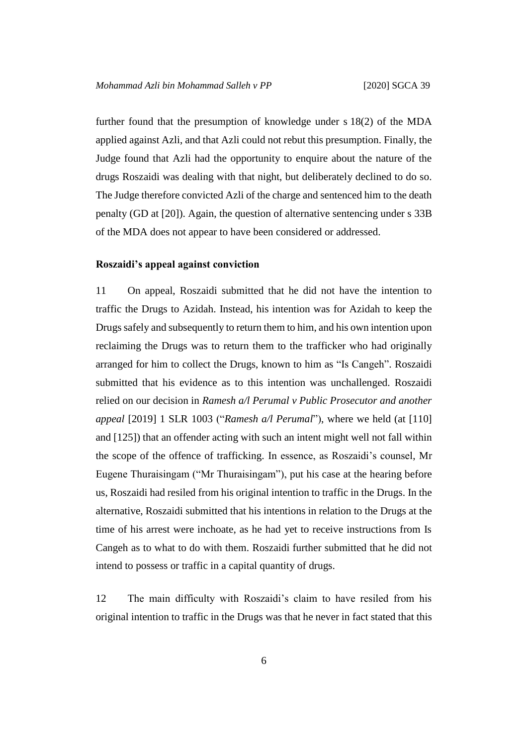further found that the presumption of knowledge under s 18(2) of the MDA applied against Azli, and that Azli could not rebut this presumption. Finally, the Judge found that Azli had the opportunity to enquire about the nature of the drugs Roszaidi was dealing with that night, but deliberately declined to do so. The Judge therefore convicted Azli of the charge and sentenced him to the death penalty (GD at [20]). Again, the question of alternative sentencing under s 33B of the MDA does not appear to have been considered or addressed.

**Roszaidi's appeal against conviction**

11 On appeal, Roszaidi submitted that he did not have the intention to traffic the Drugs to Azidah. Instead, his intention was for Azidah to keep the Drugs safely and subsequently to return them to him, and his own intention upon reclaiming the Drugs was to return them to the trafficker who had originally arranged for him to collect the Drugs, known to him as "Is Cangeh". Roszaidi submitted that his evidence as to this intention was unchallenged. Roszaidi relied on our decision in *Ramesh a/l Perumal v Public Prosecutor and another appeal* [2019] 1 SLR 1003 ("*Ramesh a/l Perumal*"), where we held (at [110] and [125]) that an offender acting with such an intent might well not fall within the scope of the offence of trafficking. In essence, as Roszaidi's counsel, Mr Eugene Thuraisingam ("Mr Thuraisingam"), put his case at the hearing before us, Roszaidi had resiled from his original intention to traffic in the Drugs. In the alternative, Roszaidi submitted that his intentions in relation to the Drugs at the time of his arrest were inchoate, as he had yet to receive instructions from Is Cangeh as to what to do with them. Roszaidi further submitted that he did not intend to possess or traffic in a capital quantity of drugs.

12 The main difficulty with Roszaidi's claim to have resiled from his original intention to traffic in the Drugs was that he never in fact stated that this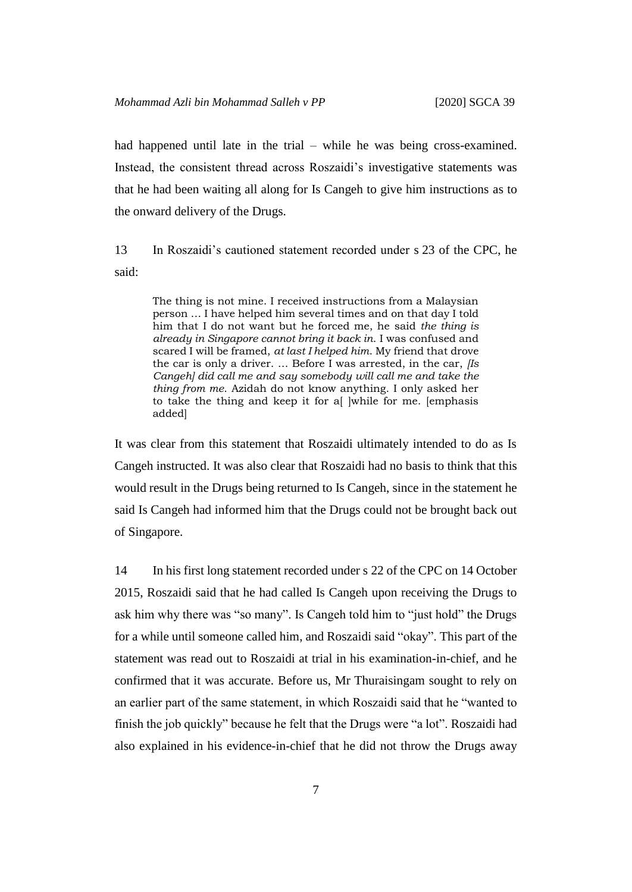had happened until late in the trial – while he was being cross-examined. Instead, the consistent thread across Roszaidi's investigative statements was that he had been waiting all along for Is Cangeh to give him instructions as to the onward delivery of the Drugs.

13 In Roszaidi's cautioned statement recorded under s 23 of the CPC, he said:

> The thing is not mine. I received instructions from a Malaysian person … I have helped him several times and on that day I told him that I do not want but he forced me, he said *the thing is already in Singapore cannot bring it back in.* I was confused and scared I will be framed, *at last I helped him.* My friend that drove the car is only a driver. … Before I was arrested, in the car, *[Is Cangeh] did call me and say somebody will call me and take the thing from me.* Azidah do not know anything. I only asked her to take the thing and keep it for a[ ]while for me. [emphasis added]

It was clear from this statement that Roszaidi ultimately intended to do as Is Cangeh instructed. It was also clear that Roszaidi had no basis to think that this would result in the Drugs being returned to Is Cangeh, since in the statement he said Is Cangeh had informed him that the Drugs could not be brought back out of Singapore.

14 In his first long statement recorded under s 22 of the CPC on 14 October 2015, Roszaidi said that he had called Is Cangeh upon receiving the Drugs to ask him why there was "so many". Is Cangeh told him to "just hold" the Drugs for a while until someone called him, and Roszaidi said "okay". This part of the statement was read out to Roszaidi at trial in his examination-in-chief, and he confirmed that it was accurate. Before us, Mr Thuraisingam sought to rely on an earlier part of the same statement, in which Roszaidi said that he "wanted to finish the job quickly" because he felt that the Drugs were "a lot". Roszaidi had also explained in his evidence-in-chief that he did not throw the Drugs away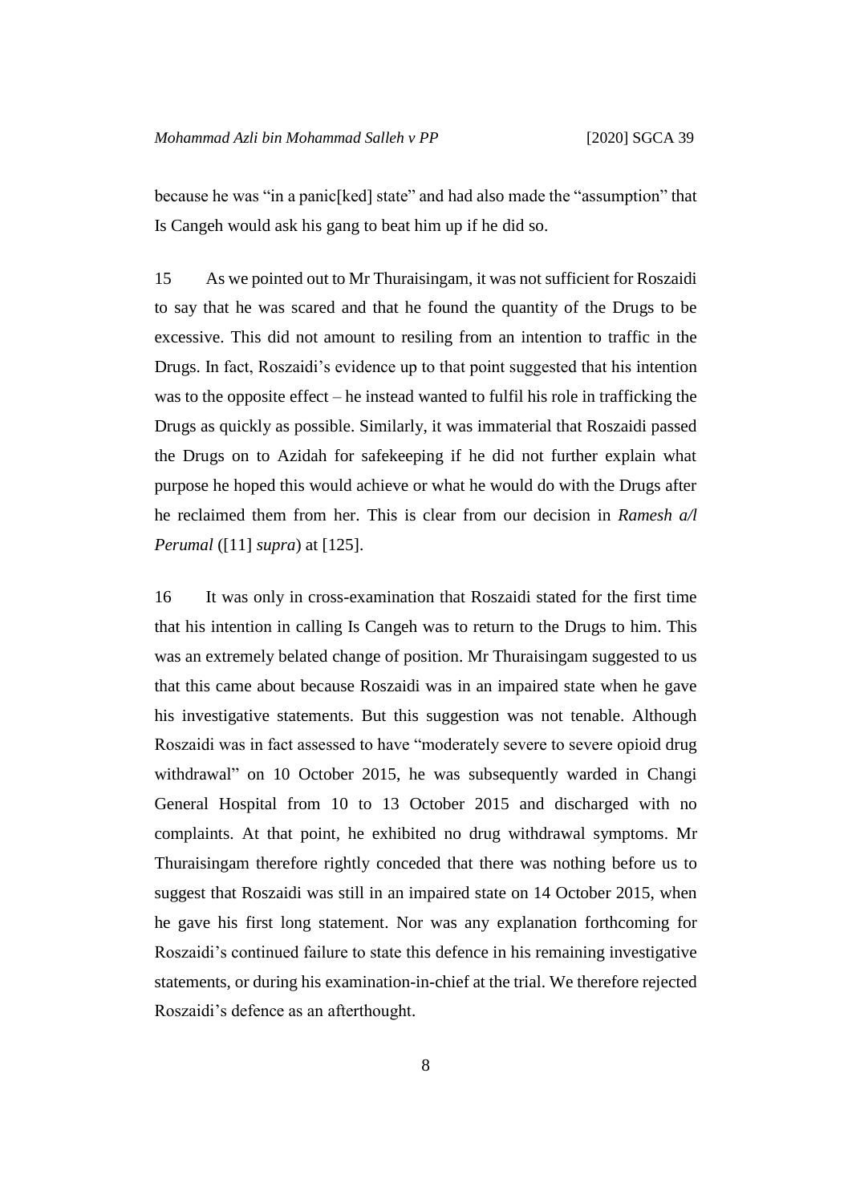because he was "in a panic[ked] state" and had also made the "assumption" that Is Cangeh would ask his gang to beat him up if he did so.

15 As we pointed out to Mr Thuraisingam, it was not sufficient for Roszaidi to say that he was scared and that he found the quantity of the Drugs to be excessive. This did not amount to resiling from an intention to traffic in the Drugs. In fact, Roszaidi's evidence up to that point suggested that his intention was to the opposite effect – he instead wanted to fulfil his role in trafficking the Drugs as quickly as possible. Similarly, it was immaterial that Roszaidi passed the Drugs on to Azidah for safekeeping if he did not further explain what purpose he hoped this would achieve or what he would do with the Drugs after he reclaimed them from her. This is clear from our decision in *Ramesh a/l Perumal* ([11] *supra*) at [125].

16 It was only in cross-examination that Roszaidi stated for the first time that his intention in calling Is Cangeh was to return to the Drugs to him. This was an extremely belated change of position. Mr Thuraisingam suggested to us that this came about because Roszaidi was in an impaired state when he gave his investigative statements. But this suggestion was not tenable. Although Roszaidi was in fact assessed to have "moderately severe to severe opioid drug withdrawal" on 10 October 2015, he was subsequently warded in Changi General Hospital from 10 to 13 October 2015 and discharged with no complaints. At that point, he exhibited no drug withdrawal symptoms. Mr Thuraisingam therefore rightly conceded that there was nothing before us to suggest that Roszaidi was still in an impaired state on 14 October 2015, when he gave his first long statement. Nor was any explanation forthcoming for Roszaidi's continued failure to state this defence in his remaining investigative statements, or during his examination-in-chief at the trial. We therefore rejected Roszaidi's defence as an afterthought.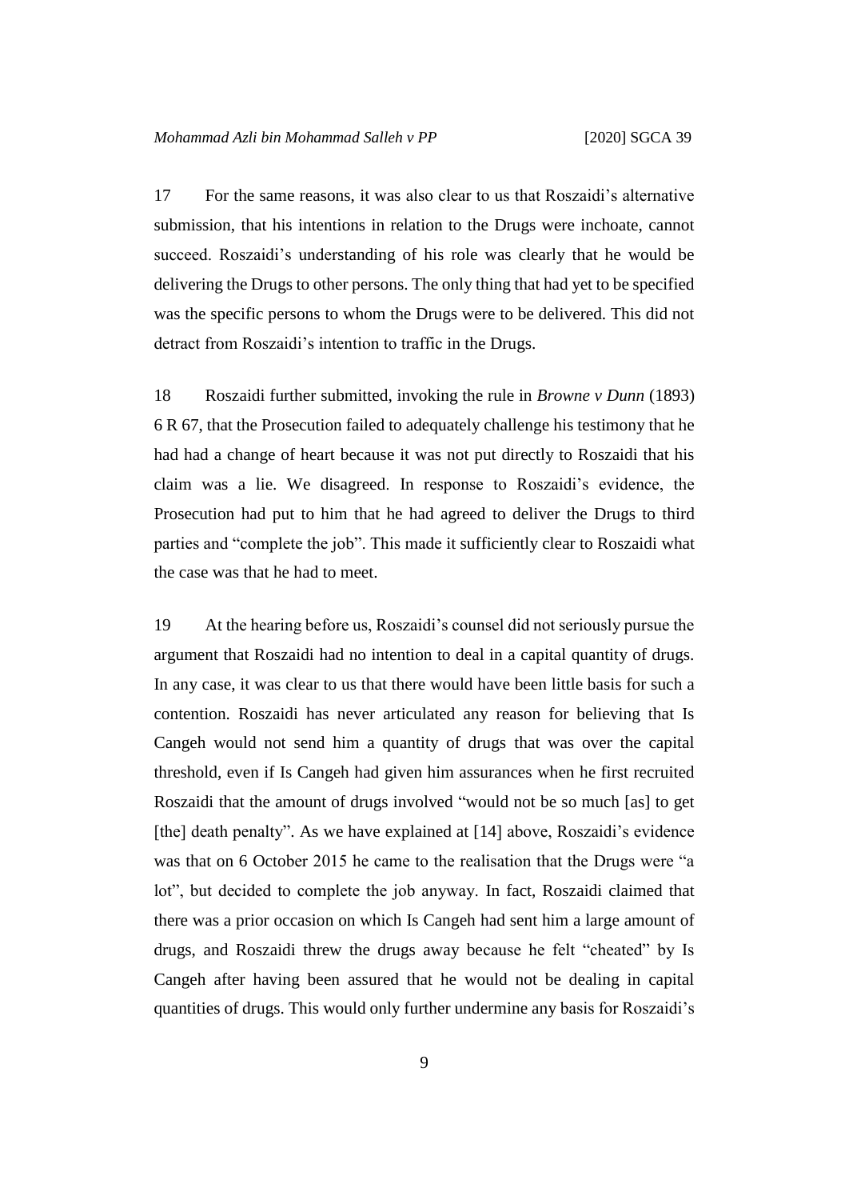17 For the same reasons, it was also clear to us that Roszaidi's alternative submission, that his intentions in relation to the Drugs were inchoate, cannot succeed. Roszaidi's understanding of his role was clearly that he would be delivering the Drugs to other persons. The only thing that had yet to be specified was the specific persons to whom the Drugs were to be delivered. This did not detract from Roszaidi's intention to traffic in the Drugs.

18 Roszaidi further submitted, invoking the rule in *Browne v Dunn* (1893) 6 R 67, that the Prosecution failed to adequately challenge his testimony that he had had a change of heart because it was not put directly to Roszaidi that his claim was a lie. We disagreed. In response to Roszaidi's evidence, the Prosecution had put to him that he had agreed to deliver the Drugs to third parties and "complete the job". This made it sufficiently clear to Roszaidi what the case was that he had to meet.

19 At the hearing before us, Roszaidi's counsel did not seriously pursue the argument that Roszaidi had no intention to deal in a capital quantity of drugs. In any case, it was clear to us that there would have been little basis for such a contention. Roszaidi has never articulated any reason for believing that Is Cangeh would not send him a quantity of drugs that was over the capital threshold, even if Is Cangeh had given him assurances when he first recruited Roszaidi that the amount of drugs involved "would not be so much [as] to get [the] death penalty". As we have explained at [14] above, Roszaidi's evidence was that on 6 October 2015 he came to the realisation that the Drugs were "a lot", but decided to complete the job anyway. In fact, Roszaidi claimed that there was a prior occasion on which Is Cangeh had sent him a large amount of drugs, and Roszaidi threw the drugs away because he felt "cheated" by Is Cangeh after having been assured that he would not be dealing in capital quantities of drugs. This would only further undermine any basis for Roszaidi's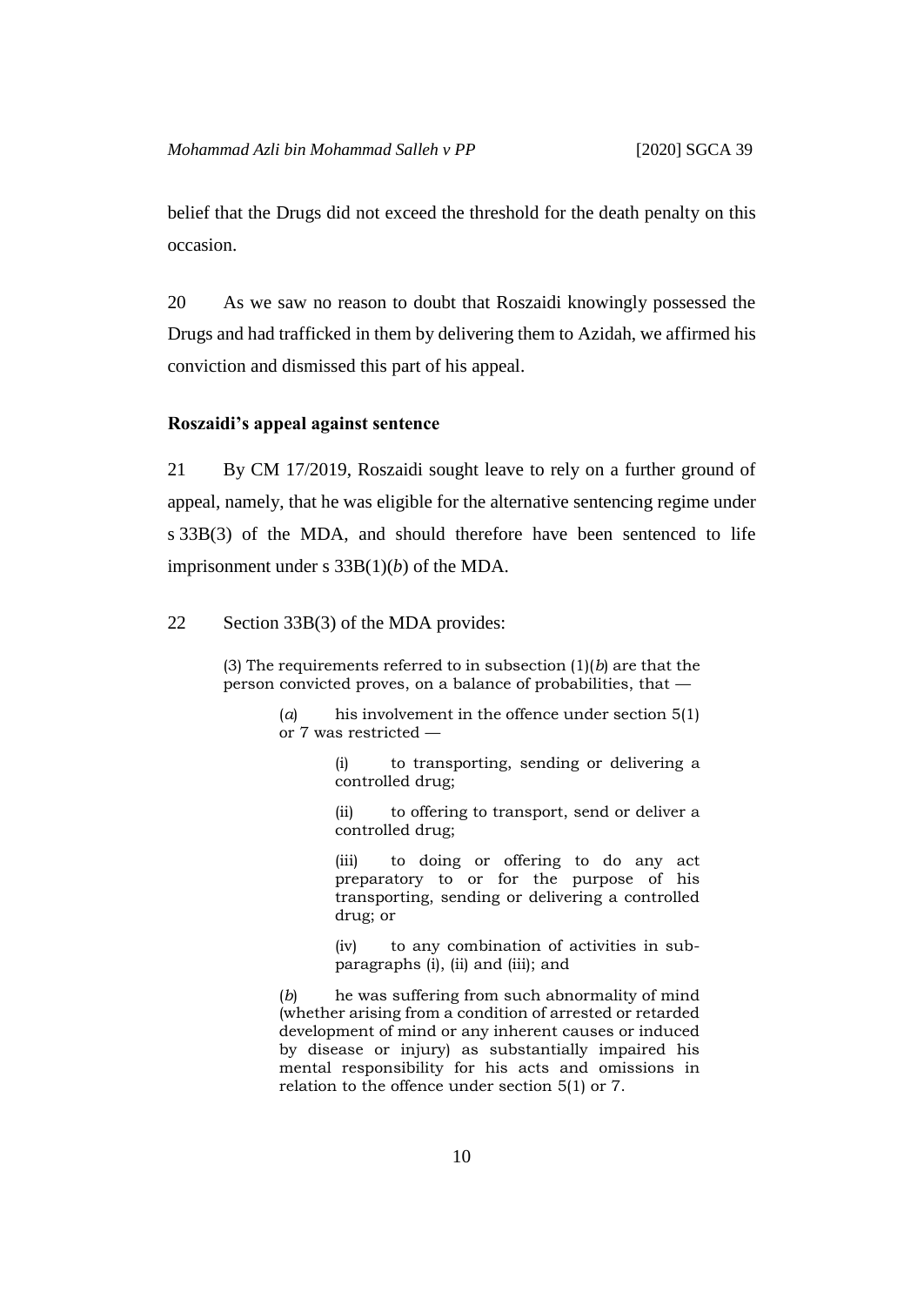belief that the Drugs did not exceed the threshold for the death penalty on this occasion.

20 As we saw no reason to doubt that Roszaidi knowingly possessed the Drugs and had trafficked in them by delivering them to Azidah, we affirmed his conviction and dismissed this part of his appeal.

### Roszaidi's appeal against sentence

21 By CM 17/2019, Roszaidi sought leave to rely on a further ground of appeal, namely, that he was eligible for the alternative sentencing regime under s 33B(3) of the MDA, and should therefore have been sentenced to life imprisonment under s 33B(1)(*b*) of the MDA.

22 Section 33B(3) of the MDA provides:

> (3) The requirements referred to in subsection (1)(*b*) are that the person convicted proves, on a balance of probabilities, that —
>
> > (*a*) his involvement in the offence under section 5(1) or 7 was restricted —
> >
> > > (i) to transporting, sending or delivering a controlled drug;
> > >
> > > (ii) to offering to transport, send or deliver a controlled drug;
> > >
> > > (iii) to doing or offering to do any act preparatory to or for the purpose of his transporting, sending or delivering a controlled drug; or
> > >
> > > (iv) to any combination of activities in sub-paragraphs (i), (ii) and (iii); and
> >
> > (*b*) he was suffering from such abnormality of mind (whether arising from a condition of arrested or retarded development of mind or any inherent causes or induced by disease or injury) as substantially impaired his mental responsibility for his acts and omissions in relation to the offence under section 5(1) or 7.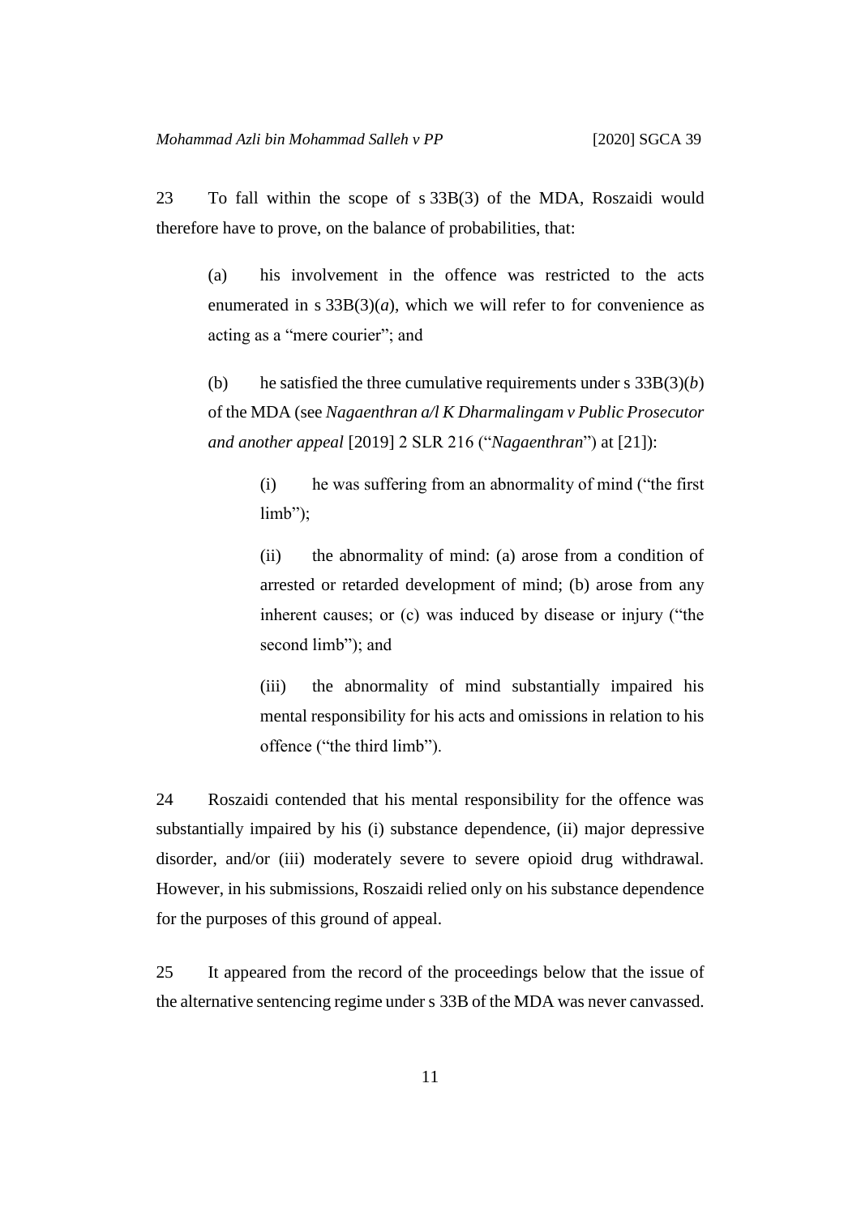23 To fall within the scope of s 33B(3) of the MDA, Roszaidi would therefore have to prove, on the balance of probabilities, that:

> (a) his involvement in the offence was restricted to the acts enumerated in s 33B(3)(*a*), which we will refer to for convenience as acting as a "mere courier"; and
>
> (b) he satisfied the three cumulative requirements under s 33B(3)(*b*) of the MDA (see *Nagaenthran a/l K Dharmalingam v Public Prosecutor and another appeal* [2019] 2 SLR 216 ("*Nagaenthran*") at [21]):
>
> > (i) he was suffering from an abnormality of mind ("the first limb");
> >
> > (ii) the abnormality of mind: (a) arose from a condition of arrested or retarded development of mind; (b) arose from any inherent causes; or (c) was induced by disease or injury ("the second limb"); and
> >
> > (iii) the abnormality of mind substantially impaired his mental responsibility for his acts and omissions in relation to his offence ("the third limb").

24 Roszaidi contended that his mental responsibility for the offence was substantially impaired by his (i) substance dependence, (ii) major depressive disorder, and/or (iii) moderately severe to severe opioid drug withdrawal. However, in his submissions, Roszaidi relied only on his substance dependence for the purposes of this ground of appeal.

25 It appeared from the record of the proceedings below that the issue of the alternative sentencing regime under s 33B of the MDA was never canvassed.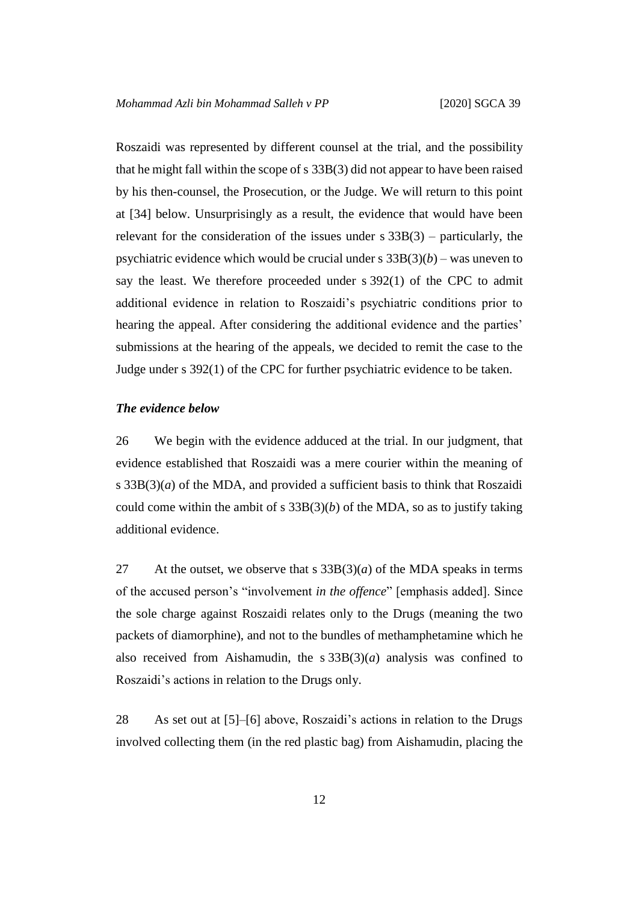Roszaidi was represented by different counsel at the trial, and the possibility that he might fall within the scope of s 33B(3) did not appear to have been raised by his then-counsel, the Prosecution, or the Judge. We will return to this point at [34] below. Unsurprisingly as a result, the evidence that would have been relevant for the consideration of the issues under s 33B(3) – particularly, the psychiatric evidence which would be crucial under s 33B(3)(*b*) – was uneven to say the least. We therefore proceeded under s 392(1) of the CPC to admit additional evidence in relation to Roszaidi's psychiatric conditions prior to hearing the appeal. After considering the additional evidence and the parties' submissions at the hearing of the appeals, we decided to remit the case to the Judge under s 392(1) of the CPC for further psychiatric evidence to be taken.

***The evidence below***

26 We begin with the evidence adduced at the trial. In our judgment, that evidence established that Roszaidi was a mere courier within the meaning of s 33B(3)(*a*) of the MDA, and provided a sufficient basis to think that Roszaidi could come within the ambit of s 33B(3)(*b*) of the MDA, so as to justify taking additional evidence.

27 At the outset, we observe that s 33B(3)(*a*) of the MDA speaks in terms of the accused person's "involvement *in the offence*" [emphasis added]. Since the sole charge against Roszaidi relates only to the Drugs (meaning the two packets of diamorphine), and not to the bundles of methamphetamine which he also received from Aishamudin, the s 33B(3)(*a*) analysis was confined to Roszaidi's actions in relation to the Drugs only.

28 As set out at [5]–[6] above, Roszaidi's actions in relation to the Drugs involved collecting them (in the red plastic bag) from Aishamudin, placing the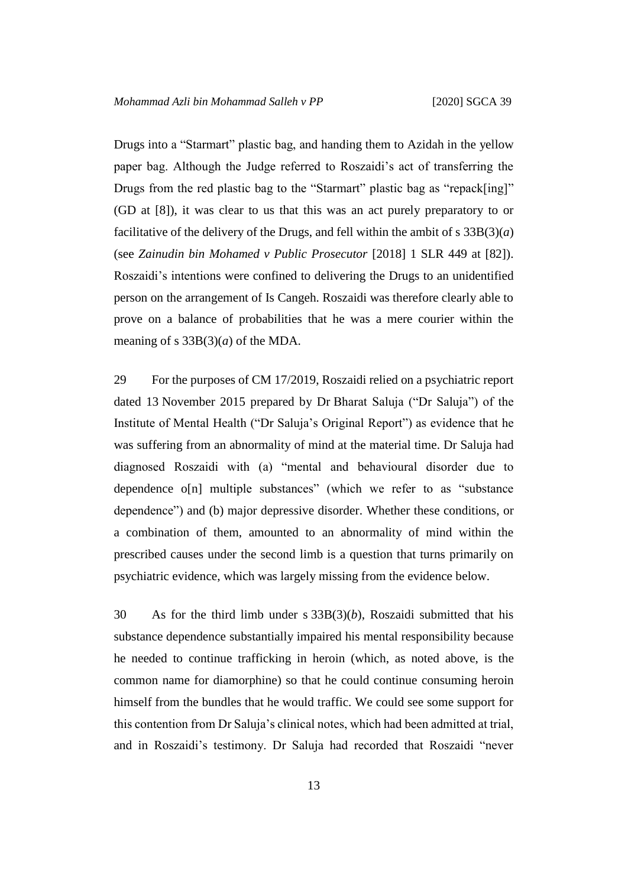Drugs into a "Starmart" plastic bag, and handing them to Azidah in the yellow paper bag. Although the Judge referred to Roszaidi's act of transferring the Drugs from the red plastic bag to the "Starmart" plastic bag as "repack[ing]" (GD at [8]), it was clear to us that this was an act purely preparatory to or facilitative of the delivery of the Drugs, and fell within the ambit of s 33B(3)(*a*) (see *Zainudin bin Mohamed v Public Prosecutor* [2018] 1 SLR 449 at [82]). Roszaidi's intentions were confined to delivering the Drugs to an unidentified person on the arrangement of Is Cangeh. Roszaidi was therefore clearly able to prove on a balance of probabilities that he was a mere courier within the meaning of s 33B(3)(*a*) of the MDA.

29 For the purposes of CM 17/2019, Roszaidi relied on a psychiatric report dated 13 November 2015 prepared by Dr Bharat Saluja ("Dr Saluja") of the Institute of Mental Health ("Dr Saluja's Original Report") as evidence that he was suffering from an abnormality of mind at the material time. Dr Saluja had diagnosed Roszaidi with (a) "mental and behavioural disorder due to dependence o[n] multiple substances" (which we refer to as "substance dependence") and (b) major depressive disorder. Whether these conditions, or a combination of them, amounted to an abnormality of mind within the prescribed causes under the second limb is a question that turns primarily on psychiatric evidence, which was largely missing from the evidence below.

30 As for the third limb under s 33B(3)(*b*), Roszaidi submitted that his substance dependence substantially impaired his mental responsibility because he needed to continue trafficking in heroin (which, as noted above, is the common name for diamorphine) so that he could continue consuming heroin himself from the bundles that he would traffic. We could see some support for this contention from Dr Saluja's clinical notes, which had been admitted at trial, and in Roszaidi's testimony. Dr Saluja had recorded that Roszaidi "never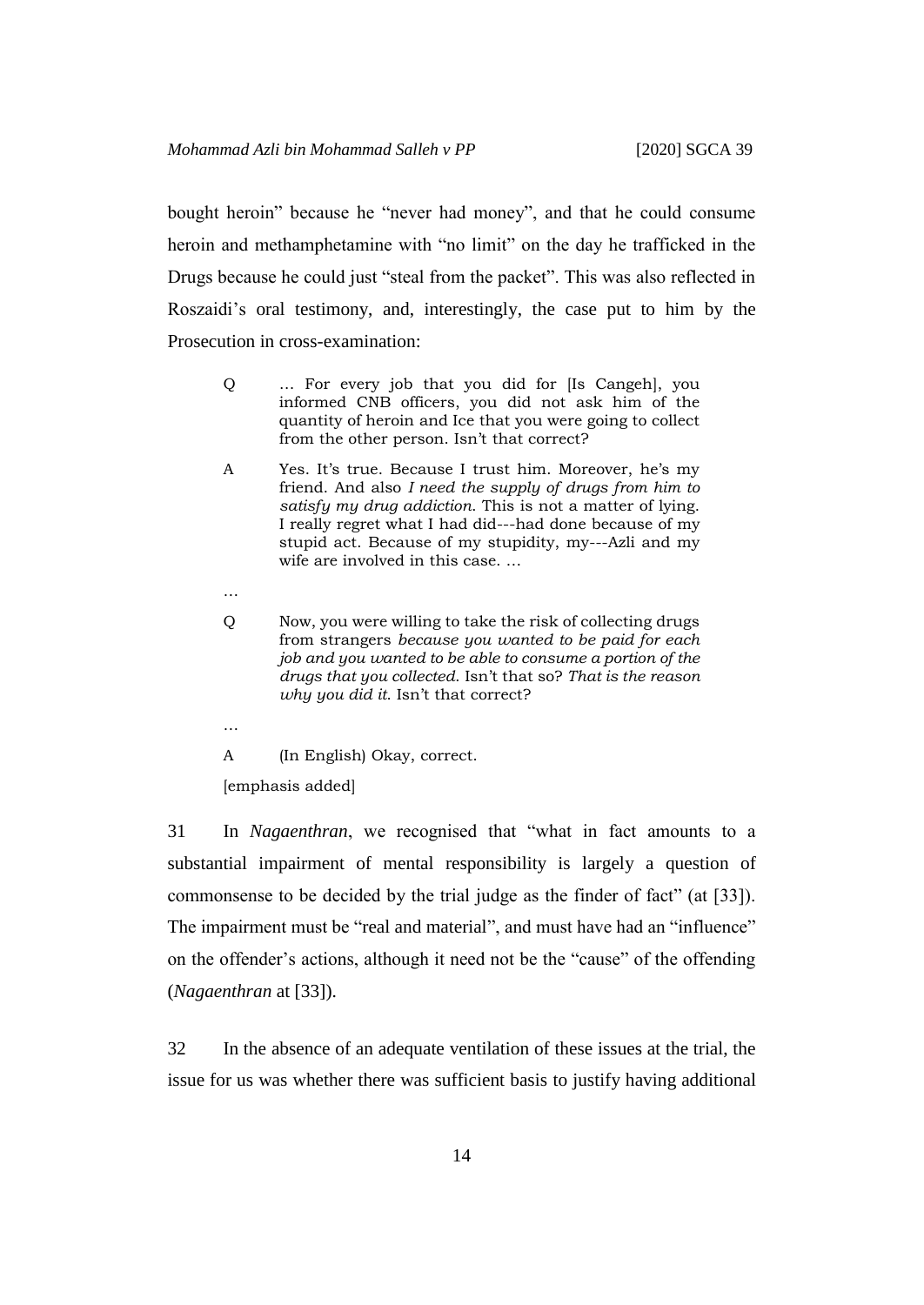bought heroin" because he "never had money", and that he could consume heroin and methamphetamine with "no limit" on the day he trafficked in the Drugs because he could just "steal from the packet". This was also reflected in Roszaidi's oral testimony, and, interestingly, the case put to him by the Prosecution in cross-examination:

> Q … For every job that you did for [Is Cangeh], you informed CNB officers, you did not ask him of the quantity of heroin and Ice that you were going to collect from the other person. Isn't that correct?
>
> A Yes. It's true. Because I trust him. Moreover, he's my friend. And also *I need the supply of drugs from him to satisfy my drug addiction.* This is not a matter of lying. I really regret what I had did---had done because of my stupid act. Because of my stupidity, my---Azli and my wife are involved in this case. …
>
> …
>
> Q Now, you were willing to take the risk of collecting drugs from strangers *because you wanted to be paid for each job and you wanted to be able to consume a portion of the drugs that you collected.* Isn't that so? *That is the reason why you did it.* Isn't that correct?
>
> …
>
> A (In English) Okay, correct.
>
> [emphasis added]

31 In *Nagaenthran*, we recognised that "what in fact amounts to a substantial impairment of mental responsibility is largely a question of commonsense to be decided by the trial judge as the finder of fact" (at [33]). The impairment must be "real and material", and must have had an "influence" on the offender's actions, although it need not be the "cause" of the offending (*Nagaenthran* at [33]).

32 In the absence of an adequate ventilation of these issues at the trial, the issue for us was whether there was sufficient basis to justify having additional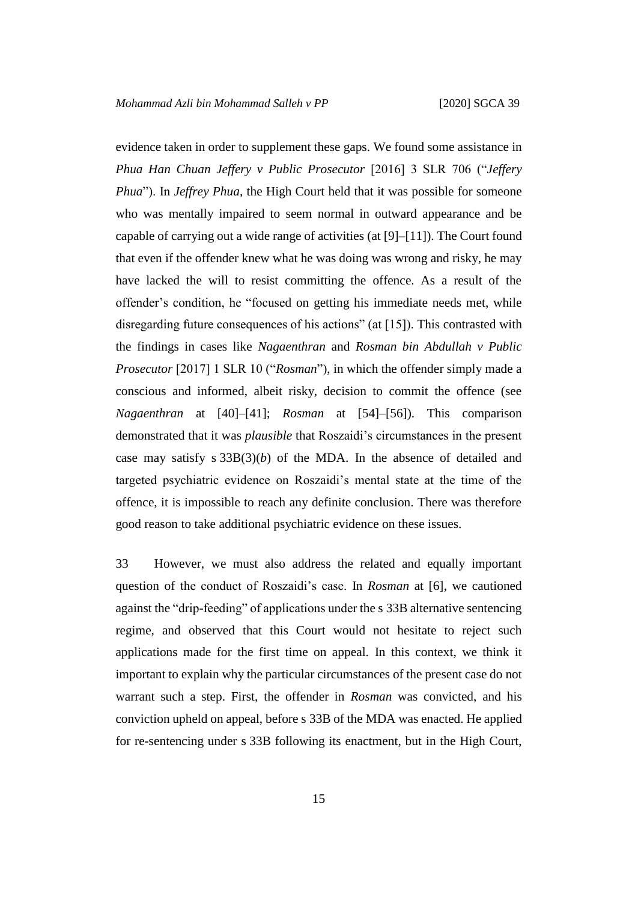evidence taken in order to supplement these gaps. We found some assistance in *Phua Han Chuan Jeffery v Public Prosecutor* [2016] 3 SLR 706 ("*Jeffery Phua*"). In *Jeffrey Phua*, the High Court held that it was possible for someone who was mentally impaired to seem normal in outward appearance and be capable of carrying out a wide range of activities (at [9]–[11]). The Court found that even if the offender knew what he was doing was wrong and risky, he may have lacked the will to resist committing the offence. As a result of the offender's condition, he "focused on getting his immediate needs met, while disregarding future consequences of his actions" (at [15]). This contrasted with the findings in cases like *Nagaenthran* and *Rosman bin Abdullah v Public Prosecutor* [2017] 1 SLR 10 ("*Rosman*"), in which the offender simply made a conscious and informed, albeit risky, decision to commit the offence (see *Nagaenthran* at [40]–[41]; *Rosman* at [54]–[56]). This comparison demonstrated that it was *plausible* that Roszaidi's circumstances in the present case may satisfy s 33B(3)(*b*) of the MDA. In the absence of detailed and targeted psychiatric evidence on Roszaidi's mental state at the time of the offence, it is impossible to reach any definite conclusion. There was therefore good reason to take additional psychiatric evidence on these issues.

33 However, we must also address the related and equally important question of the conduct of Roszaidi's case. In *Rosman* at [6], we cautioned against the "drip-feeding" of applications under the s 33B alternative sentencing regime, and observed that this Court would not hesitate to reject such applications made for the first time on appeal. In this context, we think it important to explain why the particular circumstances of the present case do not warrant such a step. First, the offender in *Rosman* was convicted, and his conviction upheld on appeal, before s 33B of the MDA was enacted. He applied for re-sentencing under s 33B following its enactment, but in the High Court,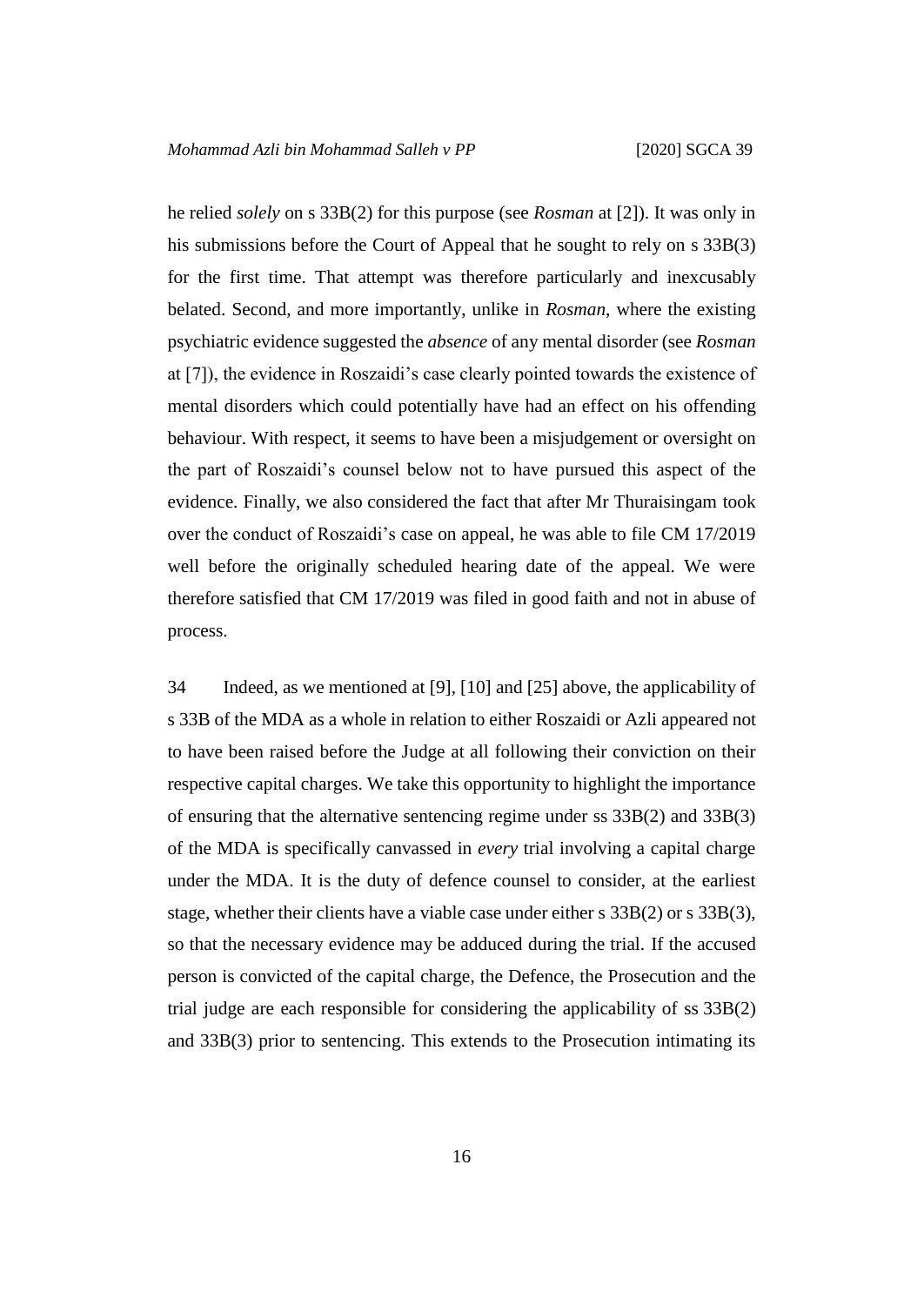he relied *solely* on s 33B(2) for this purpose (see *Rosman* at [2]). It was only in his submissions before the Court of Appeal that he sought to rely on s 33B(3) for the first time. That attempt was therefore particularly and inexcusably belated. Second, and more importantly, unlike in *Rosman*, where the existing psychiatric evidence suggested the *absence* of any mental disorder (see *Rosman* at [7]), the evidence in Roszaidi's case clearly pointed towards the existence of mental disorders which could potentially have had an effect on his offending behaviour. With respect, it seems to have been a misjudgement or oversight on the part of Roszaidi's counsel below not to have pursued this aspect of the evidence. Finally, we also considered the fact that after Mr Thuraisingam took over the conduct of Roszaidi's case on appeal, he was able to file CM 17/2019 well before the originally scheduled hearing date of the appeal. We were therefore satisfied that CM 17/2019 was filed in good faith and not in abuse of process.

34 Indeed, as we mentioned at [9], [10] and [25] above, the applicability of s 33B of the MDA as a whole in relation to either Roszaidi or Azli appeared not to have been raised before the Judge at all following their conviction on their respective capital charges. We take this opportunity to highlight the importance of ensuring that the alternative sentencing regime under ss 33B(2) and 33B(3) of the MDA is specifically canvassed in *every* trial involving a capital charge under the MDA. It is the duty of defence counsel to consider, at the earliest stage, whether their clients have a viable case under either s 33B(2) or s 33B(3), so that the necessary evidence may be adduced during the trial. If the accused person is convicted of the capital charge, the Defence, the Prosecution and the trial judge are each responsible for considering the applicability of ss 33B(2) and 33B(3) prior to sentencing. This extends to the Prosecution intimating its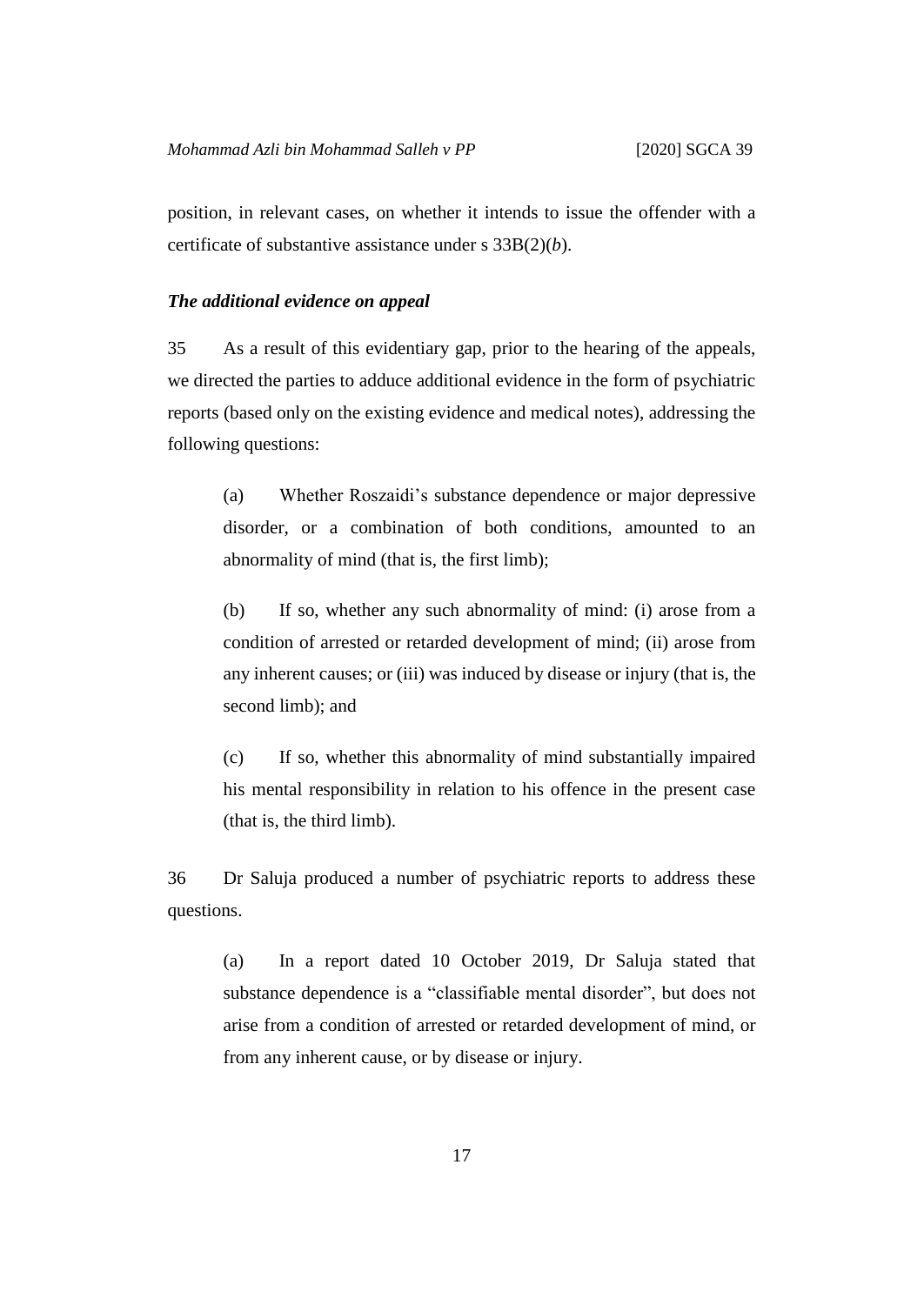position, in relevant cases, on whether it intends to issue the offender with a certificate of substantive assistance under s 33B(2)(*b*).

### *The additional evidence on appeal*

35 As a result of this evidentiary gap, prior to the hearing of the appeals, we directed the parties to adduce additional evidence in the form of psychiatric reports (based only on the existing evidence and medical notes), addressing the following questions:

> (a) Whether Roszaidi's substance dependence or major depressive disorder, or a combination of both conditions, amounted to an abnormality of mind (that is, the first limb);
>
> (b) If so, whether any such abnormality of mind: (i) arose from a condition of arrested or retarded development of mind; (ii) arose from any inherent causes; or (iii) was induced by disease or injury (that is, the second limb); and
>
> (c) If so, whether this abnormality of mind substantially impaired his mental responsibility in relation to his offence in the present case (that is, the third limb).

36 Dr Saluja produced a number of psychiatric reports to address these questions.

> (a) In a report dated 10 October 2019, Dr Saluja stated that substance dependence is a "classifiable mental disorder", but does not arise from a condition of arrested or retarded development of mind, or from any inherent cause, or by disease or injury.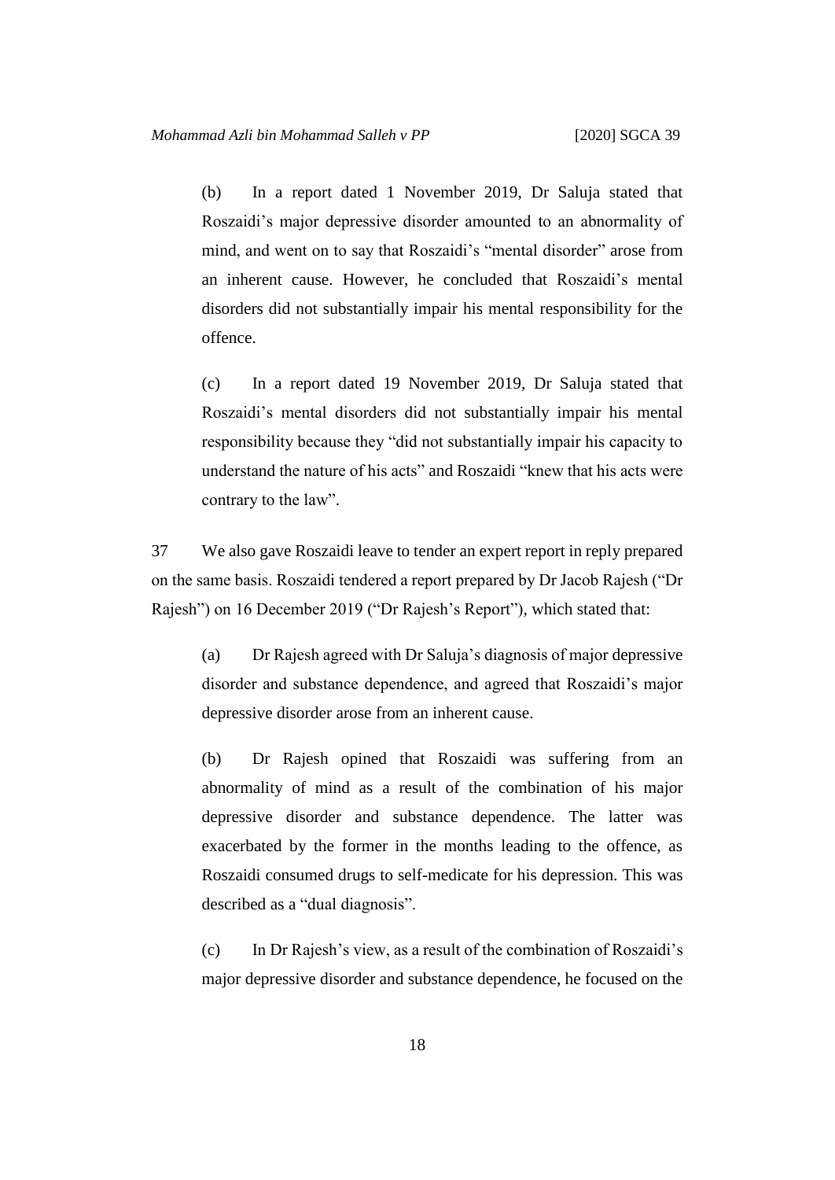(b) In a report dated 1 November 2019, Dr Saluja stated that Roszaidi's major depressive disorder amounted to an abnormality of mind, and went on to say that Roszaidi's "mental disorder" arose from an inherent cause. However, he concluded that Roszaidi's mental disorders did not substantially impair his mental responsibility for the offence.

(c) In a report dated 19 November 2019, Dr Saluja stated that Roszaidi's mental disorders did not substantially impair his mental responsibility because they "did not substantially impair his capacity to understand the nature of his acts" and Roszaidi "knew that his acts were contrary to the law".

37 We also gave Roszaidi leave to tender an expert report in reply prepared on the same basis. Roszaidi tendered a report prepared by Dr Jacob Rajesh ("Dr Rajesh") on 16 December 2019 ("Dr Rajesh's Report"), which stated that:

(a) Dr Rajesh agreed with Dr Saluja's diagnosis of major depressive disorder and substance dependence, and agreed that Roszaidi's major depressive disorder arose from an inherent cause.

(b) Dr Rajesh opined that Roszaidi was suffering from an abnormality of mind as a result of the combination of his major depressive disorder and substance dependence. The latter was exacerbated by the former in the months leading to the offence, as Roszaidi consumed drugs to self-medicate for his depression. This was described as a "dual diagnosis".

(c) In Dr Rajesh's view, as a result of the combination of Roszaidi's major depressive disorder and substance dependence, he focused on the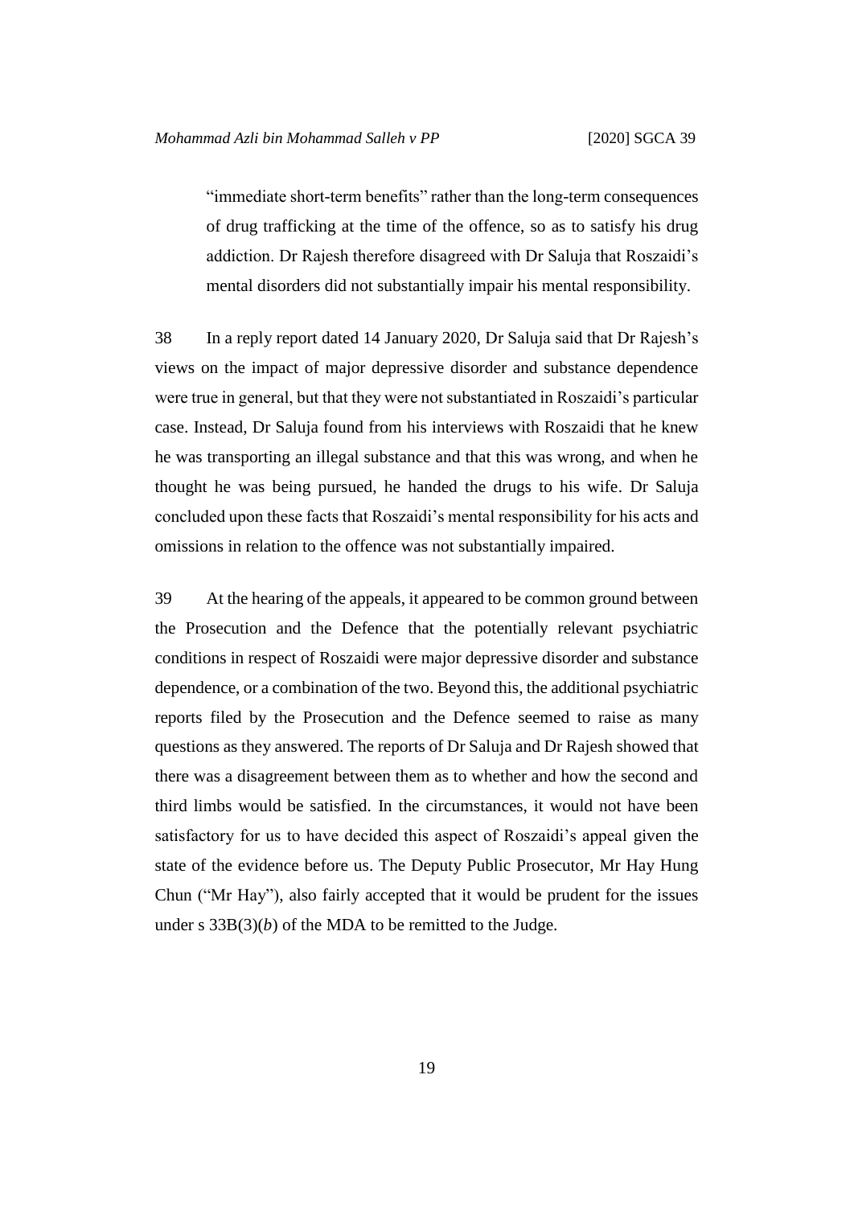"immediate short-term benefits" rather than the long-term consequences of drug trafficking at the time of the offence, so as to satisfy his drug addiction. Dr Rajesh therefore disagreed with Dr Saluja that Roszaidi's mental disorders did not substantially impair his mental responsibility.

38 In a reply report dated 14 January 2020, Dr Saluja said that Dr Rajesh's views on the impact of major depressive disorder and substance dependence were true in general, but that they were not substantiated in Roszaidi's particular case. Instead, Dr Saluja found from his interviews with Roszaidi that he knew he was transporting an illegal substance and that this was wrong, and when he thought he was being pursued, he handed the drugs to his wife. Dr Saluja concluded upon these facts that Roszaidi's mental responsibility for his acts and omissions in relation to the offence was not substantially impaired.

39 At the hearing of the appeals, it appeared to be common ground between the Prosecution and the Defence that the potentially relevant psychiatric conditions in respect of Roszaidi were major depressive disorder and substance dependence, or a combination of the two. Beyond this, the additional psychiatric reports filed by the Prosecution and the Defence seemed to raise as many questions as they answered. The reports of Dr Saluja and Dr Rajesh showed that there was a disagreement between them as to whether and how the second and third limbs would be satisfied. In the circumstances, it would not have been satisfactory for us to have decided this aspect of Roszaidi's appeal given the state of the evidence before us. The Deputy Public Prosecutor, Mr Hay Hung Chun ("Mr Hay"), also fairly accepted that it would be prudent for the issues under s 33B(3)(*b*) of the MDA to be remitted to the Judge.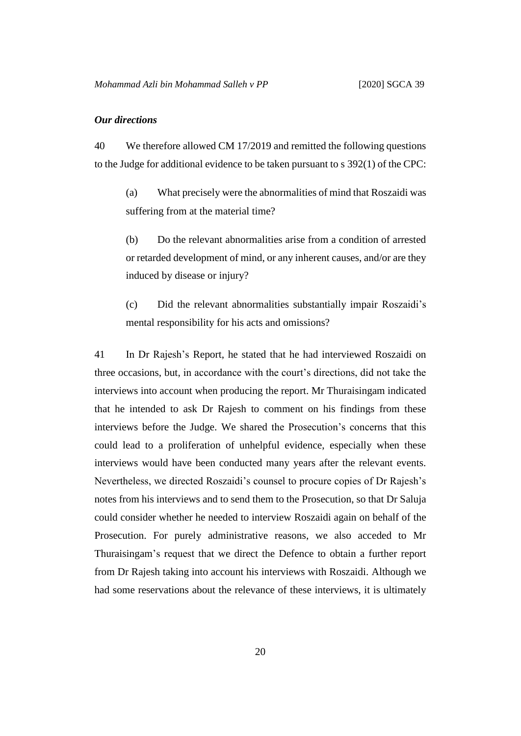### *Our directions*

40 We therefore allowed CM 17/2019 and remitted the following questions to the Judge for additional evidence to be taken pursuant to s 392(1) of the CPC:

> (a) What precisely were the abnormalities of mind that Roszaidi was suffering from at the material time?
>
> (b) Do the relevant abnormalities arise from a condition of arrested or retarded development of mind, or any inherent causes, and/or are they induced by disease or injury?
>
> (c) Did the relevant abnormalities substantially impair Roszaidi's mental responsibility for his acts and omissions?

41 In Dr Rajesh's Report, he stated that he had interviewed Roszaidi on three occasions, but, in accordance with the court's directions, did not take the interviews into account when producing the report. Mr Thuraisingam indicated that he intended to ask Dr Rajesh to comment on his findings from these interviews before the Judge. We shared the Prosecution's concerns that this could lead to a proliferation of unhelpful evidence, especially when these interviews would have been conducted many years after the relevant events. Nevertheless, we directed Roszaidi's counsel to procure copies of Dr Rajesh's notes from his interviews and to send them to the Prosecution, so that Dr Saluja could consider whether he needed to interview Roszaidi again on behalf of the Prosecution. For purely administrative reasons, we also acceded to Mr Thuraisingam's request that we direct the Defence to obtain a further report from Dr Rajesh taking into account his interviews with Roszaidi. Although we had some reservations about the relevance of these interviews, it is ultimately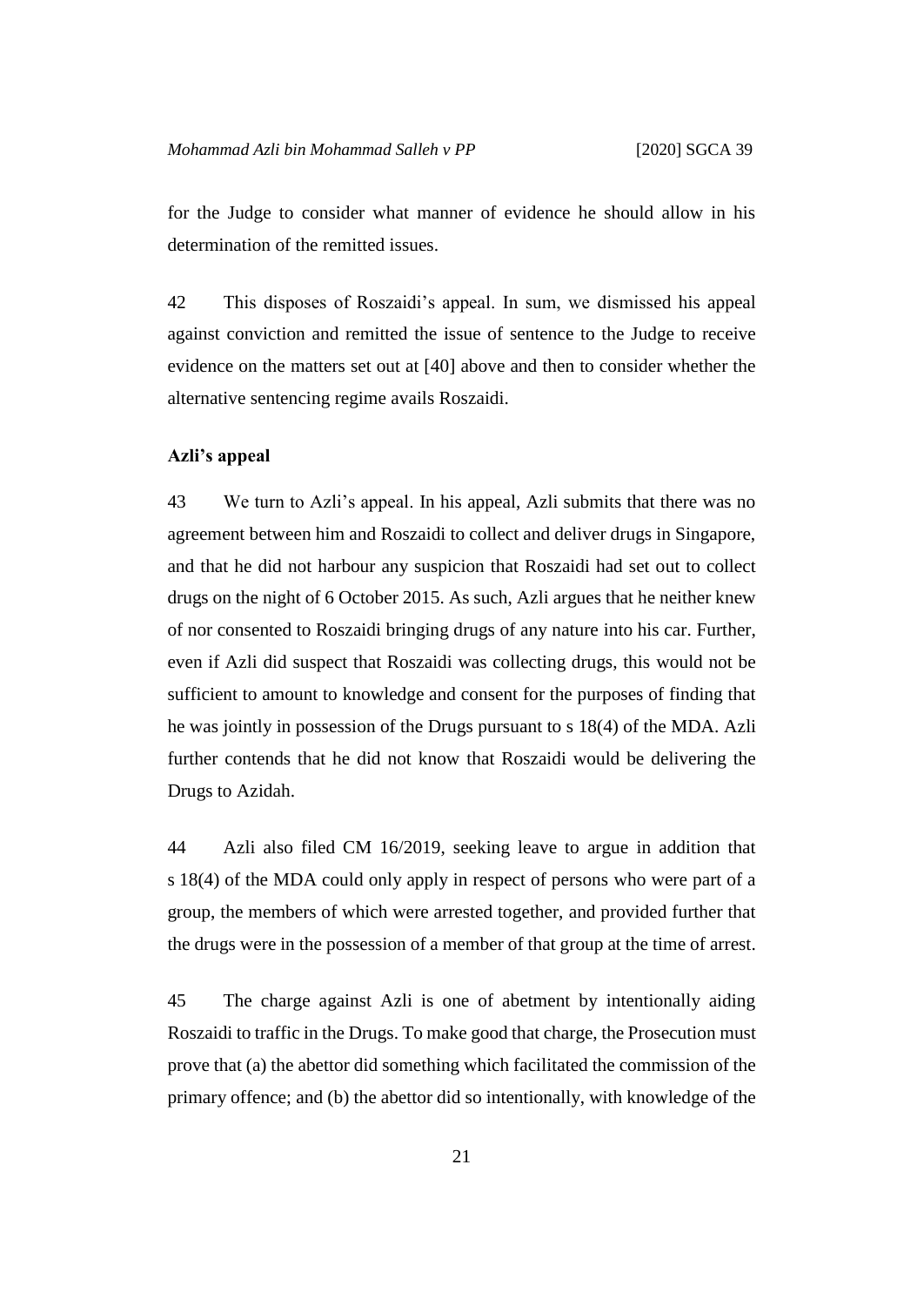for the Judge to consider what manner of evidence he should allow in his determination of the remitted issues.

42 This disposes of Roszaidi's appeal. In sum, we dismissed his appeal against conviction and remitted the issue of sentence to the Judge to receive evidence on the matters set out at [40] above and then to consider whether the alternative sentencing regime avails Roszaidi.

## Azli's appeal

43 We turn to Azli's appeal. In his appeal, Azli submits that there was no agreement between him and Roszaidi to collect and deliver drugs in Singapore, and that he did not harbour any suspicion that Roszaidi had set out to collect drugs on the night of 6 October 2015. As such, Azli argues that he neither knew of nor consented to Roszaidi bringing drugs of any nature into his car. Further, even if Azli did suspect that Roszaidi was collecting drugs, this would not be sufficient to amount to knowledge and consent for the purposes of finding that he was jointly in possession of the Drugs pursuant to s 18(4) of the MDA. Azli further contends that he did not know that Roszaidi would be delivering the Drugs to Azidah.

44 Azli also filed CM 16/2019, seeking leave to argue in addition that s 18(4) of the MDA could only apply in respect of persons who were part of a group, the members of which were arrested together, and provided further that the drugs were in the possession of a member of that group at the time of arrest.

45 The charge against Azli is one of abetment by intentionally aiding Roszaidi to traffic in the Drugs. To make good that charge, the Prosecution must prove that (a) the abettor did something which facilitated the commission of the primary offence; and (b) the abettor did so intentionally, with knowledge of the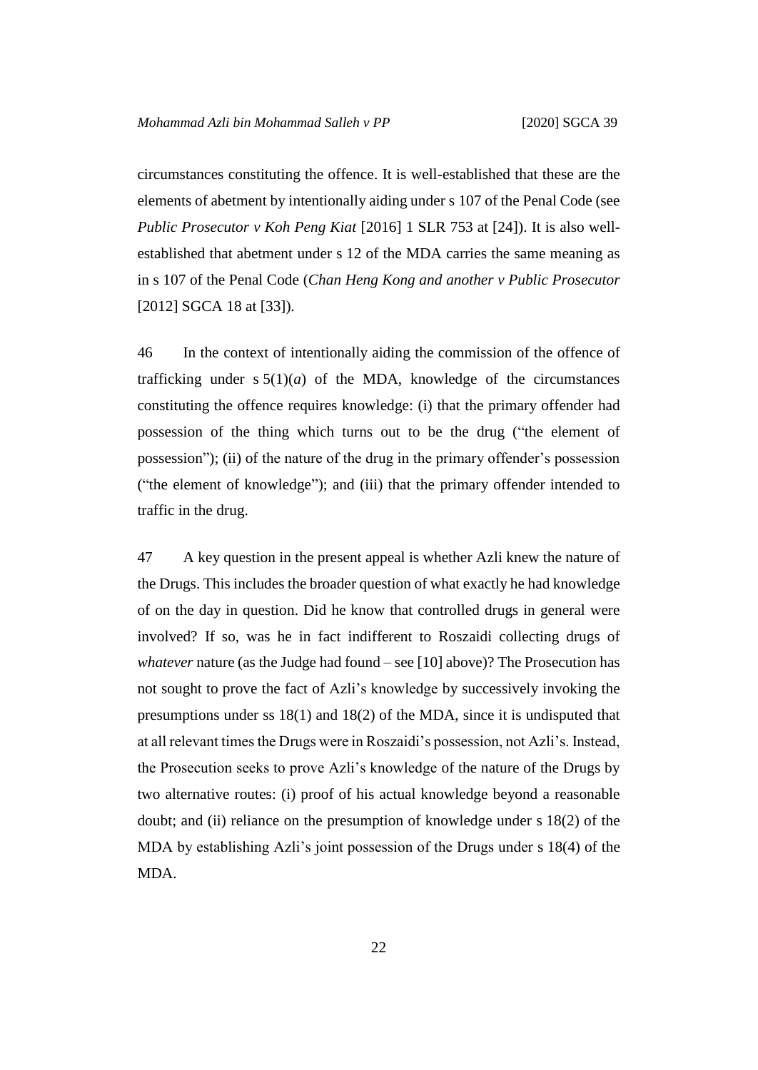circumstances constituting the offence. It is well-established that these are the elements of abetment by intentionally aiding under s 107 of the Penal Code (see *Public Prosecutor v Koh Peng Kiat* [2016] 1 SLR 753 at [24]). It is also well-established that abetment under s 12 of the MDA carries the same meaning as in s 107 of the Penal Code (*Chan Heng Kong and another v Public Prosecutor* [2012] SGCA 18 at [33]).

46 In the context of intentionally aiding the commission of the offence of trafficking under s 5(1)(*a*) of the MDA, knowledge of the circumstances constituting the offence requires knowledge: (i) that the primary offender had possession of the thing which turns out to be the drug ("the element of possession"); (ii) of the nature of the drug in the primary offender's possession ("the element of knowledge"); and (iii) that the primary offender intended to traffic in the drug.

47 A key question in the present appeal is whether Azli knew the nature of the Drugs. This includes the broader question of what exactly he had knowledge of on the day in question. Did he know that controlled drugs in general were involved? If so, was he in fact indifferent to Roszaidi collecting drugs of *whatever* nature (as the Judge had found – see [10] above)? The Prosecution has not sought to prove the fact of Azli's knowledge by successively invoking the presumptions under ss 18(1) and 18(2) of the MDA, since it is undisputed that at all relevant times the Drugs were in Roszaidi's possession, not Azli's. Instead, the Prosecution seeks to prove Azli's knowledge of the nature of the Drugs by two alternative routes: (i) proof of his actual knowledge beyond a reasonable doubt; and (ii) reliance on the presumption of knowledge under s 18(2) of the MDA by establishing Azli's joint possession of the Drugs under s 18(4) of the MDA.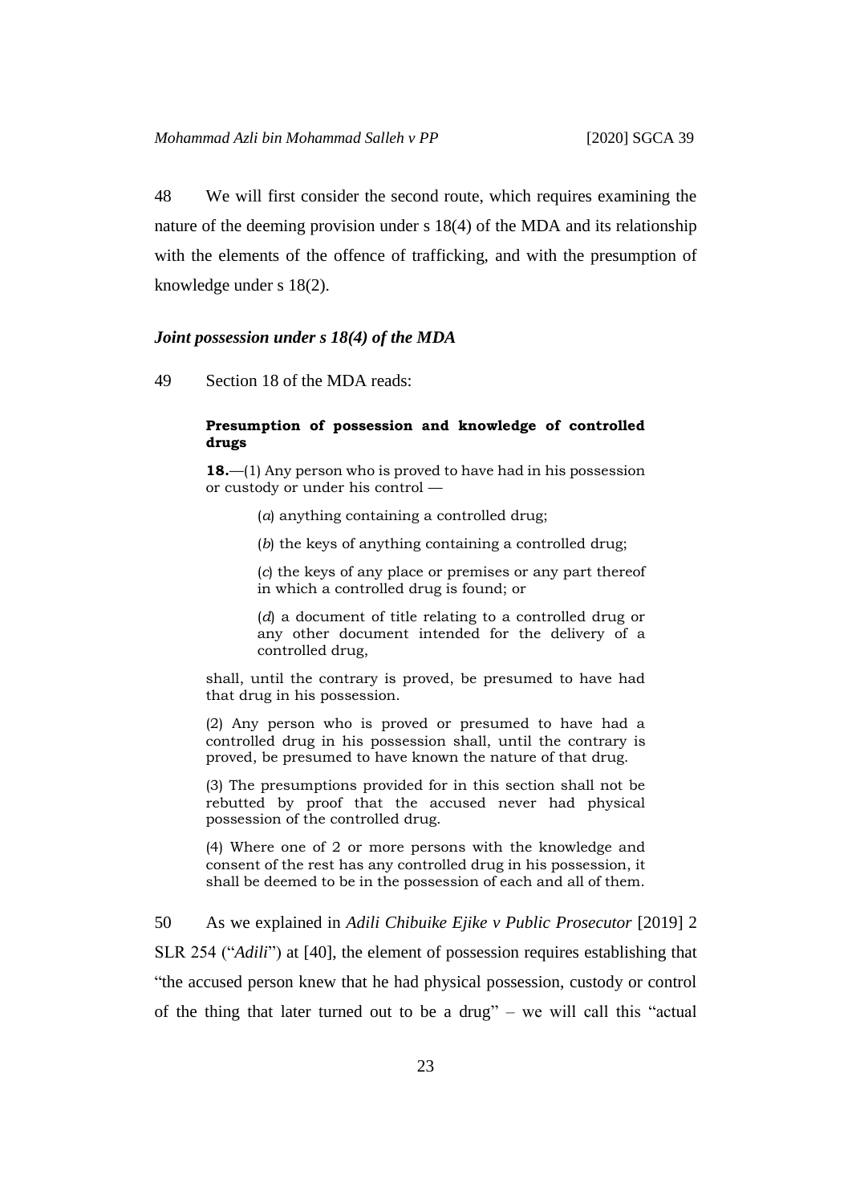48 We will first consider the second route, which requires examining the nature of the deeming provision under s 18(4) of the MDA and its relationship with the elements of the offence of trafficking, and with the presumption of knowledge under s 18(2).

### *Joint possession under s 18(4) of the MDA*

49 Section 18 of the MDA reads:

> **Presumption of possession and knowledge of controlled drugs**
>
> **18.**—(1) Any person who is proved to have had in his possession or custody or under his control —
>
> (*a*) anything containing a controlled drug;
>
> (*b*) the keys of anything containing a controlled drug;
>
> (*c*) the keys of any place or premises or any part thereof in which a controlled drug is found; or
>
> (*d*) a document of title relating to a controlled drug or any other document intended for the delivery of a controlled drug,
>
> shall, until the contrary is proved, be presumed to have had that drug in his possession.
>
> (2) Any person who is proved or presumed to have had a controlled drug in his possession shall, until the contrary is proved, be presumed to have known the nature of that drug.
>
> (3) The presumptions provided for in this section shall not be rebutted by proof that the accused never had physical possession of the controlled drug.
>
> (4) Where one of 2 or more persons with the knowledge and consent of the rest has any controlled drug in his possession, it shall be deemed to be in the possession of each and all of them.

50 As we explained in *Adili Chibuike Ejike v Public Prosecutor* [2019] 2 SLR 254 ("*Adili*") at [40], the element of possession requires establishing that "the accused person knew that he had physical possession, custody or control of the thing that later turned out to be a drug" – we will call this "actual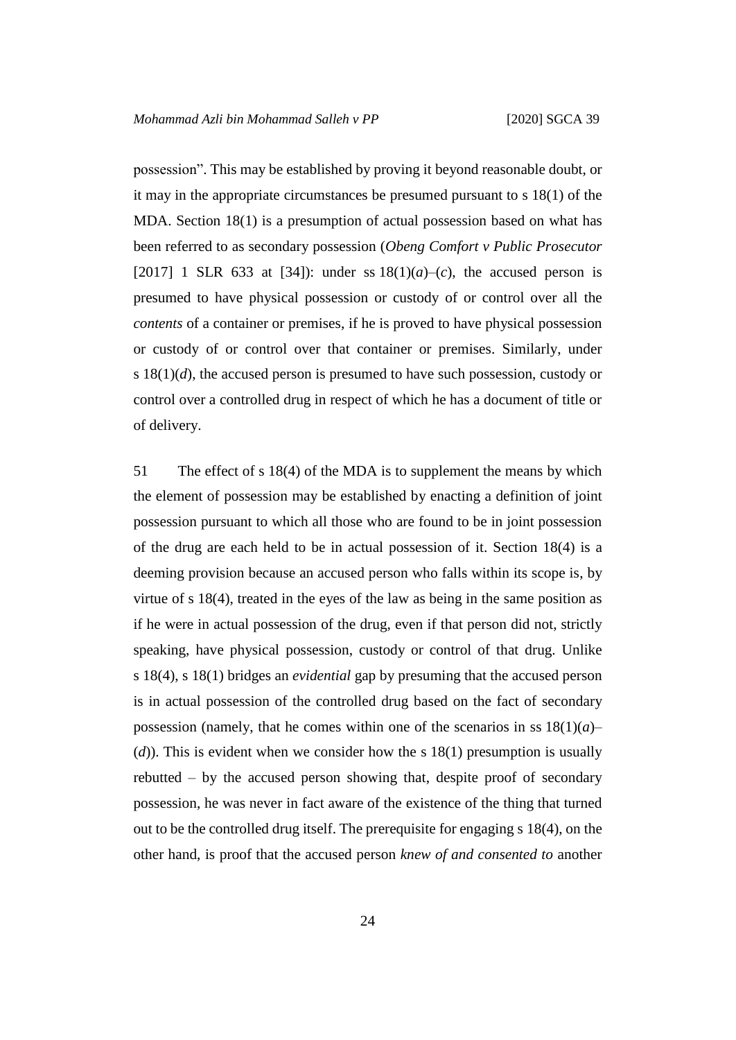possession". This may be established by proving it beyond reasonable doubt, or it may in the appropriate circumstances be presumed pursuant to s 18(1) of the MDA. Section 18(1) is a presumption of actual possession based on what has been referred to as secondary possession (*Obeng Comfort v Public Prosecutor* [2017] 1 SLR 633 at [34]): under ss 18(1)(*a*)–(*c*), the accused person is presumed to have physical possession or custody of or control over all the *contents* of a container or premises, if he is proved to have physical possession or custody of or control over that container or premises. Similarly, under s 18(1)(*d*), the accused person is presumed to have such possession, custody or control over a controlled drug in respect of which he has a document of title or of delivery.

51 The effect of s 18(4) of the MDA is to supplement the means by which the element of possession may be established by enacting a definition of joint possession pursuant to which all those who are found to be in joint possession of the drug are each held to be in actual possession of it. Section 18(4) is a deeming provision because an accused person who falls within its scope is, by virtue of s 18(4), treated in the eyes of the law as being in the same position as if he were in actual possession of the drug, even if that person did not, strictly speaking, have physical possession, custody or control of that drug. Unlike s 18(4), s 18(1) bridges an *evidential* gap by presuming that the accused person is in actual possession of the controlled drug based on the fact of secondary possession (namely, that he comes within one of the scenarios in ss 18(1)(*a*)–(*d*)). This is evident when we consider how the s 18(1) presumption is usually rebutted – by the accused person showing that, despite proof of secondary possession, he was never in fact aware of the existence of the thing that turned out to be the controlled drug itself. The prerequisite for engaging s 18(4), on the other hand, is proof that the accused person *knew of and consented to* another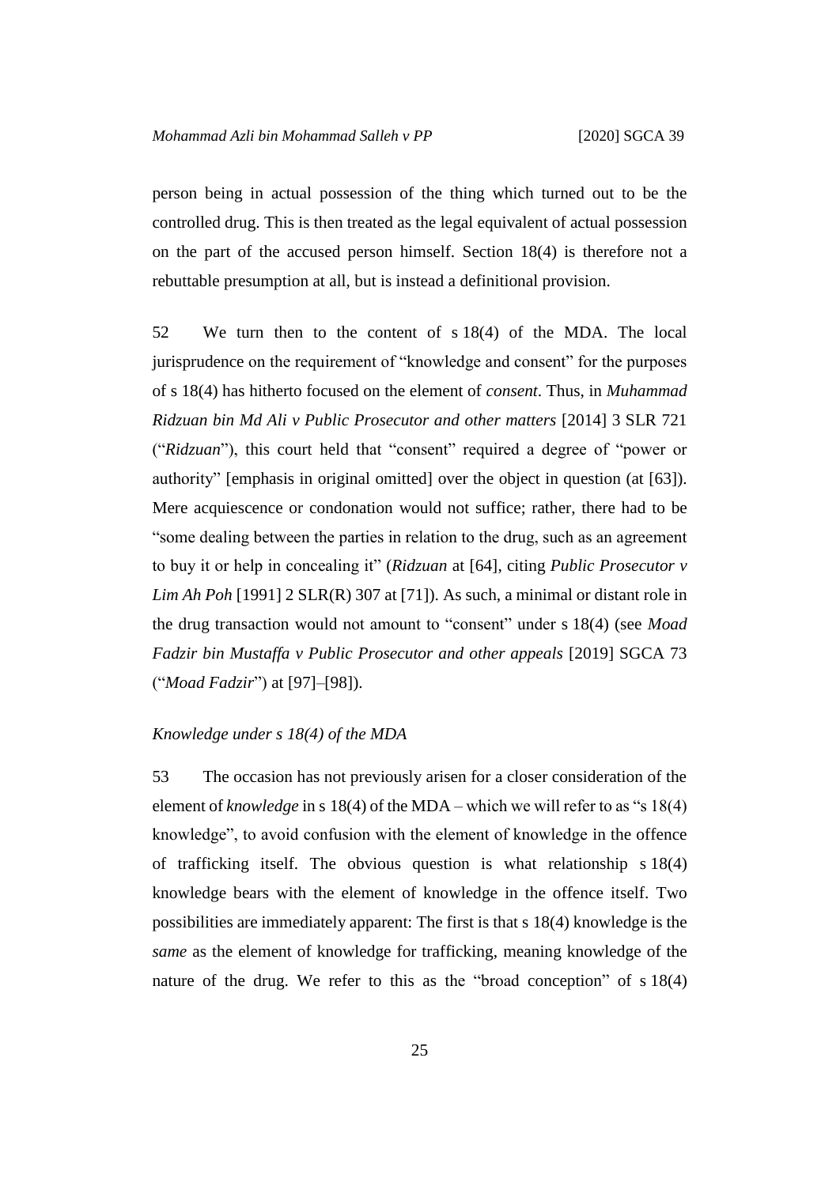person being in actual possession of the thing which turned out to be the controlled drug. This is then treated as the legal equivalent of actual possession on the part of the accused person himself. Section 18(4) is therefore not a rebuttable presumption at all, but is instead a definitional provision.

52 We turn then to the content of s 18(4) of the MDA. The local jurisprudence on the requirement of "knowledge and consent" for the purposes of s 18(4) has hitherto focused on the element of *consent*. Thus, in *Muhammad Ridzuan bin Md Ali v Public Prosecutor and other matters* [2014] 3 SLR 721 ("*Ridzuan*"), this court held that "consent" required a degree of "power or authority" [emphasis in original omitted] over the object in question (at [63]). Mere acquiescence or condonation would not suffice; rather, there had to be "some dealing between the parties in relation to the drug, such as an agreement to buy it or help in concealing it" (*Ridzuan* at [64], citing *Public Prosecutor v Lim Ah Poh* [1991] 2 SLR(R) 307 at [71]). As such, a minimal or distant role in the drug transaction would not amount to "consent" under s 18(4) (see *Moad Fadzir bin Mustaffa v Public Prosecutor and other appeals* [2019] SGCA 73 ("*Moad Fadzir*") at [97]–[98]).

*Knowledge under s 18(4) of the MDA*

53 The occasion has not previously arisen for a closer consideration of the element of *knowledge* in s 18(4) of the MDA – which we will refer to as "s 18(4) knowledge", to avoid confusion with the element of knowledge in the offence of trafficking itself. The obvious question is what relationship s 18(4) knowledge bears with the element of knowledge in the offence itself. Two possibilities are immediately apparent: The first is that s 18(4) knowledge is the *same* as the element of knowledge for trafficking, meaning knowledge of the nature of the drug. We refer to this as the "broad conception" of s 18(4)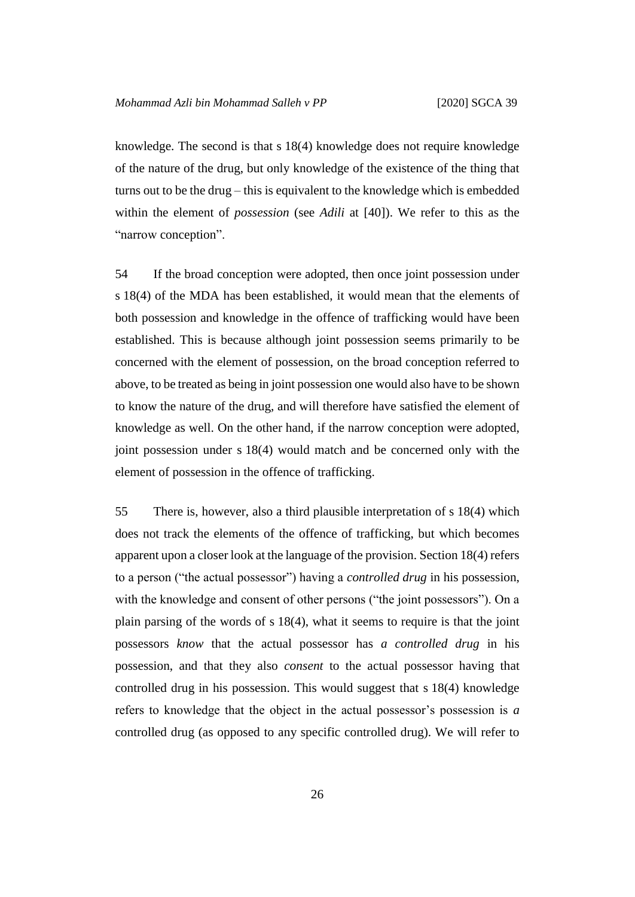knowledge. The second is that s 18(4) knowledge does not require knowledge of the nature of the drug, but only knowledge of the existence of the thing that turns out to be the drug – this is equivalent to the knowledge which is embedded within the element of *possession* (see *Adili* at [40]). We refer to this as the "narrow conception".

54 If the broad conception were adopted, then once joint possession under s 18(4) of the MDA has been established, it would mean that the elements of both possession and knowledge in the offence of trafficking would have been established. This is because although joint possession seems primarily to be concerned with the element of possession, on the broad conception referred to above, to be treated as being in joint possession one would also have to be shown to know the nature of the drug, and will therefore have satisfied the element of knowledge as well. On the other hand, if the narrow conception were adopted, joint possession under s 18(4) would match and be concerned only with the element of possession in the offence of trafficking.

55 There is, however, also a third plausible interpretation of s 18(4) which does not track the elements of the offence of trafficking, but which becomes apparent upon a closer look at the language of the provision. Section 18(4) refers to a person ("the actual possessor") having a *controlled drug* in his possession, with the knowledge and consent of other persons ("the joint possessors"). On a plain parsing of the words of s 18(4), what it seems to require is that the joint possessors *know* that the actual possessor has *a controlled drug* in his possession, and that they also *consent* to the actual possessor having that controlled drug in his possession. This would suggest that s 18(4) knowledge refers to knowledge that the object in the actual possessor's possession is *a* controlled drug (as opposed to any specific controlled drug). We will refer to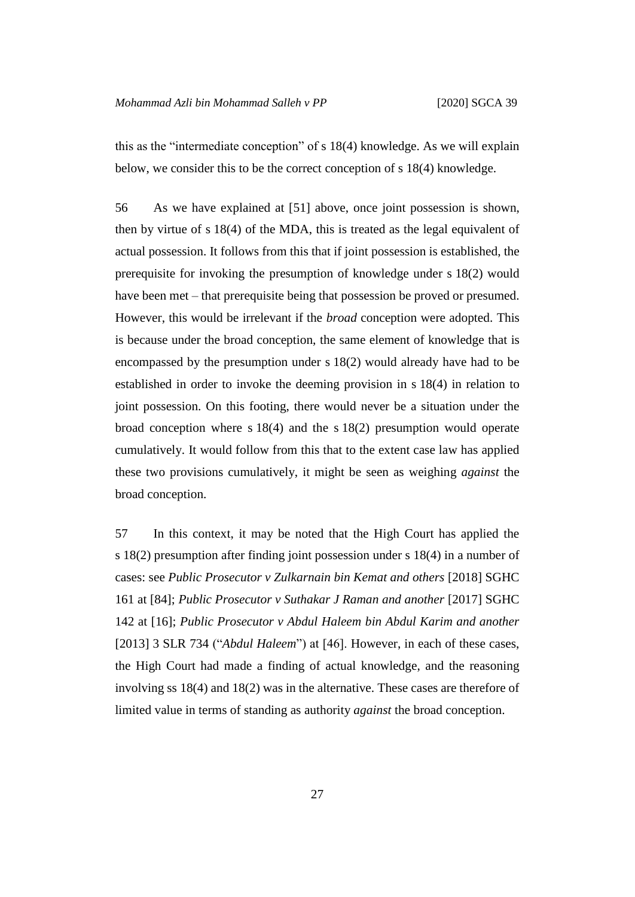this as the "intermediate conception" of s 18(4) knowledge. As we will explain below, we consider this to be the correct conception of s 18(4) knowledge.

56 As we have explained at [51] above, once joint possession is shown, then by virtue of s 18(4) of the MDA, this is treated as the legal equivalent of actual possession. It follows from this that if joint possession is established, the prerequisite for invoking the presumption of knowledge under s 18(2) would have been met – that prerequisite being that possession be proved or presumed. However, this would be irrelevant if the *broad* conception were adopted. This is because under the broad conception, the same element of knowledge that is encompassed by the presumption under s 18(2) would already have had to be established in order to invoke the deeming provision in s 18(4) in relation to joint possession. On this footing, there would never be a situation under the broad conception where s 18(4) and the s 18(2) presumption would operate cumulatively. It would follow from this that to the extent case law has applied these two provisions cumulatively, it might be seen as weighing *against* the broad conception.

57 In this context, it may be noted that the High Court has applied the s 18(2) presumption after finding joint possession under s 18(4) in a number of cases: see *Public Prosecutor v Zulkarnain bin Kemat and others* [2018] SGHC 161 at [84]; *Public Prosecutor v Suthakar J Raman and another* [2017] SGHC 142 at [16]; *Public Prosecutor v Abdul Haleem bin Abdul Karim and another* [2013] 3 SLR 734 ("*Abdul Haleem*") at [46]. However, in each of these cases, the High Court had made a finding of actual knowledge, and the reasoning involving ss 18(4) and 18(2) was in the alternative. These cases are therefore of limited value in terms of standing as authority *against* the broad conception.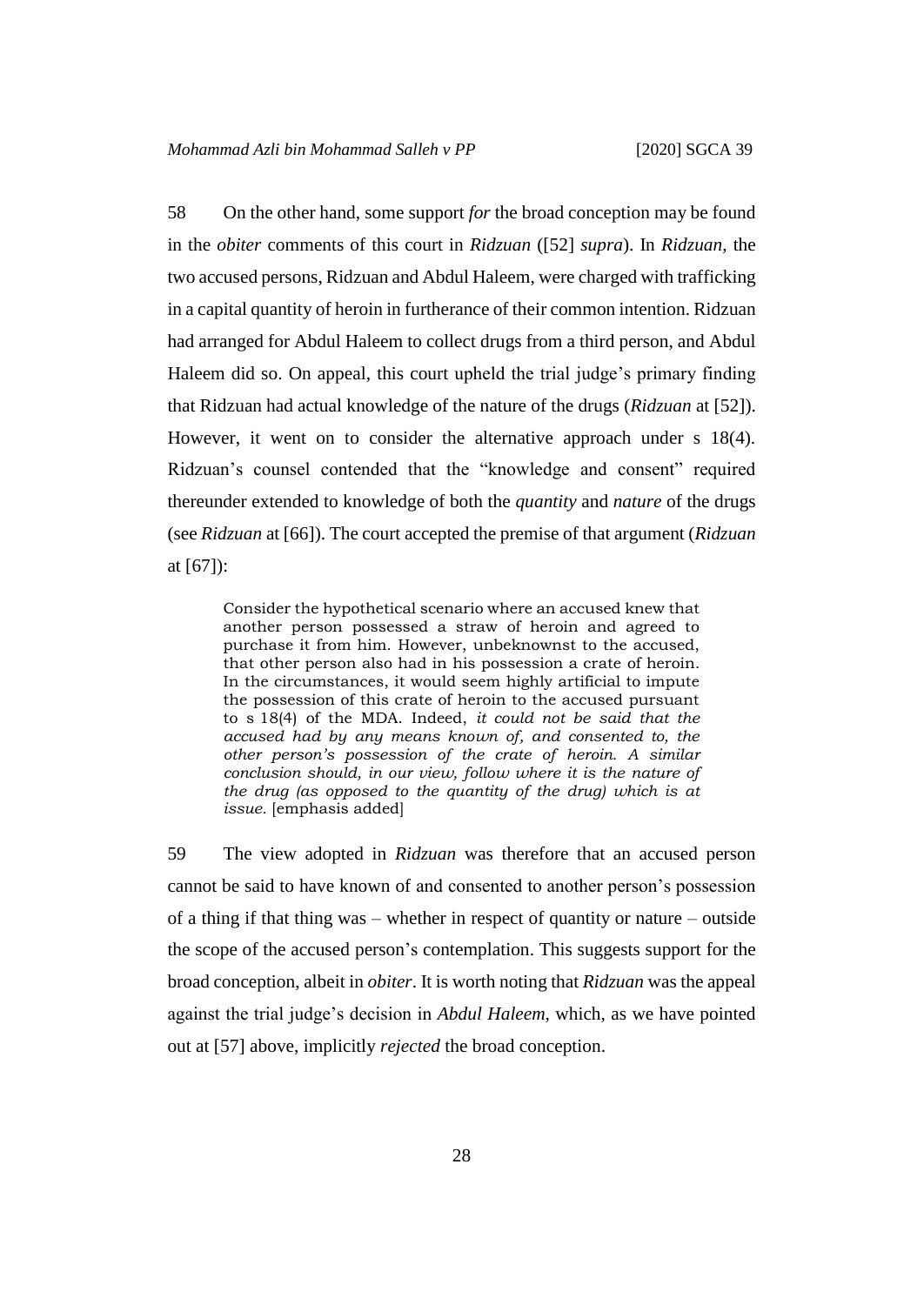58 On the other hand, some support *for* the broad conception may be found in the *obiter* comments of this court in *Ridzuan* ([52] *supra*). In *Ridzuan*, the two accused persons, Ridzuan and Abdul Haleem, were charged with trafficking in a capital quantity of heroin in furtherance of their common intention. Ridzuan had arranged for Abdul Haleem to collect drugs from a third person, and Abdul Haleem did so. On appeal, this court upheld the trial judge's primary finding that Ridzuan had actual knowledge of the nature of the drugs (*Ridzuan* at [52]). However, it went on to consider the alternative approach under s 18(4). Ridzuan's counsel contended that the "knowledge and consent" required thereunder extended to knowledge of both the *quantity* and *nature* of the drugs (see *Ridzuan* at [66]). The court accepted the premise of that argument (*Ridzuan* at [67]):

> Consider the hypothetical scenario where an accused knew that another person possessed a straw of heroin and agreed to purchase it from him. However, unbeknownst to the accused, that other person also had in his possession a crate of heroin. In the circumstances, it would seem highly artificial to impute the possession of this crate of heroin to the accused pursuant to s 18(4) of the MDA. Indeed, *it could not be said that the accused had by any means known of, and consented to, the other person's possession of the crate of heroin. A similar conclusion should, in our view, follow where it is the nature of the drug (as opposed to the quantity of the drug) which is at issue.* [emphasis added]

59 The view adopted in *Ridzuan* was therefore that an accused person cannot be said to have known of and consented to another person's possession of a thing if that thing was – whether in respect of quantity or nature – outside the scope of the accused person's contemplation. This suggests support for the broad conception, albeit in *obiter*. It is worth noting that *Ridzuan* was the appeal against the trial judge's decision in *Abdul Haleem*, which, as we have pointed out at [57] above, implicitly *rejected* the broad conception.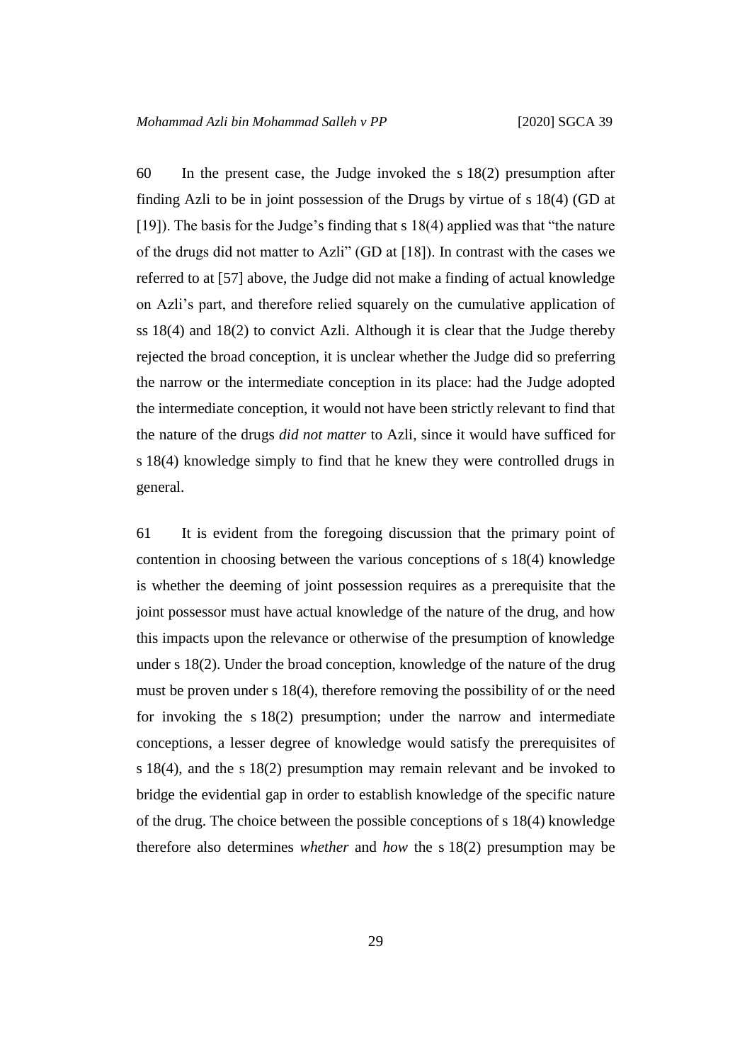60 In the present case, the Judge invoked the s 18(2) presumption after finding Azli to be in joint possession of the Drugs by virtue of s 18(4) (GD at [19]). The basis for the Judge's finding that s 18(4) applied was that "the nature of the drugs did not matter to Azli" (GD at [18]). In contrast with the cases we referred to at [57] above, the Judge did not make a finding of actual knowledge on Azli's part, and therefore relied squarely on the cumulative application of ss 18(4) and 18(2) to convict Azli. Although it is clear that the Judge thereby rejected the broad conception, it is unclear whether the Judge did so preferring the narrow or the intermediate conception in its place: had the Judge adopted the intermediate conception, it would not have been strictly relevant to find that the nature of the drugs *did not matter* to Azli, since it would have sufficed for s 18(4) knowledge simply to find that he knew they were controlled drugs in general.

61 It is evident from the foregoing discussion that the primary point of contention in choosing between the various conceptions of s 18(4) knowledge is whether the deeming of joint possession requires as a prerequisite that the joint possessor must have actual knowledge of the nature of the drug, and how this impacts upon the relevance or otherwise of the presumption of knowledge under s 18(2). Under the broad conception, knowledge of the nature of the drug must be proven under s 18(4), therefore removing the possibility of or the need for invoking the s 18(2) presumption; under the narrow and intermediate conceptions, a lesser degree of knowledge would satisfy the prerequisites of s 18(4), and the s 18(2) presumption may remain relevant and be invoked to bridge the evidential gap in order to establish knowledge of the specific nature of the drug. The choice between the possible conceptions of s 18(4) knowledge therefore also determines *whether* and *how* the s 18(2) presumption may be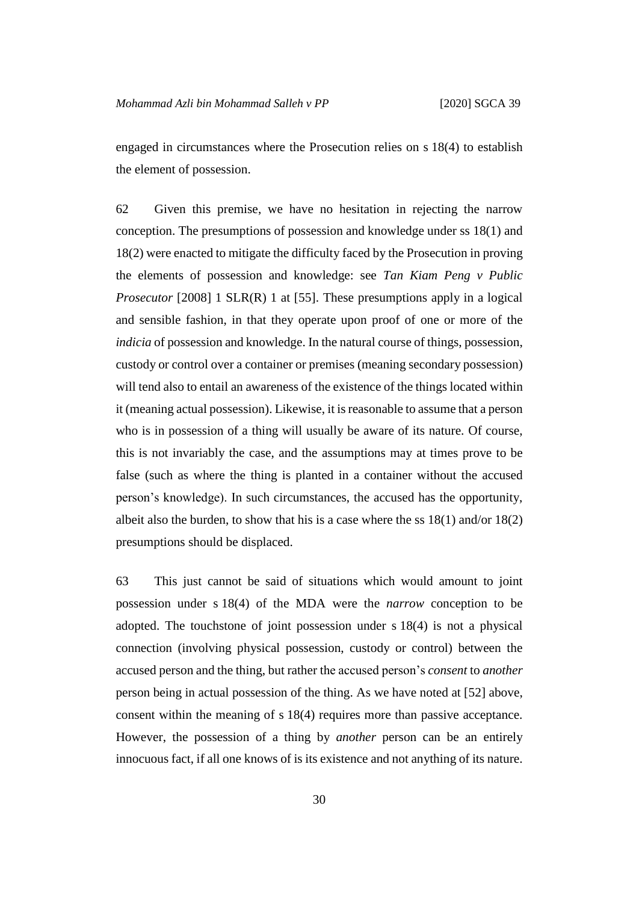engaged in circumstances where the Prosecution relies on s 18(4) to establish the element of possession.

62 Given this premise, we have no hesitation in rejecting the narrow conception. The presumptions of possession and knowledge under ss 18(1) and 18(2) were enacted to mitigate the difficulty faced by the Prosecution in proving the elements of possession and knowledge: see *Tan Kiam Peng v Public Prosecutor* [2008] 1 SLR(R) 1 at [55]. These presumptions apply in a logical and sensible fashion, in that they operate upon proof of one or more of the *indicia* of possession and knowledge. In the natural course of things, possession, custody or control over a container or premises (meaning secondary possession) will tend also to entail an awareness of the existence of the things located within it (meaning actual possession). Likewise, it is reasonable to assume that a person who is in possession of a thing will usually be aware of its nature. Of course, this is not invariably the case, and the assumptions may at times prove to be false (such as where the thing is planted in a container without the accused person's knowledge). In such circumstances, the accused has the opportunity, albeit also the burden, to show that his is a case where the ss 18(1) and/or 18(2) presumptions should be displaced.

63 This just cannot be said of situations which would amount to joint possession under s 18(4) of the MDA were the *narrow* conception to be adopted. The touchstone of joint possession under s 18(4) is not a physical connection (involving physical possession, custody or control) between the accused person and the thing, but rather the accused person's *consent* to *another* person being in actual possession of the thing. As we have noted at [52] above, consent within the meaning of s 18(4) requires more than passive acceptance. However, the possession of a thing by *another* person can be an entirely innocuous fact, if all one knows of is its existence and not anything of its nature.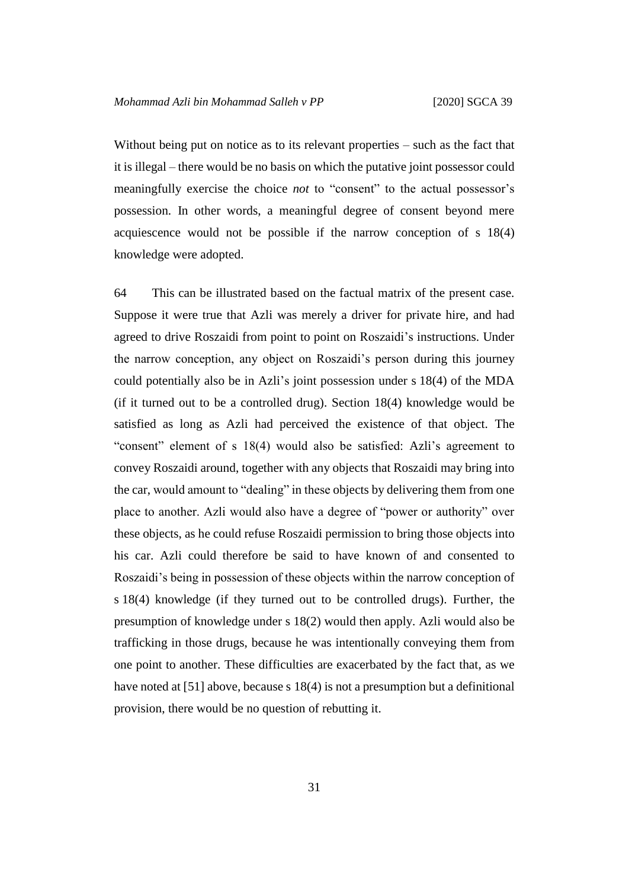Without being put on notice as to its relevant properties – such as the fact that it is illegal – there would be no basis on which the putative joint possessor could meaningfully exercise the choice *not* to "consent" to the actual possessor's possession. In other words, a meaningful degree of consent beyond mere acquiescence would not be possible if the narrow conception of s 18(4) knowledge were adopted.

64 This can be illustrated based on the factual matrix of the present case. Suppose it were true that Azli was merely a driver for private hire, and had agreed to drive Roszaidi from point to point on Roszaidi's instructions. Under the narrow conception, any object on Roszaidi's person during this journey could potentially also be in Azli's joint possession under s 18(4) of the MDA (if it turned out to be a controlled drug). Section 18(4) knowledge would be satisfied as long as Azli had perceived the existence of that object. The "consent" element of s 18(4) would also be satisfied: Azli's agreement to convey Roszaidi around, together with any objects that Roszaidi may bring into the car, would amount to "dealing" in these objects by delivering them from one place to another. Azli would also have a degree of "power or authority" over these objects, as he could refuse Roszaidi permission to bring those objects into his car. Azli could therefore be said to have known of and consented to Roszaidi's being in possession of these objects within the narrow conception of s 18(4) knowledge (if they turned out to be controlled drugs). Further, the presumption of knowledge under s 18(2) would then apply. Azli would also be trafficking in those drugs, because he was intentionally conveying them from one point to another. These difficulties are exacerbated by the fact that, as we have noted at [51] above, because s 18(4) is not a presumption but a definitional provision, there would be no question of rebutting it.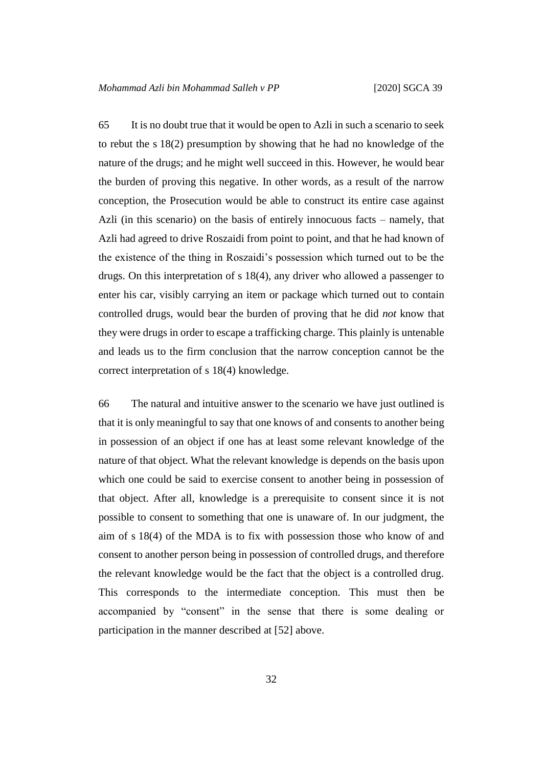65 It is no doubt true that it would be open to Azli in such a scenario to seek to rebut the s 18(2) presumption by showing that he had no knowledge of the nature of the drugs; and he might well succeed in this. However, he would bear the burden of proving this negative. In other words, as a result of the narrow conception, the Prosecution would be able to construct its entire case against Azli (in this scenario) on the basis of entirely innocuous facts – namely, that Azli had agreed to drive Roszaidi from point to point, and that he had known of the existence of the thing in Roszaidi's possession which turned out to be the drugs. On this interpretation of s 18(4), any driver who allowed a passenger to enter his car, visibly carrying an item or package which turned out to contain controlled drugs, would bear the burden of proving that he did *not* know that they were drugs in order to escape a trafficking charge. This plainly is untenable and leads us to the firm conclusion that the narrow conception cannot be the correct interpretation of s 18(4) knowledge.

66 The natural and intuitive answer to the scenario we have just outlined is that it is only meaningful to say that one knows of and consents to another being in possession of an object if one has at least some relevant knowledge of the nature of that object. What the relevant knowledge is depends on the basis upon which one could be said to exercise consent to another being in possession of that object. After all, knowledge is a prerequisite to consent since it is not possible to consent to something that one is unaware of. In our judgment, the aim of s 18(4) of the MDA is to fix with possession those who know of and consent to another person being in possession of controlled drugs, and therefore the relevant knowledge would be the fact that the object is a controlled drug. This corresponds to the intermediate conception. This must then be accompanied by "consent" in the sense that there is some dealing or participation in the manner described at [52] above.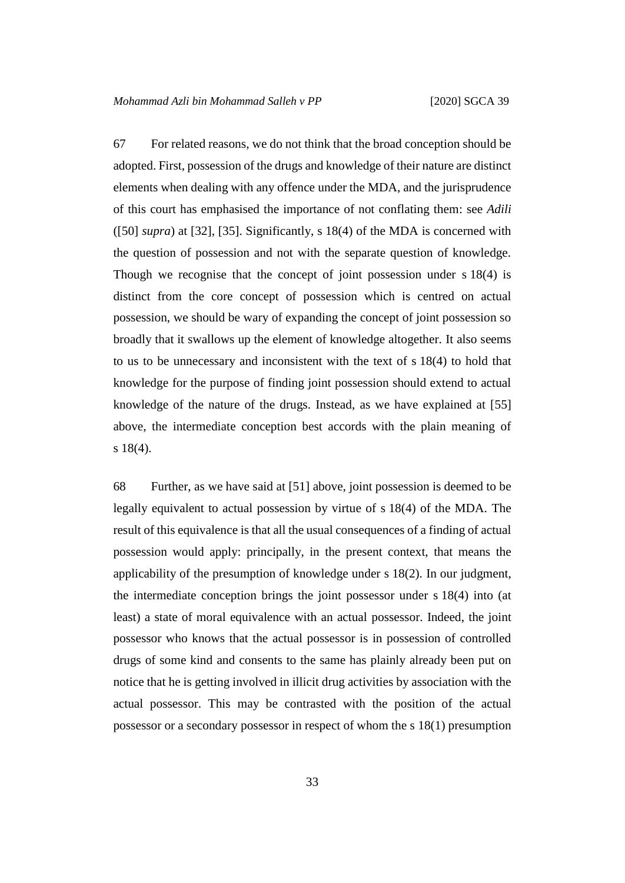67 For related reasons, we do not think that the broad conception should be adopted. First, possession of the drugs and knowledge of their nature are distinct elements when dealing with any offence under the MDA, and the jurisprudence of this court has emphasised the importance of not conflating them: see *Adili* ([50] *supra*) at [32], [35]. Significantly, s 18(4) of the MDA is concerned with the question of possession and not with the separate question of knowledge. Though we recognise that the concept of joint possession under s 18(4) is distinct from the core concept of possession which is centred on actual possession, we should be wary of expanding the concept of joint possession so broadly that it swallows up the element of knowledge altogether. It also seems to us to be unnecessary and inconsistent with the text of s 18(4) to hold that knowledge for the purpose of finding joint possession should extend to actual knowledge of the nature of the drugs. Instead, as we have explained at [55] above, the intermediate conception best accords with the plain meaning of s 18(4).

68 Further, as we have said at [51] above, joint possession is deemed to be legally equivalent to actual possession by virtue of s 18(4) of the MDA. The result of this equivalence is that all the usual consequences of a finding of actual possession would apply: principally, in the present context, that means the applicability of the presumption of knowledge under s 18(2). In our judgment, the intermediate conception brings the joint possessor under s 18(4) into (at least) a state of moral equivalence with an actual possessor. Indeed, the joint possessor who knows that the actual possessor is in possession of controlled drugs of some kind and consents to the same has plainly already been put on notice that he is getting involved in illicit drug activities by association with the actual possessor. This may be contrasted with the position of the actual possessor or a secondary possessor in respect of whom the s 18(1) presumption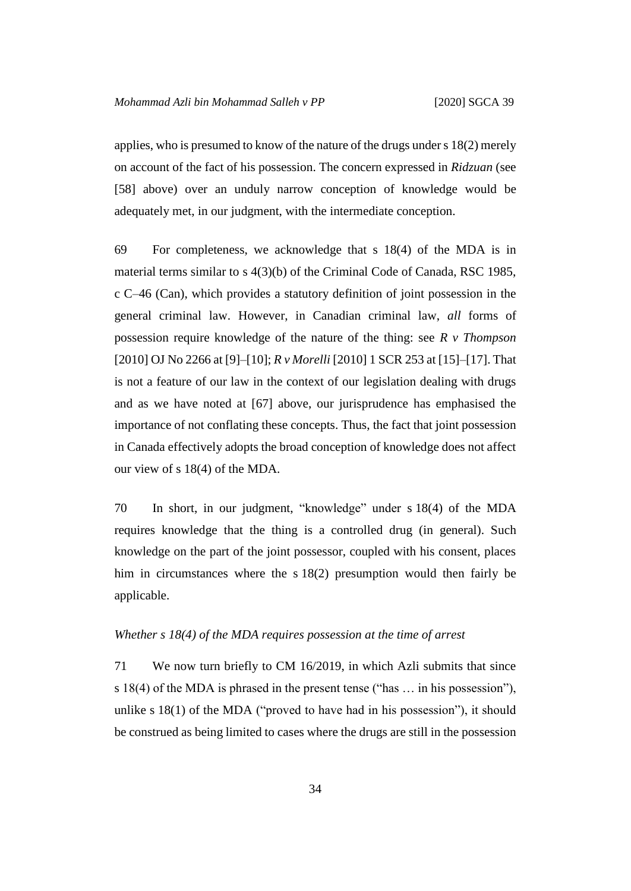applies, who is presumed to know of the nature of the drugs under s 18(2) merely on account of the fact of his possession. The concern expressed in *Ridzuan* (see [58] above) over an unduly narrow conception of knowledge would be adequately met, in our judgment, with the intermediate conception.

69 For completeness, we acknowledge that s 18(4) of the MDA is in material terms similar to s 4(3)(b) of the Criminal Code of Canada, RSC 1985, c C–46 (Can), which provides a statutory definition of joint possession in the general criminal law. However, in Canadian criminal law, *all* forms of possession require knowledge of the nature of the thing: see *R v Thompson* [2010] OJ No 2266 at [9]–[10]; *R v Morelli* [2010] 1 SCR 253 at [15]–[17]. That is not a feature of our law in the context of our legislation dealing with drugs and as we have noted at [67] above, our jurisprudence has emphasised the importance of not conflating these concepts. Thus, the fact that joint possession in Canada effectively adopts the broad conception of knowledge does not affect our view of s 18(4) of the MDA.

70 In short, in our judgment, "knowledge" under s 18(4) of the MDA requires knowledge that the thing is a controlled drug (in general). Such knowledge on the part of the joint possessor, coupled with his consent, places him in circumstances where the s 18(2) presumption would then fairly be applicable.

*Whether s 18(4) of the MDA requires possession at the time of arrest*

71 We now turn briefly to CM 16/2019, in which Azli submits that since s 18(4) of the MDA is phrased in the present tense ("has … in his possession"), unlike s 18(1) of the MDA ("proved to have had in his possession"), it should be construed as being limited to cases where the drugs are still in the possession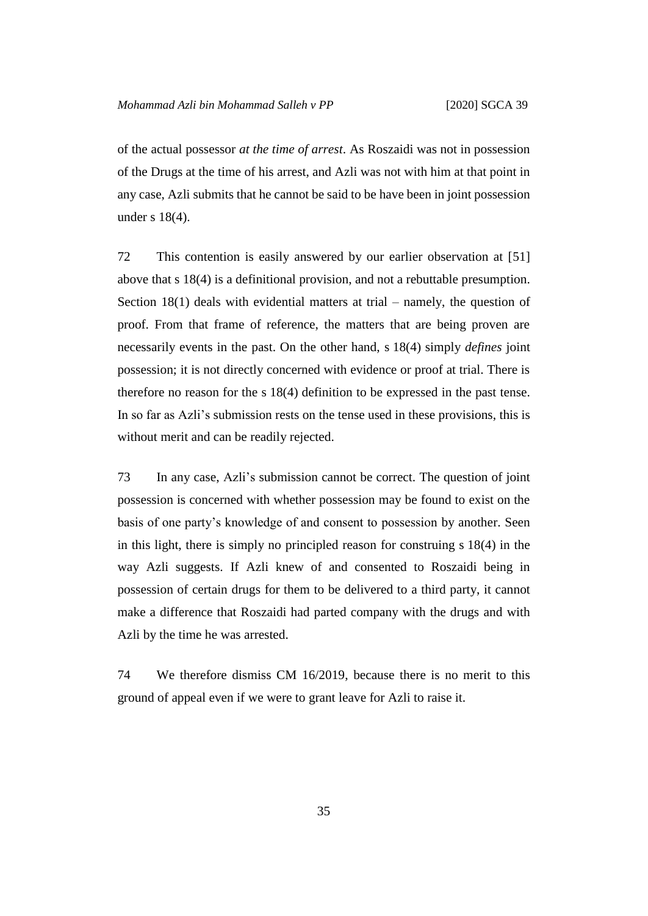of the actual possessor *at the time of arrest*. As Roszaidi was not in possession of the Drugs at the time of his arrest, and Azli was not with him at that point in any case, Azli submits that he cannot be said to be have been in joint possession under s 18(4).

72 This contention is easily answered by our earlier observation at [51] above that s 18(4) is a definitional provision, and not a rebuttable presumption. Section 18(1) deals with evidential matters at trial – namely, the question of proof. From that frame of reference, the matters that are being proven are necessarily events in the past. On the other hand, s 18(4) simply *defines* joint possession; it is not directly concerned with evidence or proof at trial. There is therefore no reason for the s 18(4) definition to be expressed in the past tense. In so far as Azli's submission rests on the tense used in these provisions, this is without merit and can be readily rejected.

73 In any case, Azli's submission cannot be correct. The question of joint possession is concerned with whether possession may be found to exist on the basis of one party's knowledge of and consent to possession by another. Seen in this light, there is simply no principled reason for construing s 18(4) in the way Azli suggests. If Azli knew of and consented to Roszaidi being in possession of certain drugs for them to be delivered to a third party, it cannot make a difference that Roszaidi had parted company with the drugs and with Azli by the time he was arrested.

74 We therefore dismiss CM 16/2019, because there is no merit to this ground of appeal even if we were to grant leave for Azli to raise it.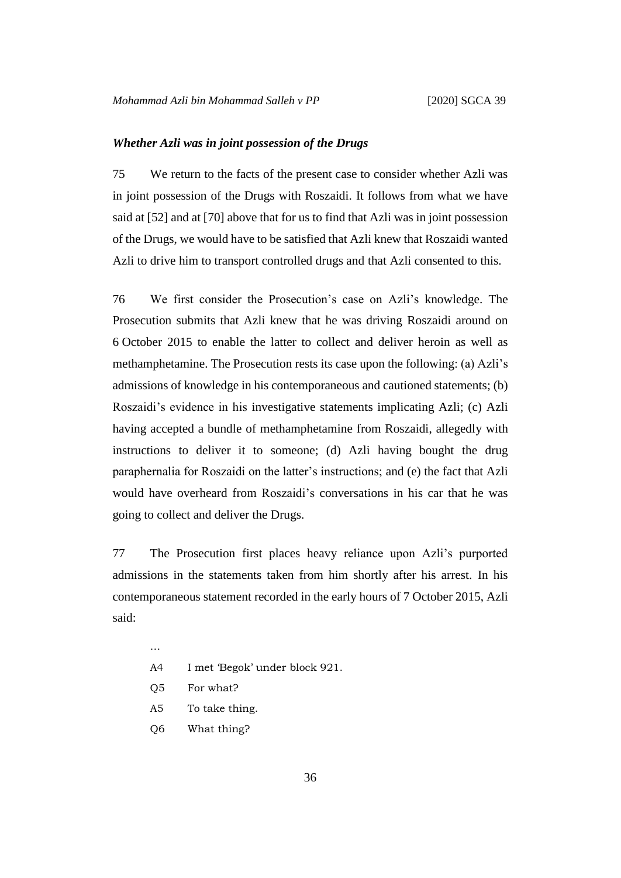### *Whether Azli was in joint possession of the Drugs*

75 We return to the facts of the present case to consider whether Azli was in joint possession of the Drugs with Roszaidi. It follows from what we have said at [52] and at [70] above that for us to find that Azli was in joint possession of the Drugs, we would have to be satisfied that Azli knew that Roszaidi wanted Azli to drive him to transport controlled drugs and that Azli consented to this.

76 We first consider the Prosecution's case on Azli's knowledge. The Prosecution submits that Azli knew that he was driving Roszaidi around on 6 October 2015 to enable the latter to collect and deliver heroin as well as methamphetamine. The Prosecution rests its case upon the following: (a) Azli's admissions of knowledge in his contemporaneous and cautioned statements; (b) Roszaidi's evidence in his investigative statements implicating Azli; (c) Azli having accepted a bundle of methamphetamine from Roszaidi, allegedly with instructions to deliver it to someone; (d) Azli having bought the drug paraphernalia for Roszaidi on the latter's instructions; and (e) the fact that Azli would have overheard from Roszaidi's conversations in his car that he was going to collect and deliver the Drugs.

77 The Prosecution first places heavy reliance upon Azli's purported admissions in the statements taken from him shortly after his arrest. In his contemporaneous statement recorded in the early hours of 7 October 2015, Azli said:

> …
>
> A4 I met 'Begok' under block 921.
>
> Q5 For what?
>
> A5 To take thing.
>
> Q6 What thing?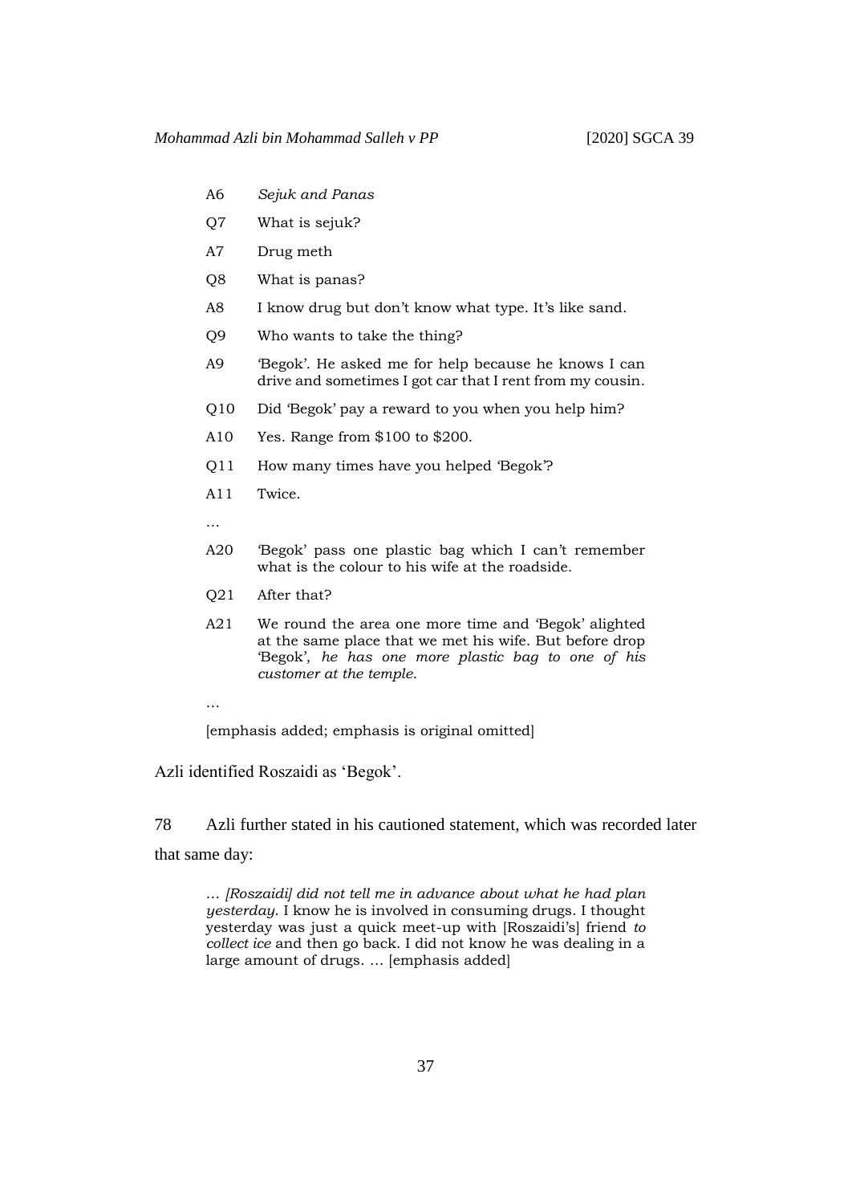A6 *Sejuk and Panas*

Q7 What is sejuk?

A7 Drug meth

Q8 What is panas?

A8 I know drug but don't know what type. It's like sand.

Q9 Who wants to take the thing?

A9 'Begok'. He asked me for help because he knows I can drive and sometimes I got car that I rent from my cousin.

Q10 Did 'Begok' pay a reward to you when you help him?

A10 Yes. Range from $100 to $200.

Q11 How many times have you helped 'Begok'?

A11 Twice.

…

A20 'Begok' pass one plastic bag which I can't remember what is the colour to his wife at the roadside.

Q21 After that?

A21 We round the area one more time and 'Begok' alighted at the same place that we met his wife. But before drop 'Begok', *he has one more plastic bag to one of his customer at the temple*.

…

[emphasis added; emphasis is original omitted]

Azli identified Roszaidi as 'Begok'.

78 Azli further stated in his cautioned statement, which was recorded later that same day:

> … *[Roszaidi] did not tell me in advance about what he had plan yesterday*. I know he is involved in consuming drugs. I thought yesterday was just a quick meet-up with [Roszaidi's] friend *to collect ice* and then go back. I did not know he was dealing in a large amount of drugs. … [emphasis added]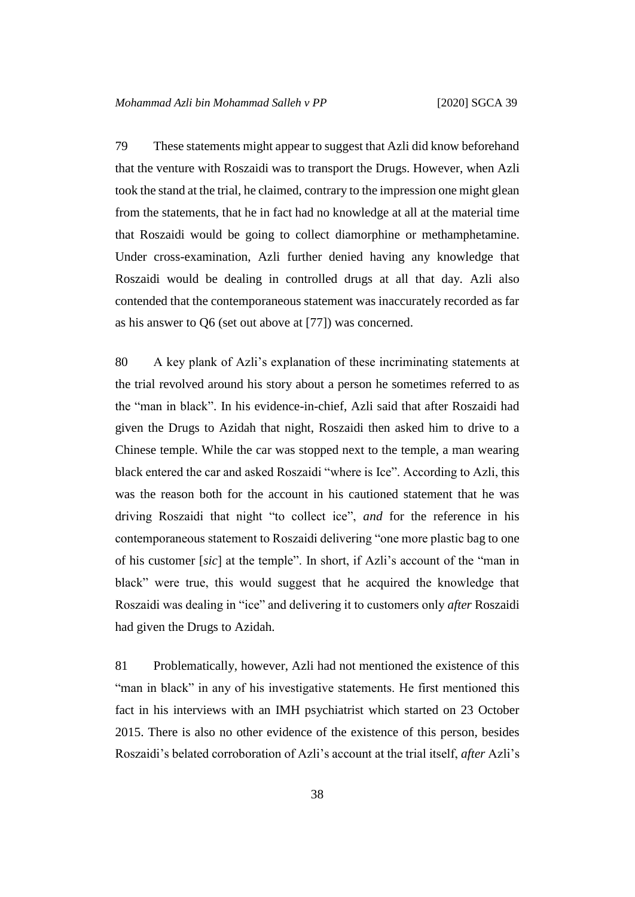79 These statements might appear to suggest that Azli did know beforehand that the venture with Roszaidi was to transport the Drugs. However, when Azli took the stand at the trial, he claimed, contrary to the impression one might glean from the statements, that he in fact had no knowledge at all at the material time that Roszaidi would be going to collect diamorphine or methamphetamine. Under cross-examination, Azli further denied having any knowledge that Roszaidi would be dealing in controlled drugs at all that day. Azli also contended that the contemporaneous statement was inaccurately recorded as far as his answer to Q6 (set out above at [77]) was concerned.

80 A key plank of Azli's explanation of these incriminating statements at the trial revolved around his story about a person he sometimes referred to as the "man in black". In his evidence-in-chief, Azli said that after Roszaidi had given the Drugs to Azidah that night, Roszaidi then asked him to drive to a Chinese temple. While the car was stopped next to the temple, a man wearing black entered the car and asked Roszaidi "where is Ice". According to Azli, this was the reason both for the account in his cautioned statement that he was driving Roszaidi that night "to collect ice", *and* for the reference in his contemporaneous statement to Roszaidi delivering "one more plastic bag to one of his customer [*sic*] at the temple". In short, if Azli's account of the "man in black" were true, this would suggest that he acquired the knowledge that Roszaidi was dealing in "ice" and delivering it to customers only *after* Roszaidi had given the Drugs to Azidah.

81 Problematically, however, Azli had not mentioned the existence of this "man in black" in any of his investigative statements. He first mentioned this fact in his interviews with an IMH psychiatrist which started on 23 October 2015. There is also no other evidence of the existence of this person, besides Roszaidi's belated corroboration of Azli's account at the trial itself, *after* Azli's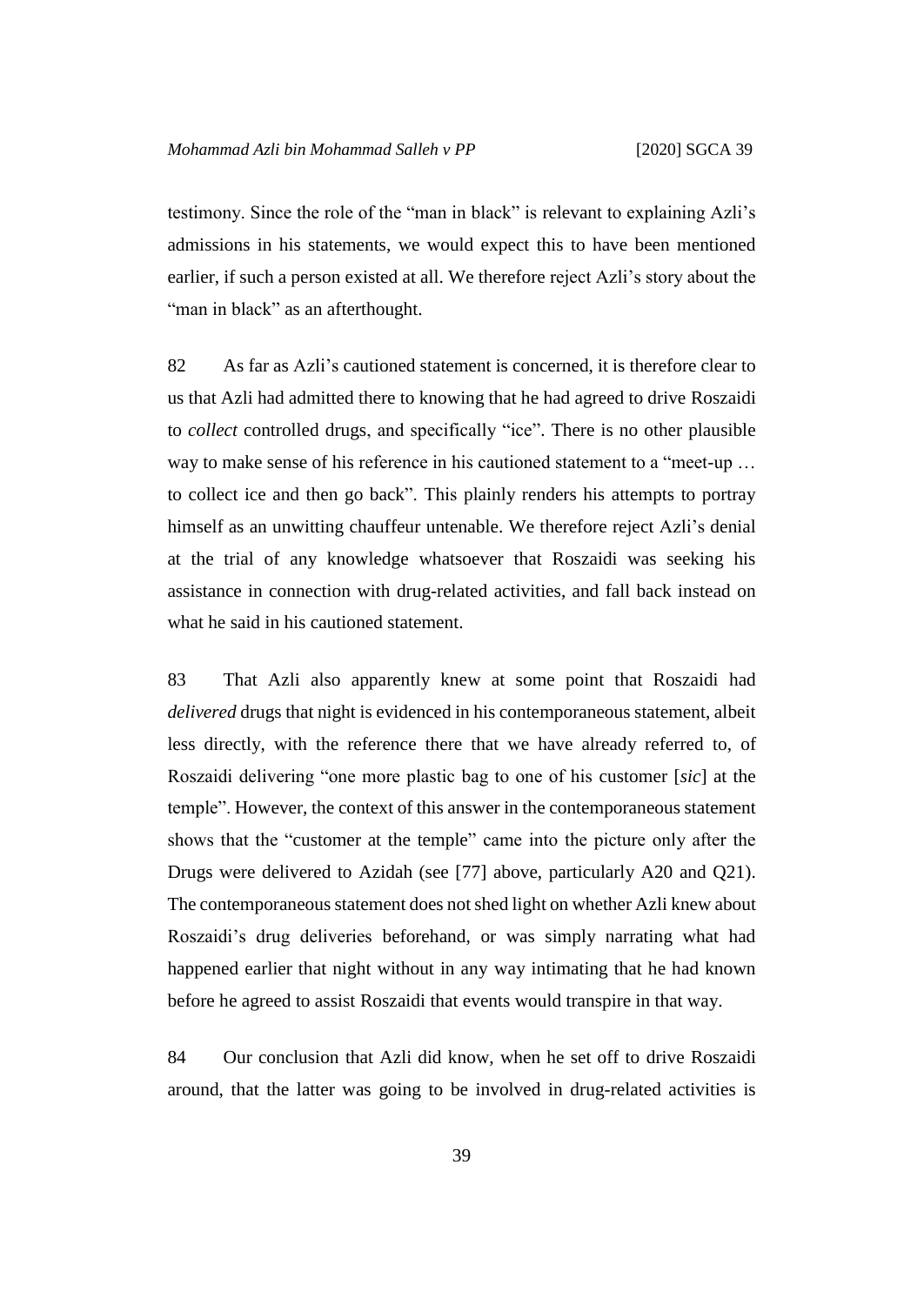testimony. Since the role of the "man in black" is relevant to explaining Azli's admissions in his statements, we would expect this to have been mentioned earlier, if such a person existed at all. We therefore reject Azli's story about the "man in black" as an afterthought.

82 As far as Azli's cautioned statement is concerned, it is therefore clear to us that Azli had admitted there to knowing that he had agreed to drive Roszaidi to *collect* controlled drugs, and specifically "ice". There is no other plausible way to make sense of his reference in his cautioned statement to a "meet-up … to collect ice and then go back". This plainly renders his attempts to portray himself as an unwitting chauffeur untenable. We therefore reject Azli's denial at the trial of any knowledge whatsoever that Roszaidi was seeking his assistance in connection with drug-related activities, and fall back instead on what he said in his cautioned statement.

83 That Azli also apparently knew at some point that Roszaidi had *delivered* drugs that night is evidenced in his contemporaneous statement, albeit less directly, with the reference there that we have already referred to, of Roszaidi delivering "one more plastic bag to one of his customer [*sic*] at the temple". However, the context of this answer in the contemporaneous statement shows that the "customer at the temple" came into the picture only after the Drugs were delivered to Azidah (see [77] above, particularly A20 and Q21). The contemporaneous statement does not shed light on whether Azli knew about Roszaidi's drug deliveries beforehand, or was simply narrating what had happened earlier that night without in any way intimating that he had known before he agreed to assist Roszaidi that events would transpire in that way.

84 Our conclusion that Azli did know, when he set off to drive Roszaidi around, that the latter was going to be involved in drug-related activities is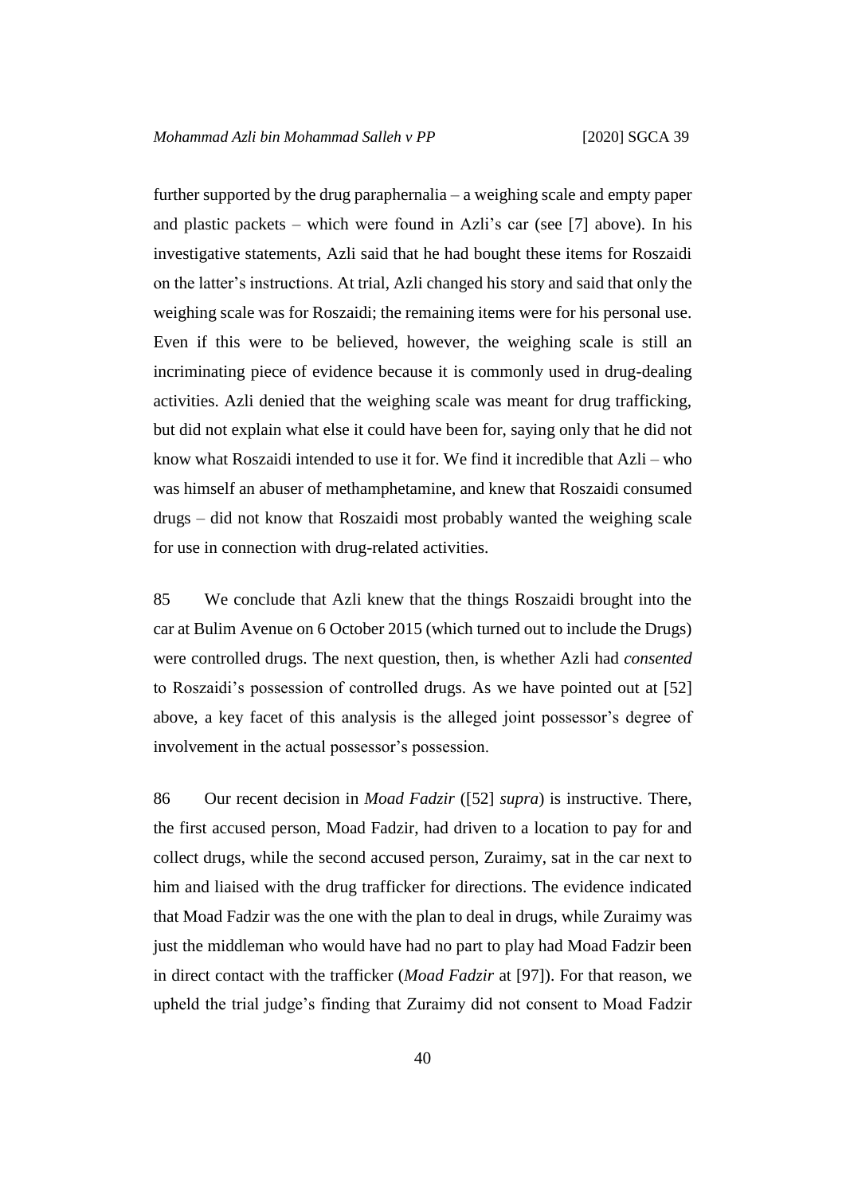further supported by the drug paraphernalia – a weighing scale and empty paper and plastic packets – which were found in Azli's car (see [7] above). In his investigative statements, Azli said that he had bought these items for Roszaidi on the latter's instructions. At trial, Azli changed his story and said that only the weighing scale was for Roszaidi; the remaining items were for his personal use. Even if this were to be believed, however, the weighing scale is still an incriminating piece of evidence because it is commonly used in drug-dealing activities. Azli denied that the weighing scale was meant for drug trafficking, but did not explain what else it could have been for, saying only that he did not know what Roszaidi intended to use it for. We find it incredible that Azli – who was himself an abuser of methamphetamine, and knew that Roszaidi consumed drugs – did not know that Roszaidi most probably wanted the weighing scale for use in connection with drug-related activities.

85 We conclude that Azli knew that the things Roszaidi brought into the car at Bulim Avenue on 6 October 2015 (which turned out to include the Drugs) were controlled drugs. The next question, then, is whether Azli had *consented* to Roszaidi's possession of controlled drugs. As we have pointed out at [52] above, a key facet of this analysis is the alleged joint possessor's degree of involvement in the actual possessor's possession.

86 Our recent decision in *Moad Fadzir* ([52] *supra*) is instructive. There, the first accused person, Moad Fadzir, had driven to a location to pay for and collect drugs, while the second accused person, Zuraimy, sat in the car next to him and liaised with the drug trafficker for directions. The evidence indicated that Moad Fadzir was the one with the plan to deal in drugs, while Zuraimy was just the middleman who would have had no part to play had Moad Fadzir been in direct contact with the trafficker (*Moad Fadzir* at [97]). For that reason, we upheld the trial judge's finding that Zuraimy did not consent to Moad Fadzir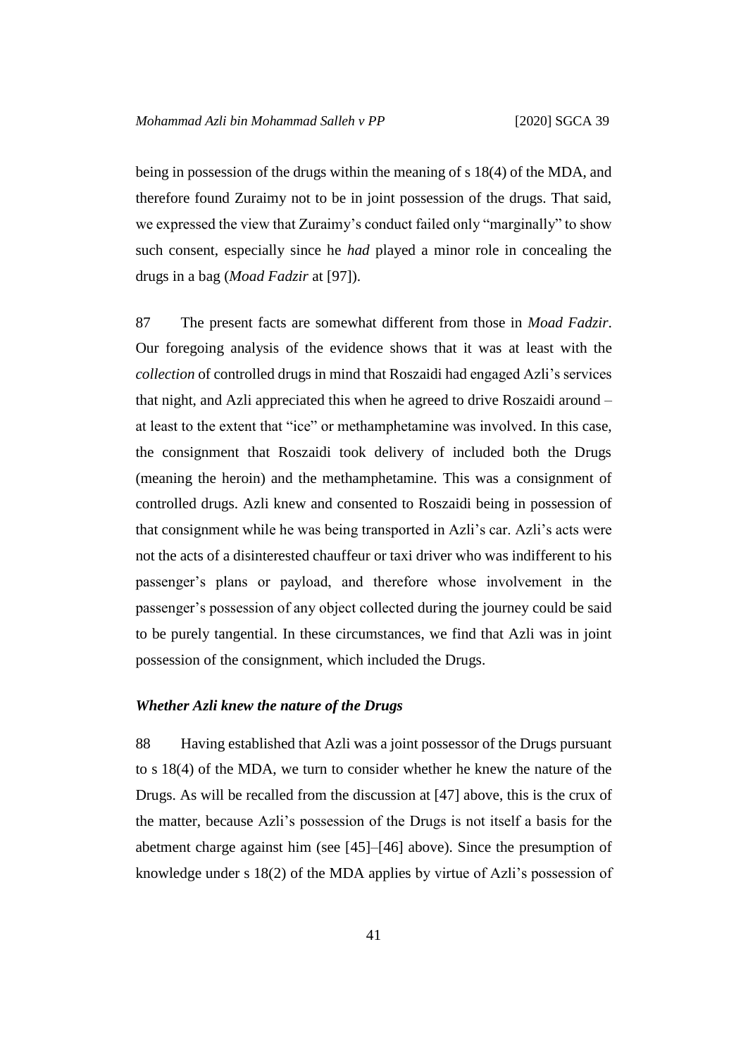being in possession of the drugs within the meaning of s 18(4) of the MDA, and therefore found Zuraimy not to be in joint possession of the drugs. That said, we expressed the view that Zuraimy's conduct failed only "marginally" to show such consent, especially since he *had* played a minor role in concealing the drugs in a bag (*Moad Fadzir* at [97]).

87 The present facts are somewhat different from those in *Moad Fadzir*. Our foregoing analysis of the evidence shows that it was at least with the *collection* of controlled drugs in mind that Roszaidi had engaged Azli's services that night, and Azli appreciated this when he agreed to drive Roszaidi around – at least to the extent that "ice" or methamphetamine was involved. In this case, the consignment that Roszaidi took delivery of included both the Drugs (meaning the heroin) and the methamphetamine. This was a consignment of controlled drugs. Azli knew and consented to Roszaidi being in possession of that consignment while he was being transported in Azli's car. Azli's acts were not the acts of a disinterested chauffeur or taxi driver who was indifferent to his passenger's plans or payload, and therefore whose involvement in the passenger's possession of any object collected during the journey could be said to be purely tangential. In these circumstances, we find that Azli was in joint possession of the consignment, which included the Drugs.

### *Whether Azli knew the nature of the Drugs*

88 Having established that Azli was a joint possessor of the Drugs pursuant to s 18(4) of the MDA, we turn to consider whether he knew the nature of the Drugs. As will be recalled from the discussion at [47] above, this is the crux of the matter, because Azli's possession of the Drugs is not itself a basis for the abetment charge against him (see [45]–[46] above). Since the presumption of knowledge under s 18(2) of the MDA applies by virtue of Azli's possession of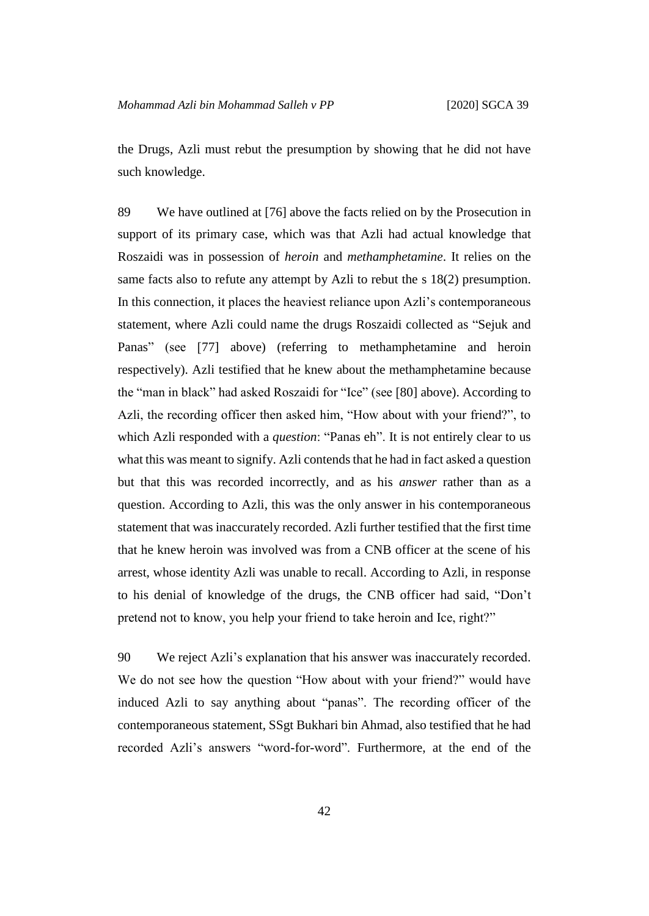the Drugs, Azli must rebut the presumption by showing that he did not have such knowledge.

89 We have outlined at [76] above the facts relied on by the Prosecution in support of its primary case, which was that Azli had actual knowledge that Roszaidi was in possession of *heroin* and *methamphetamine*. It relies on the same facts also to refute any attempt by Azli to rebut the s 18(2) presumption. In this connection, it places the heaviest reliance upon Azli's contemporaneous statement, where Azli could name the drugs Roszaidi collected as "Sejuk and Panas" (see [77] above) (referring to methamphetamine and heroin respectively). Azli testified that he knew about the methamphetamine because the "man in black" had asked Roszaidi for "Ice" (see [80] above). According to Azli, the recording officer then asked him, "How about with your friend?", to which Azli responded with a *question*: "Panas eh". It is not entirely clear to us what this was meant to signify. Azli contends that he had in fact asked a question but that this was recorded incorrectly, and as his *answer* rather than as a question. According to Azli, this was the only answer in his contemporaneous statement that was inaccurately recorded. Azli further testified that the first time that he knew heroin was involved was from a CNB officer at the scene of his arrest, whose identity Azli was unable to recall. According to Azli, in response to his denial of knowledge of the drugs, the CNB officer had said, "Don't pretend not to know, you help your friend to take heroin and Ice, right?"

90 We reject Azli's explanation that his answer was inaccurately recorded. We do not see how the question "How about with your friend?" would have induced Azli to say anything about "panas". The recording officer of the contemporaneous statement, SSgt Bukhari bin Ahmad, also testified that he had recorded Azli's answers "word-for-word". Furthermore, at the end of the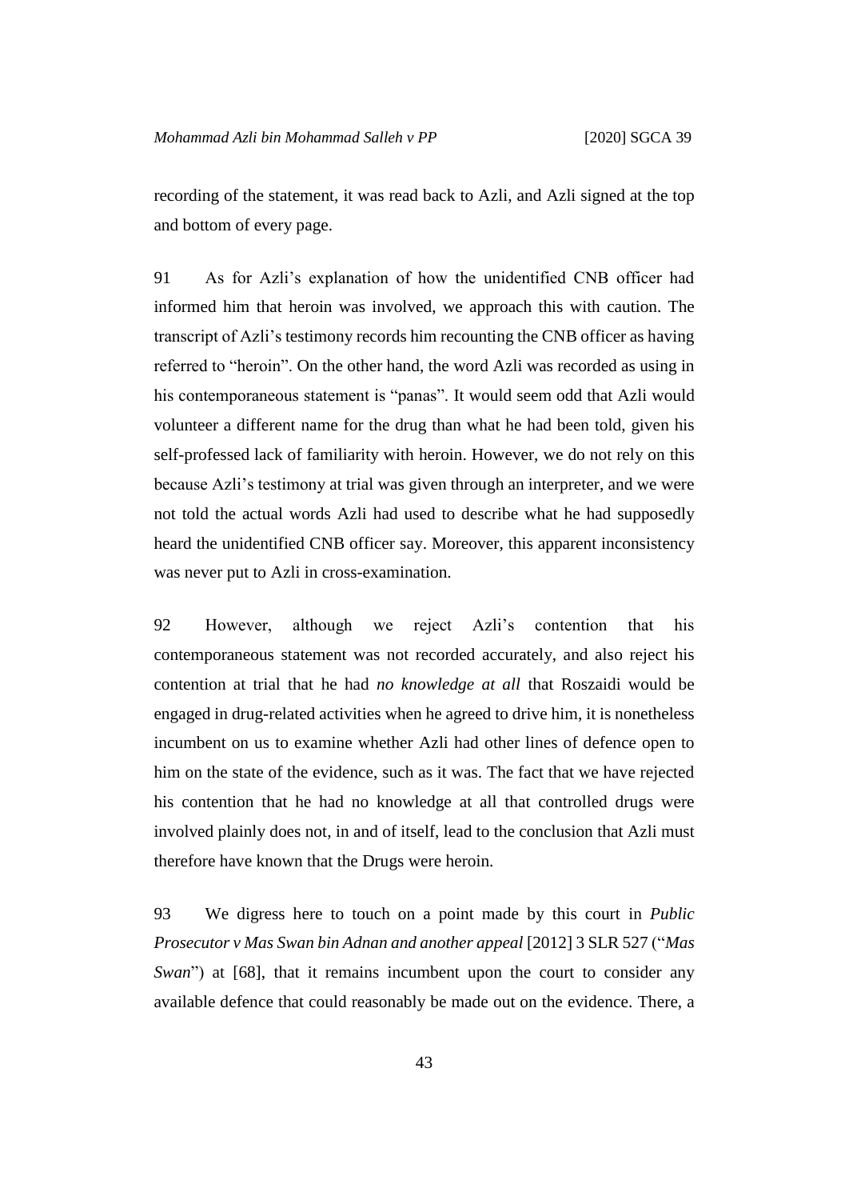recording of the statement, it was read back to Azli, and Azli signed at the top and bottom of every page.

91 As for Azli's explanation of how the unidentified CNB officer had informed him that heroin was involved, we approach this with caution. The transcript of Azli's testimony records him recounting the CNB officer as having referred to "heroin". On the other hand, the word Azli was recorded as using in his contemporaneous statement is "panas". It would seem odd that Azli would volunteer a different name for the drug than what he had been told, given his self-professed lack of familiarity with heroin. However, we do not rely on this because Azli's testimony at trial was given through an interpreter, and we were not told the actual words Azli had used to describe what he had supposedly heard the unidentified CNB officer say. Moreover, this apparent inconsistency was never put to Azli in cross-examination.

92 However, although we reject Azli's contention that his contemporaneous statement was not recorded accurately, and also reject his contention at trial that he had *no knowledge at all* that Roszaidi would be engaged in drug-related activities when he agreed to drive him, it is nonetheless incumbent on us to examine whether Azli had other lines of defence open to him on the state of the evidence, such as it was. The fact that we have rejected his contention that he had no knowledge at all that controlled drugs were involved plainly does not, in and of itself, lead to the conclusion that Azli must therefore have known that the Drugs were heroin.

93 We digress here to touch on a point made by this court in *Public Prosecutor v Mas Swan bin Adnan and another appeal* [2012] 3 SLR 527 ("*Mas Swan*") at [68], that it remains incumbent upon the court to consider any available defence that could reasonably be made out on the evidence. There, a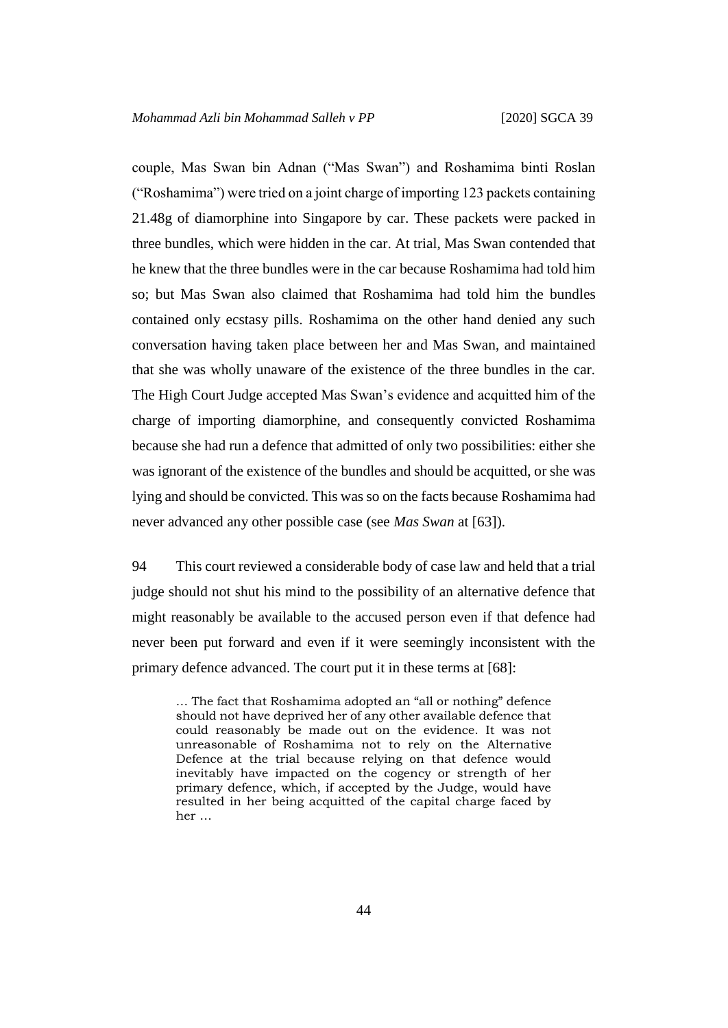couple, Mas Swan bin Adnan ("Mas Swan") and Roshamima binti Roslan ("Roshamima") were tried on a joint charge of importing 123 packets containing 21.48g of diamorphine into Singapore by car. These packets were packed in three bundles, which were hidden in the car. At trial, Mas Swan contended that he knew that the three bundles were in the car because Roshamima had told him so; but Mas Swan also claimed that Roshamima had told him the bundles contained only ecstasy pills. Roshamima on the other hand denied any such conversation having taken place between her and Mas Swan, and maintained that she was wholly unaware of the existence of the three bundles in the car. The High Court Judge accepted Mas Swan's evidence and acquitted him of the charge of importing diamorphine, and consequently convicted Roshamima because she had run a defence that admitted of only two possibilities: either she was ignorant of the existence of the bundles and should be acquitted, or she was lying and should be convicted. This was so on the facts because Roshamima had never advanced any other possible case (see *Mas Swan* at [63]).

94 This court reviewed a considerable body of case law and held that a trial judge should not shut his mind to the possibility of an alternative defence that might reasonably be available to the accused person even if that defence had never been put forward and even if it were seemingly inconsistent with the primary defence advanced. The court put it in these terms at [68]:

> … The fact that Roshamima adopted an "all or nothing" defence should not have deprived her of any other available defence that could reasonably be made out on the evidence. It was not unreasonable of Roshamima not to rely on the Alternative Defence at the trial because relying on that defence would inevitably have impacted on the cogency or strength of her primary defence, which, if accepted by the Judge, would have resulted in her being acquitted of the capital charge faced by her …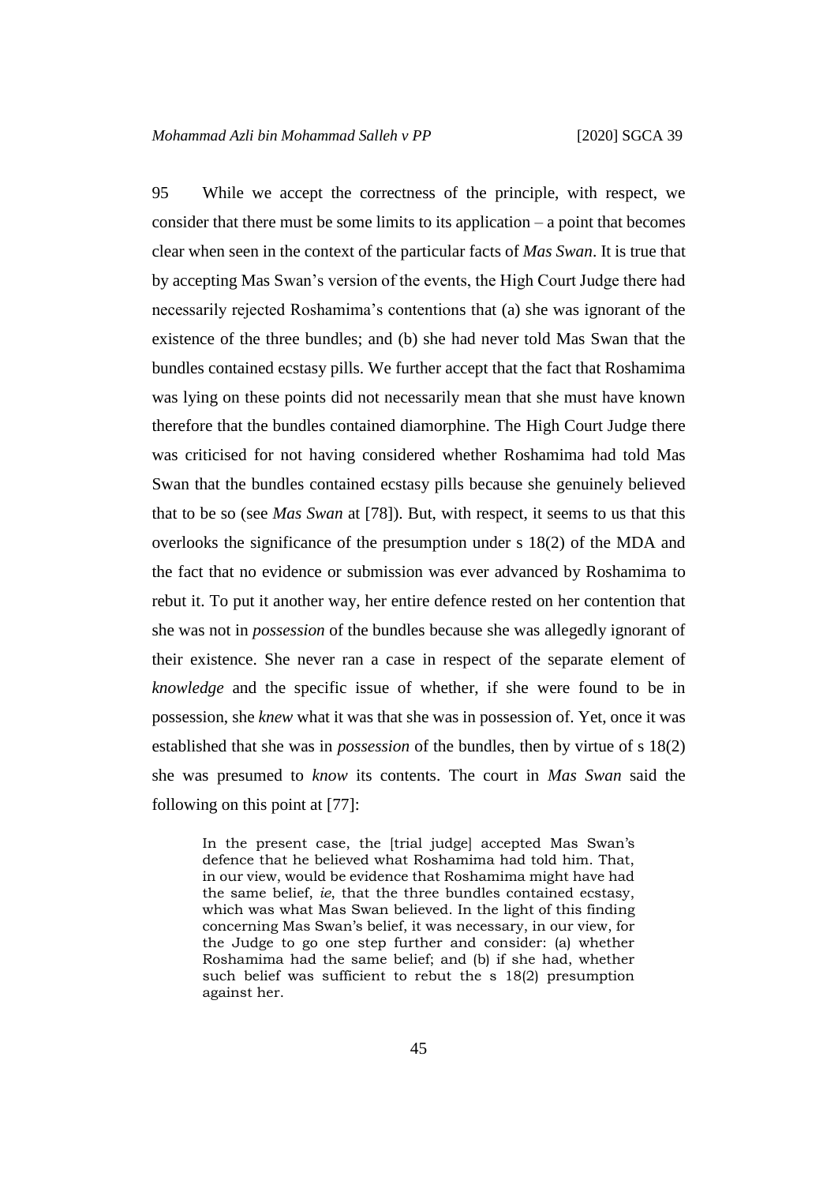95 While we accept the correctness of the principle, with respect, we consider that there must be some limits to its application – a point that becomes clear when seen in the context of the particular facts of *Mas Swan*. It is true that by accepting Mas Swan's version of the events, the High Court Judge there had necessarily rejected Roshamima's contentions that (a) she was ignorant of the existence of the three bundles; and (b) she had never told Mas Swan that the bundles contained ecstasy pills. We further accept that the fact that Roshamima was lying on these points did not necessarily mean that she must have known therefore that the bundles contained diamorphine. The High Court Judge there was criticised for not having considered whether Roshamima had told Mas Swan that the bundles contained ecstasy pills because she genuinely believed that to be so (see *Mas Swan* at [78]). But, with respect, it seems to us that this overlooks the significance of the presumption under s 18(2) of the MDA and the fact that no evidence or submission was ever advanced by Roshamima to rebut it. To put it another way, her entire defence rested on her contention that she was not in *possession* of the bundles because she was allegedly ignorant of their existence. She never ran a case in respect of the separate element of *knowledge* and the specific issue of whether, if she were found to be in possession, she *knew* what it was that she was in possession of. Yet, once it was established that she was in *possession* of the bundles, then by virtue of s 18(2) she was presumed to *know* its contents. The court in *Mas Swan* said the following on this point at [77]:

> In the present case, the [trial judge] accepted Mas Swan's defence that he believed what Roshamima had told him. That, in our view, would be evidence that Roshamima might have had the same belief, *ie*, that the three bundles contained ecstasy, which was what Mas Swan believed. In the light of this finding concerning Mas Swan's belief, it was necessary, in our view, for the Judge to go one step further and consider: (a) whether Roshamima had the same belief; and (b) if she had, whether such belief was sufficient to rebut the s 18(2) presumption against her.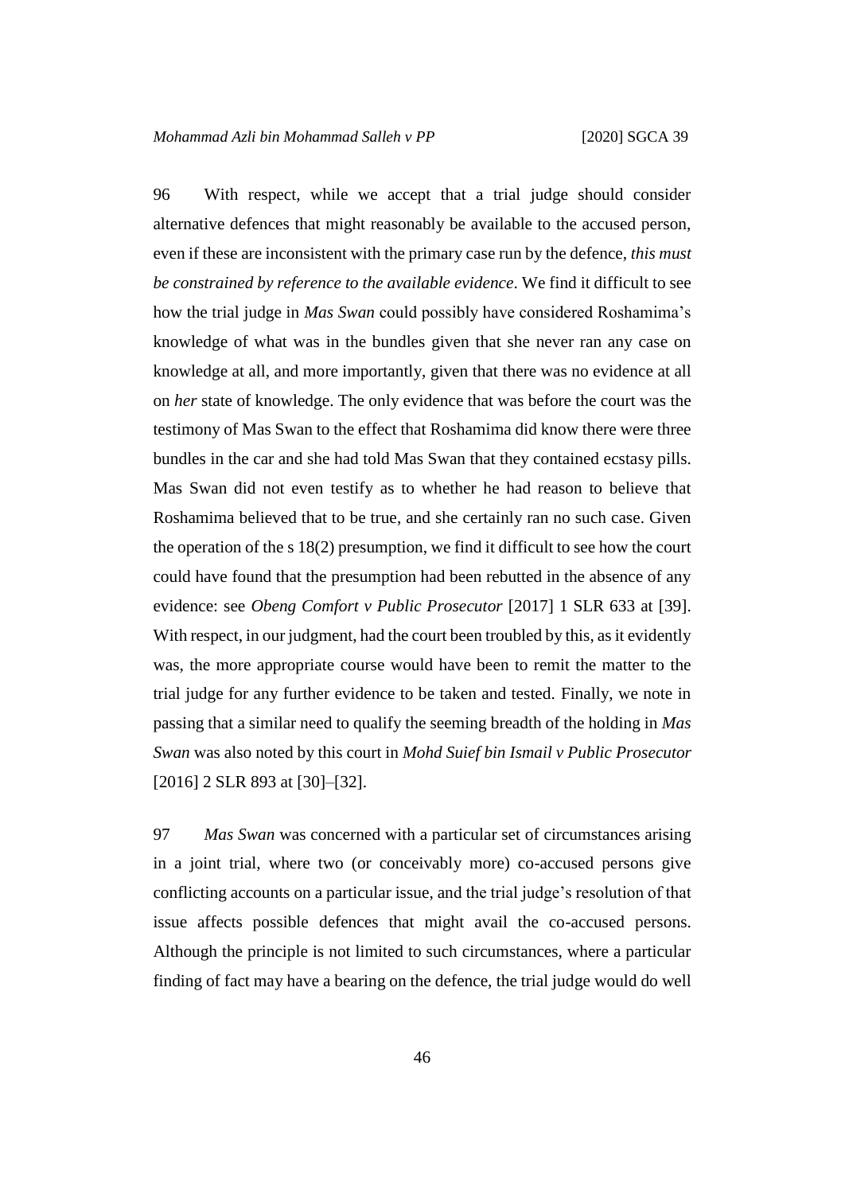96 With respect, while we accept that a trial judge should consider alternative defences that might reasonably be available to the accused person, even if these are inconsistent with the primary case run by the defence, *this must be constrained by reference to the available evidence*. We find it difficult to see how the trial judge in *Mas Swan* could possibly have considered Roshamima's knowledge of what was in the bundles given that she never ran any case on knowledge at all, and more importantly, given that there was no evidence at all on *her* state of knowledge. The only evidence that was before the court was the testimony of Mas Swan to the effect that Roshamima did know there were three bundles in the car and she had told Mas Swan that they contained ecstasy pills. Mas Swan did not even testify as to whether he had reason to believe that Roshamima believed that to be true, and she certainly ran no such case. Given the operation of the s 18(2) presumption, we find it difficult to see how the court could have found that the presumption had been rebutted in the absence of any evidence: see *Obeng Comfort v Public Prosecutor* [2017] 1 SLR 633 at [39]. With respect, in our judgment, had the court been troubled by this, as it evidently was, the more appropriate course would have been to remit the matter to the trial judge for any further evidence to be taken and tested. Finally, we note in passing that a similar need to qualify the seeming breadth of the holding in *Mas Swan* was also noted by this court in *Mohd Suief bin Ismail v Public Prosecutor* [2016] 2 SLR 893 at [30]–[32].

97 *Mas Swan* was concerned with a particular set of circumstances arising in a joint trial, where two (or conceivably more) co-accused persons give conflicting accounts on a particular issue, and the trial judge's resolution of that issue affects possible defences that might avail the co-accused persons. Although the principle is not limited to such circumstances, where a particular finding of fact may have a bearing on the defence, the trial judge would do well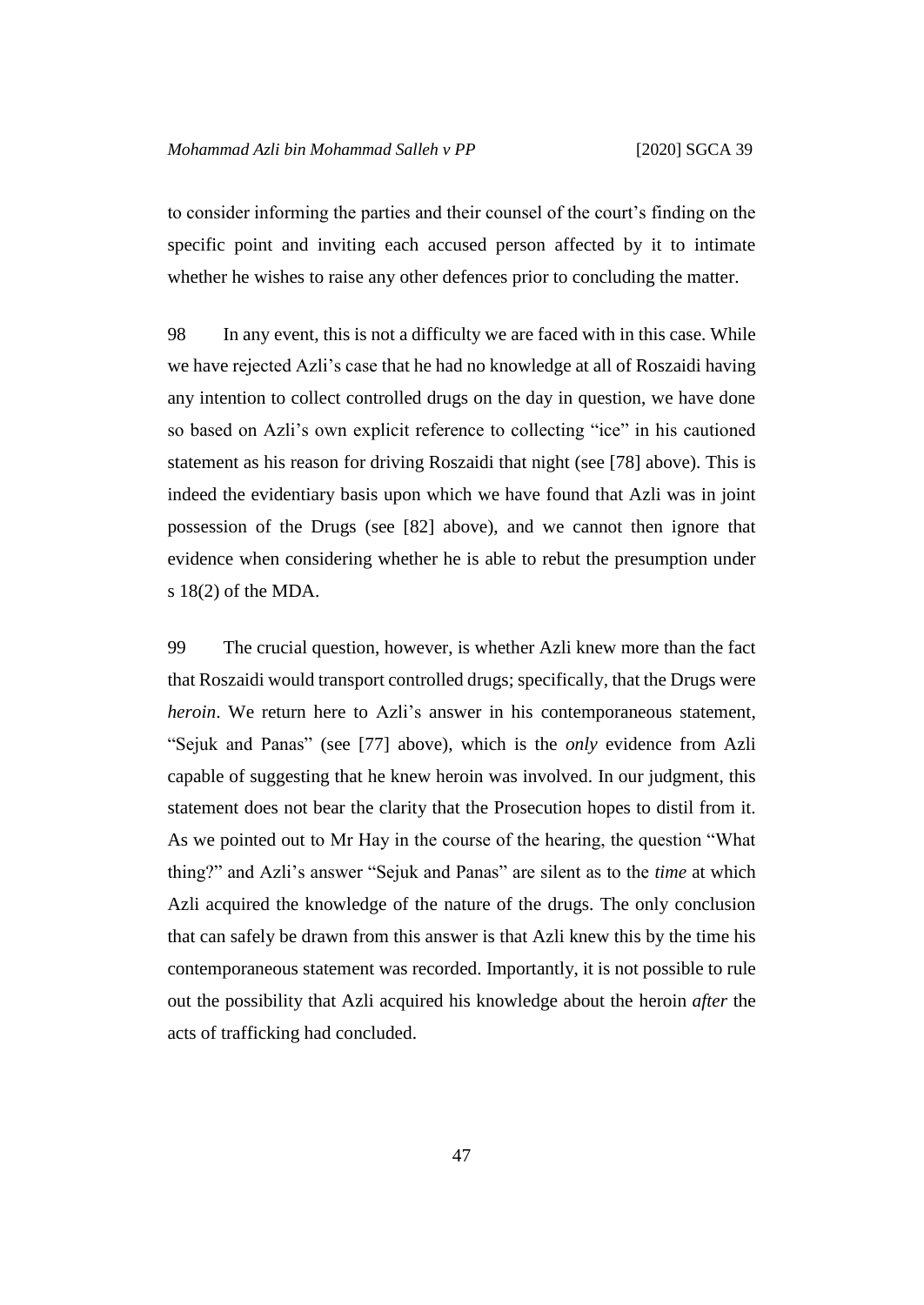to consider informing the parties and their counsel of the court's finding on the specific point and inviting each accused person affected by it to intimate whether he wishes to raise any other defences prior to concluding the matter.

98 In any event, this is not a difficulty we are faced with in this case. While we have rejected Azli's case that he had no knowledge at all of Roszaidi having any intention to collect controlled drugs on the day in question, we have done so based on Azli's own explicit reference to collecting "ice" in his cautioned statement as his reason for driving Roszaidi that night (see [78] above). This is indeed the evidentiary basis upon which we have found that Azli was in joint possession of the Drugs (see [82] above), and we cannot then ignore that evidence when considering whether he is able to rebut the presumption under s 18(2) of the MDA.

99 The crucial question, however, is whether Azli knew more than the fact that Roszaidi would transport controlled drugs; specifically, that the Drugs were *heroin*. We return here to Azli's answer in his contemporaneous statement, "Sejuk and Panas" (see [77] above), which is the *only* evidence from Azli capable of suggesting that he knew heroin was involved. In our judgment, this statement does not bear the clarity that the Prosecution hopes to distil from it. As we pointed out to Mr Hay in the course of the hearing, the question "What thing?" and Azli's answer "Sejuk and Panas" are silent as to the *time* at which Azli acquired the knowledge of the nature of the drugs. The only conclusion that can safely be drawn from this answer is that Azli knew this by the time his contemporaneous statement was recorded. Importantly, it is not possible to rule out the possibility that Azli acquired his knowledge about the heroin *after* the acts of trafficking had concluded.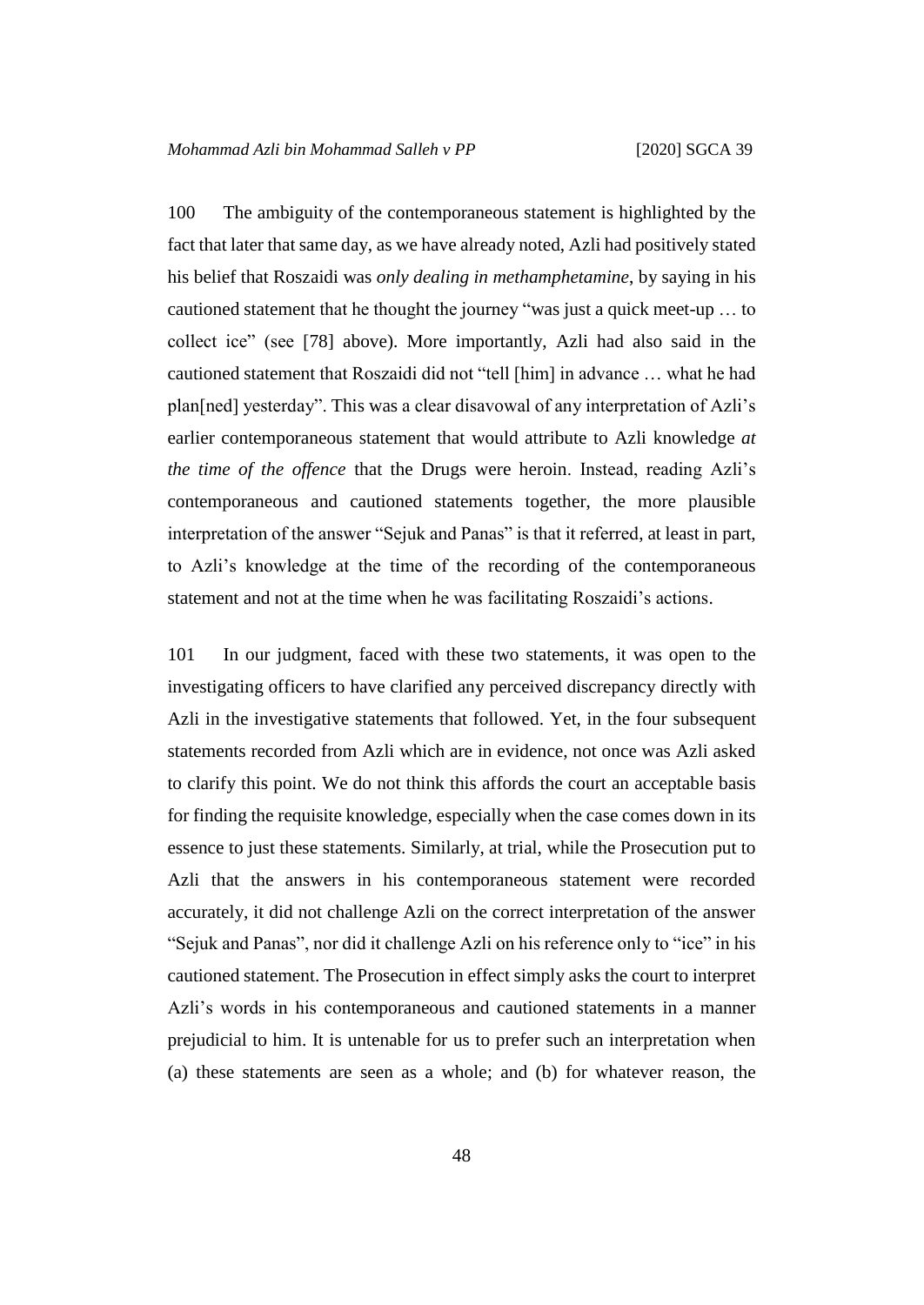100 The ambiguity of the contemporaneous statement is highlighted by the fact that later that same day, as we have already noted, Azli had positively stated his belief that Roszaidi was *only dealing in methamphetamine*, by saying in his cautioned statement that he thought the journey "was just a quick meet-up … to collect ice" (see [78] above). More importantly, Azli had also said in the cautioned statement that Roszaidi did not "tell [him] in advance … what he had plan[ned] yesterday". This was a clear disavowal of any interpretation of Azli's earlier contemporaneous statement that would attribute to Azli knowledge *at the time of the offence* that the Drugs were heroin. Instead, reading Azli's contemporaneous and cautioned statements together, the more plausible interpretation of the answer "Sejuk and Panas" is that it referred, at least in part, to Azli's knowledge at the time of the recording of the contemporaneous statement and not at the time when he was facilitating Roszaidi's actions.

101 In our judgment, faced with these two statements, it was open to the investigating officers to have clarified any perceived discrepancy directly with Azli in the investigative statements that followed. Yet, in the four subsequent statements recorded from Azli which are in evidence, not once was Azli asked to clarify this point. We do not think this affords the court an acceptable basis for finding the requisite knowledge, especially when the case comes down in its essence to just these statements. Similarly, at trial, while the Prosecution put to Azli that the answers in his contemporaneous statement were recorded accurately, it did not challenge Azli on the correct interpretation of the answer "Sejuk and Panas", nor did it challenge Azli on his reference only to "ice" in his cautioned statement. The Prosecution in effect simply asks the court to interpret Azli's words in his contemporaneous and cautioned statements in a manner prejudicial to him. It is untenable for us to prefer such an interpretation when (a) these statements are seen as a whole; and (b) for whatever reason, the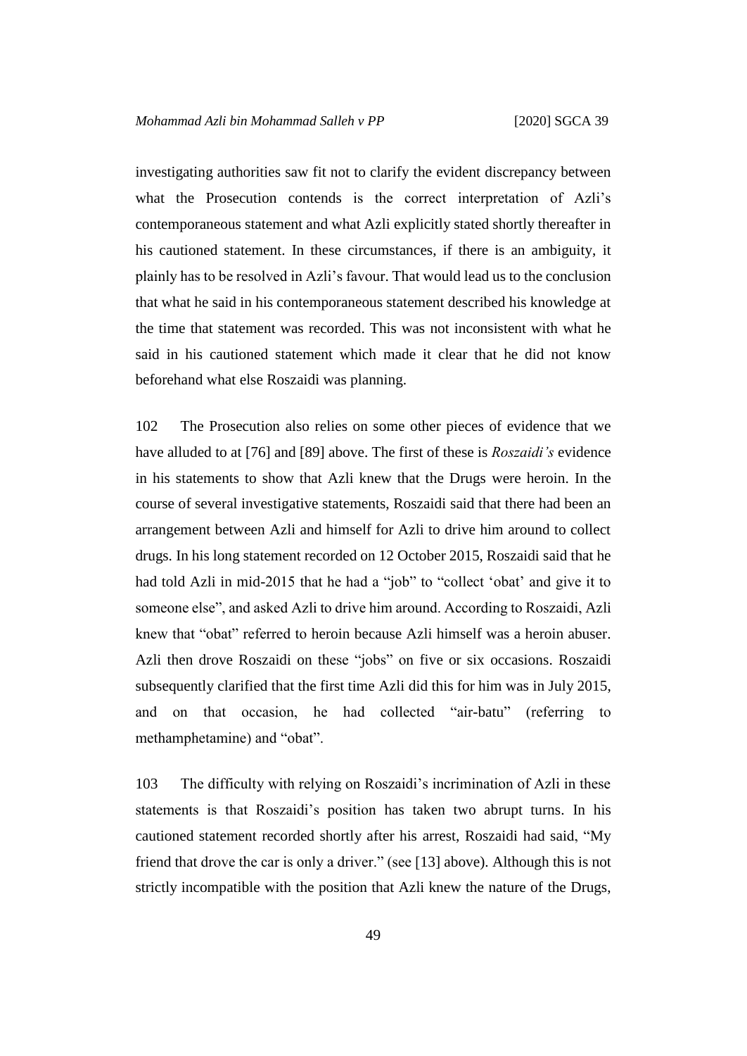investigating authorities saw fit not to clarify the evident discrepancy between what the Prosecution contends is the correct interpretation of Azli's contemporaneous statement and what Azli explicitly stated shortly thereafter in his cautioned statement. In these circumstances, if there is an ambiguity, it plainly has to be resolved in Azli's favour. That would lead us to the conclusion that what he said in his contemporaneous statement described his knowledge at the time that statement was recorded. This was not inconsistent with what he said in his cautioned statement which made it clear that he did not know beforehand what else Roszaidi was planning.

102 The Prosecution also relies on some other pieces of evidence that we have alluded to at [76] and [89] above. The first of these is *Roszaidi's* evidence in his statements to show that Azli knew that the Drugs were heroin. In the course of several investigative statements, Roszaidi said that there had been an arrangement between Azli and himself for Azli to drive him around to collect drugs. In his long statement recorded on 12 October 2015, Roszaidi said that he had told Azli in mid-2015 that he had a "job" to "collect 'obat' and give it to someone else", and asked Azli to drive him around. According to Roszaidi, Azli knew that "obat" referred to heroin because Azli himself was a heroin abuser. Azli then drove Roszaidi on these "jobs" on five or six occasions. Roszaidi subsequently clarified that the first time Azli did this for him was in July 2015, and on that occasion, he had collected "air-batu" (referring to methamphetamine) and "obat".

103 The difficulty with relying on Roszaidi's incrimination of Azli in these statements is that Roszaidi's position has taken two abrupt turns. In his cautioned statement recorded shortly after his arrest, Roszaidi had said, "My friend that drove the car is only a driver." (see [13] above). Although this is not strictly incompatible with the position that Azli knew the nature of the Drugs,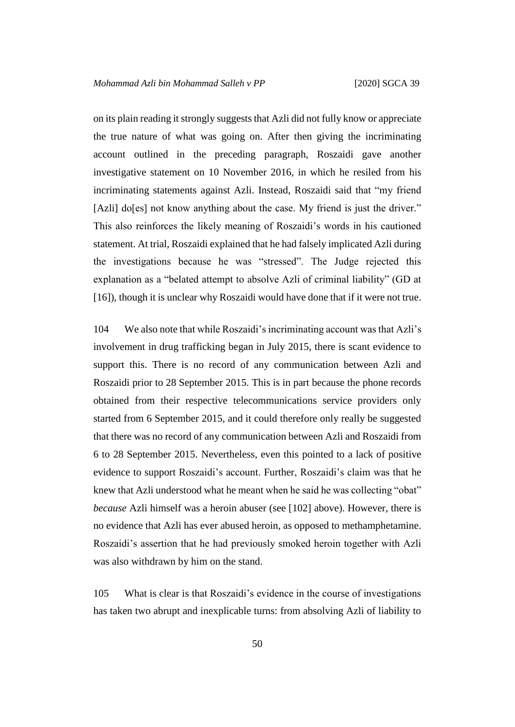on its plain reading it strongly suggests that Azli did not fully know or appreciate the true nature of what was going on. After then giving the incriminating account outlined in the preceding paragraph, Roszaidi gave another investigative statement on 10 November 2016, in which he resiled from his incriminating statements against Azli. Instead, Roszaidi said that "my friend [Azli] do[es] not know anything about the case. My friend is just the driver." This also reinforces the likely meaning of Roszaidi's words in his cautioned statement. At trial, Roszaidi explained that he had falsely implicated Azli during the investigations because he was "stressed". The Judge rejected this explanation as a "belated attempt to absolve Azli of criminal liability" (GD at [16]), though it is unclear why Roszaidi would have done that if it were not true.

104 We also note that while Roszaidi's incriminating account was that Azli's involvement in drug trafficking began in July 2015, there is scant evidence to support this. There is no record of any communication between Azli and Roszaidi prior to 28 September 2015. This is in part because the phone records obtained from their respective telecommunications service providers only started from 6 September 2015, and it could therefore only really be suggested that there was no record of any communication between Azli and Roszaidi from 6 to 28 September 2015. Nevertheless, even this pointed to a lack of positive evidence to support Roszaidi's account. Further, Roszaidi's claim was that he knew that Azli understood what he meant when he said he was collecting "obat" *because* Azli himself was a heroin abuser (see [102] above). However, there is no evidence that Azli has ever abused heroin, as opposed to methamphetamine. Roszaidi's assertion that he had previously smoked heroin together with Azli was also withdrawn by him on the stand.

105 What is clear is that Roszaidi's evidence in the course of investigations has taken two abrupt and inexplicable turns: from absolving Azli of liability to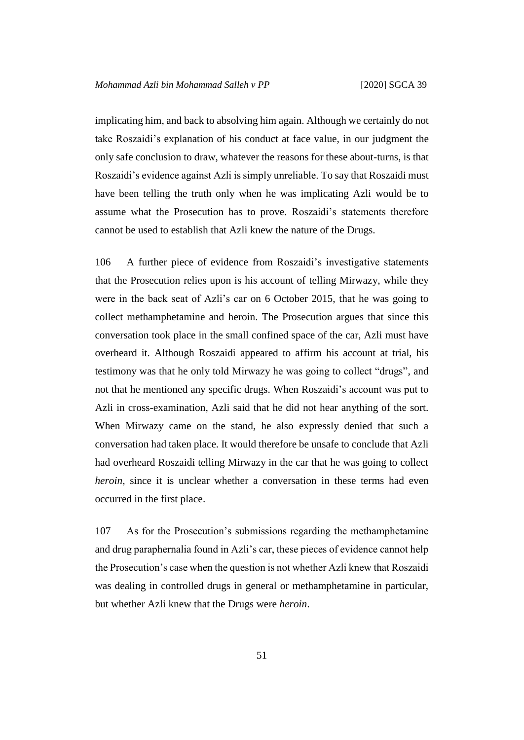implicating him, and back to absolving him again. Although we certainly do not take Roszaidi's explanation of his conduct at face value, in our judgment the only safe conclusion to draw, whatever the reasons for these about-turns, is that Roszaidi's evidence against Azli is simply unreliable. To say that Roszaidi must have been telling the truth only when he was implicating Azli would be to assume what the Prosecution has to prove. Roszaidi's statements therefore cannot be used to establish that Azli knew the nature of the Drugs.

106 A further piece of evidence from Roszaidi's investigative statements that the Prosecution relies upon is his account of telling Mirwazy, while they were in the back seat of Azli's car on 6 October 2015, that he was going to collect methamphetamine and heroin. The Prosecution argues that since this conversation took place in the small confined space of the car, Azli must have overheard it. Although Roszaidi appeared to affirm his account at trial, his testimony was that he only told Mirwazy he was going to collect "drugs", and not that he mentioned any specific drugs. When Roszaidi's account was put to Azli in cross-examination, Azli said that he did not hear anything of the sort. When Mirwazy came on the stand, he also expressly denied that such a conversation had taken place. It would therefore be unsafe to conclude that Azli had overheard Roszaidi telling Mirwazy in the car that he was going to collect *heroin*, since it is unclear whether a conversation in these terms had even occurred in the first place.

107 As for the Prosecution's submissions regarding the methamphetamine and drug paraphernalia found in Azli's car, these pieces of evidence cannot help the Prosecution's case when the question is not whether Azli knew that Roszaidi was dealing in controlled drugs in general or methamphetamine in particular, but whether Azli knew that the Drugs were *heroin*.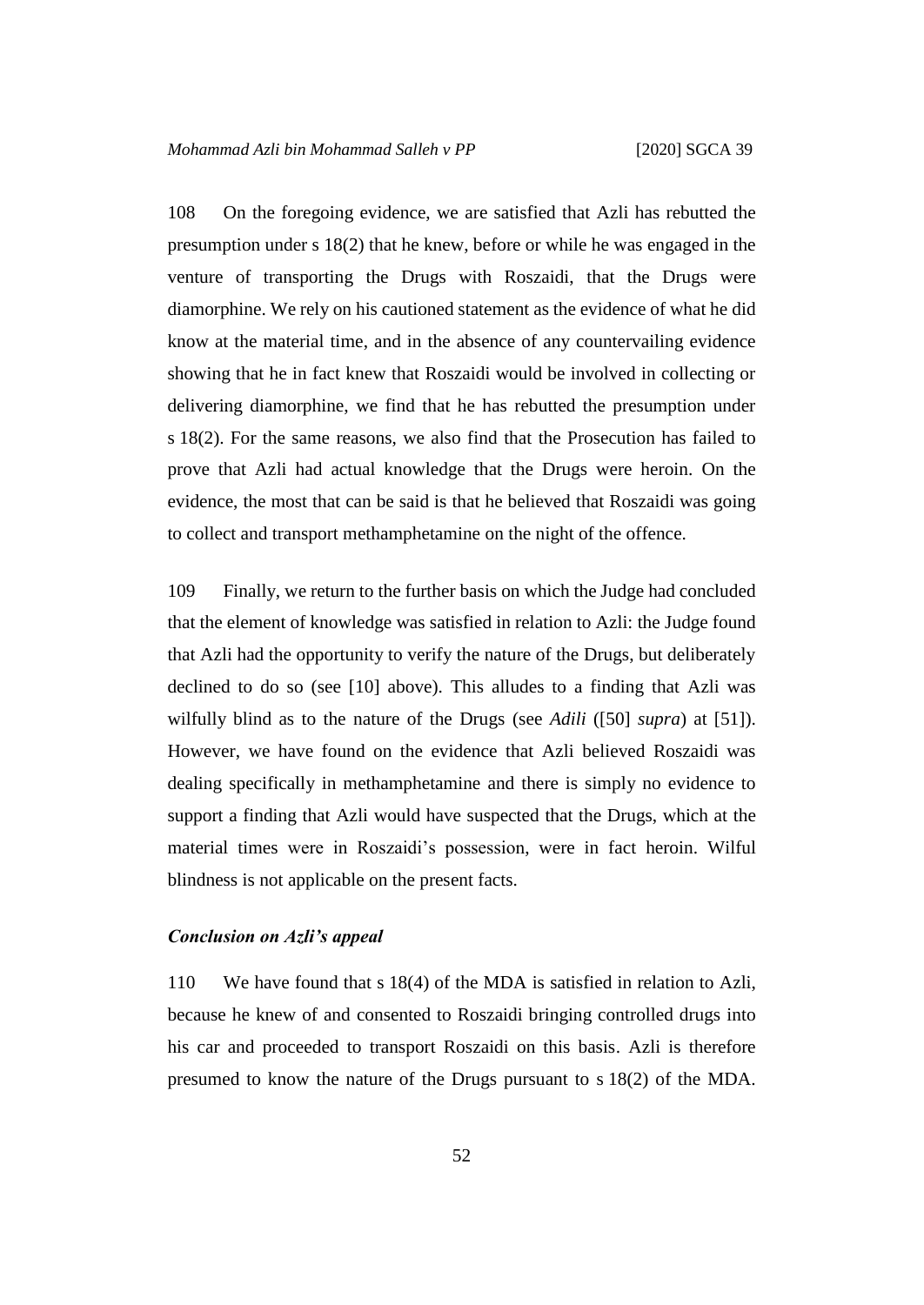108 On the foregoing evidence, we are satisfied that Azli has rebutted the presumption under s 18(2) that he knew, before or while he was engaged in the venture of transporting the Drugs with Roszaidi, that the Drugs were diamorphine. We rely on his cautioned statement as the evidence of what he did know at the material time, and in the absence of any countervailing evidence showing that he in fact knew that Roszaidi would be involved in collecting or delivering diamorphine, we find that he has rebutted the presumption under s 18(2). For the same reasons, we also find that the Prosecution has failed to prove that Azli had actual knowledge that the Drugs were heroin. On the evidence, the most that can be said is that he believed that Roszaidi was going to collect and transport methamphetamine on the night of the offence.

109 Finally, we return to the further basis on which the Judge had concluded that the element of knowledge was satisfied in relation to Azli: the Judge found that Azli had the opportunity to verify the nature of the Drugs, but deliberately declined to do so (see [10] above). This alludes to a finding that Azli was wilfully blind as to the nature of the Drugs (see *Adili* ([50] *supra*) at [51]). However, we have found on the evidence that Azli believed Roszaidi was dealing specifically in methamphetamine and there is simply no evidence to support a finding that Azli would have suspected that the Drugs, which at the material times were in Roszaidi's possession, were in fact heroin. Wilful blindness is not applicable on the present facts.

### *Conclusion on Azli's appeal*

110 We have found that s 18(4) of the MDA is satisfied in relation to Azli, because he knew of and consented to Roszaidi bringing controlled drugs into his car and proceeded to transport Roszaidi on this basis. Azli is therefore presumed to know the nature of the Drugs pursuant to s 18(2) of the MDA.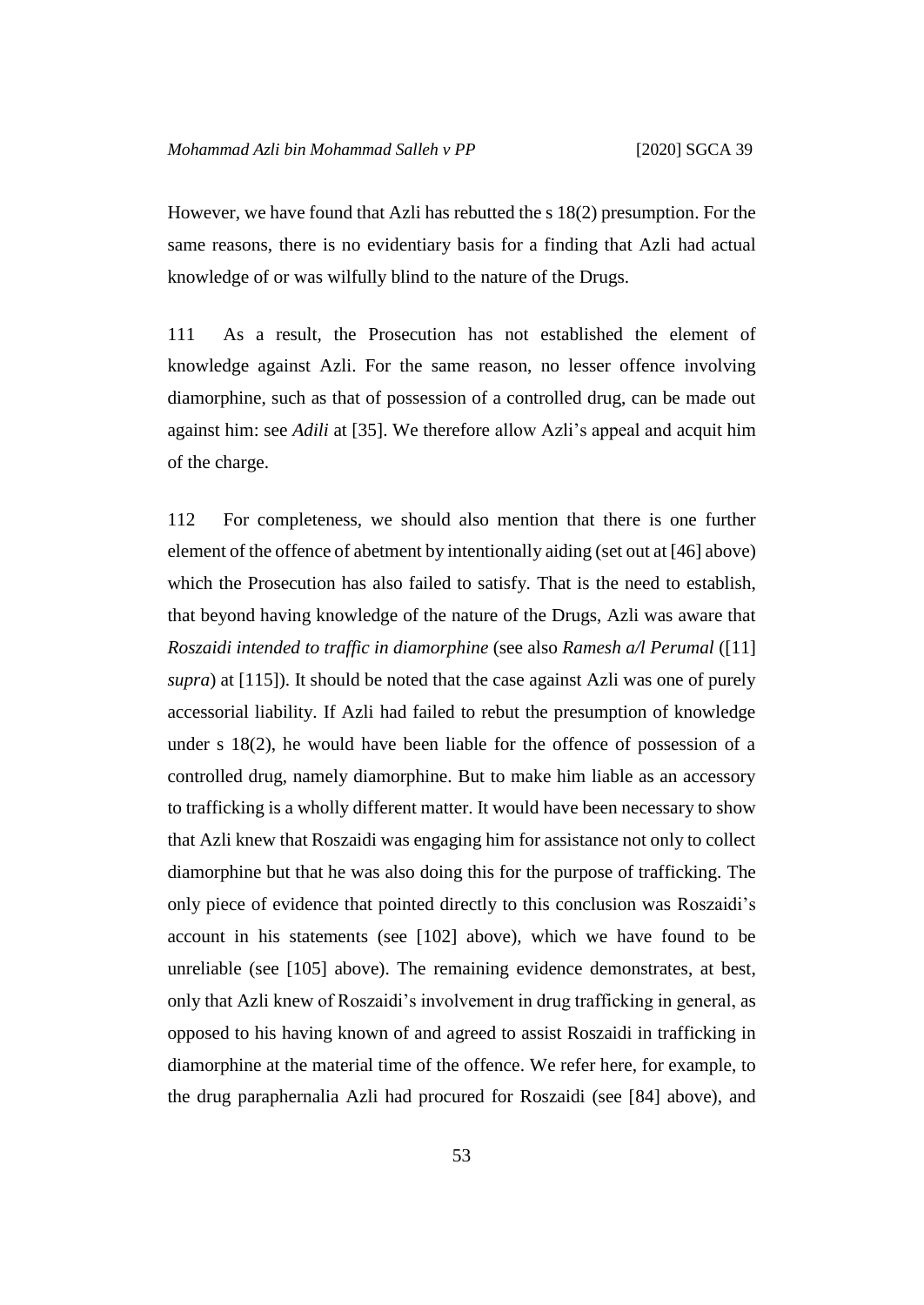However, we have found that Azli has rebutted the s 18(2) presumption. For the same reasons, there is no evidentiary basis for a finding that Azli had actual knowledge of or was wilfully blind to the nature of the Drugs.

111 As a result, the Prosecution has not established the element of knowledge against Azli. For the same reason, no lesser offence involving diamorphine, such as that of possession of a controlled drug, can be made out against him: see *Adili* at [35]. We therefore allow Azli's appeal and acquit him of the charge.

112 For completeness, we should also mention that there is one further element of the offence of abetment by intentionally aiding (set out at [46] above) which the Prosecution has also failed to satisfy. That is the need to establish, that beyond having knowledge of the nature of the Drugs, Azli was aware that *Roszaidi intended to traffic in diamorphine* (see also *Ramesh a/l Perumal* ([11] *supra*) at [115]). It should be noted that the case against Azli was one of purely accessorial liability. If Azli had failed to rebut the presumption of knowledge under s 18(2), he would have been liable for the offence of possession of a controlled drug, namely diamorphine. But to make him liable as an accessory to trafficking is a wholly different matter. It would have been necessary to show that Azli knew that Roszaidi was engaging him for assistance not only to collect diamorphine but that he was also doing this for the purpose of trafficking. The only piece of evidence that pointed directly to this conclusion was Roszaidi's account in his statements (see [102] above), which we have found to be unreliable (see [105] above). The remaining evidence demonstrates, at best, only that Azli knew of Roszaidi's involvement in drug trafficking in general, as opposed to his having known of and agreed to assist Roszaidi in trafficking in diamorphine at the material time of the offence. We refer here, for example, to the drug paraphernalia Azli had procured for Roszaidi (see [84] above), and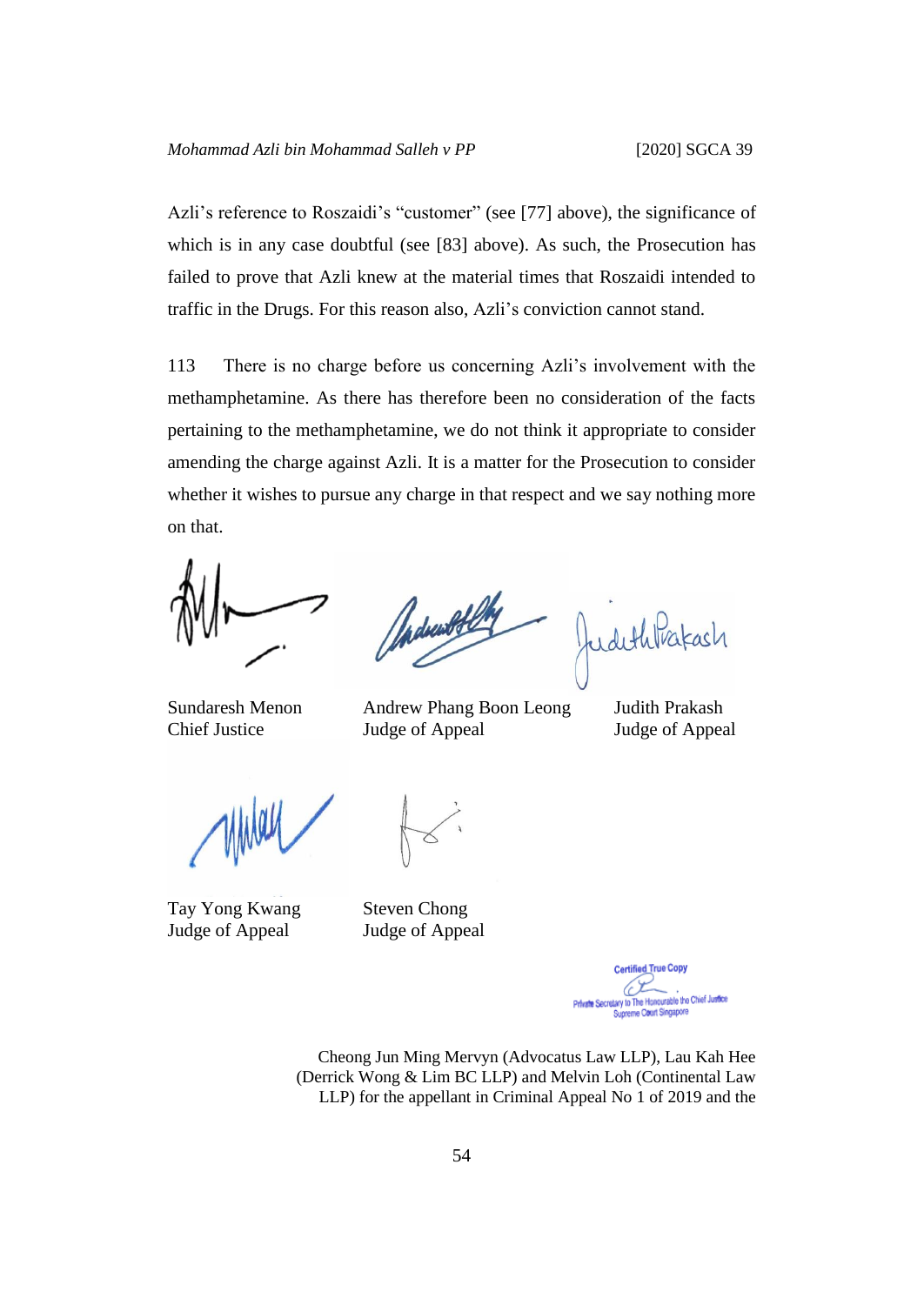Azli's reference to Roszaidi's "customer" (see [77] above), the significance of which is in any case doubtful (see [83] above). As such, the Prosecution has failed to prove that Azli knew at the material times that Roszaidi intended to traffic in the Drugs. For this reason also, Azli's conviction cannot stand.

113 There is no charge before us concerning Azli's involvement with the methamphetamine. As there has therefore been no consideration of the facts pertaining to the methamphetamine, we do not think it appropriate to consider amending the charge against Azli. It is a matter for the Prosecution to consider whether it wishes to pursue any charge in that respect and we say nothing more on that.

Sundaresh Menon
Chief Justice

Andrew Phang Boon Leong
Judge of Appeal

Judith Prakash
Judge of Appeal

Tay Yong Kwang
Judge of Appeal

Steven Chong
Judge of Appeal

Certified True Copy
Private Secretary to The Honourable the Chief Justice
Supreme Court Singapore

Cheong Jun Ming Mervyn (Advocatus Law LLP), Lau Kah Hee (Derrick Wong & Lim BC LLP) and Melvin Loh (Continental Law LLP) for the appellant in Criminal Appeal No 1 of 2019 and the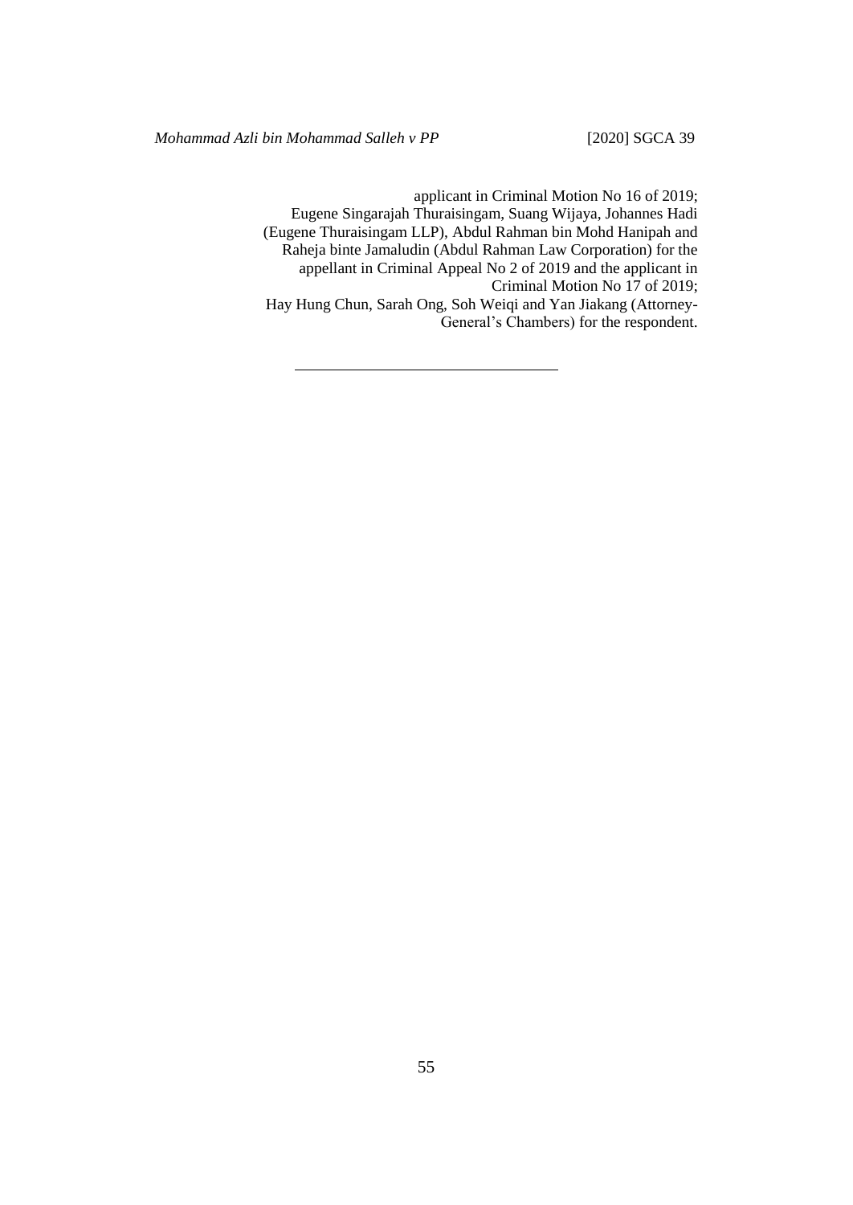applicant in Criminal Motion No 16 of 2019;
Eugene Singarajah Thuraisingam, Suang Wijaya, Johannes Hadi (Eugene Thuraisingam LLP), Abdul Rahman bin Mohd Hanipah and Raheja binte Jamaludin (Abdul Rahman Law Corporation) for the appellant in Criminal Appeal No 2 of 2019 and the applicant in Criminal Motion No 17 of 2019;
Hay Hung Chun, Sarah Ong, Soh Weiqi and Yan Jiakang (Attorney-General's Chambers) for the respondent.

---